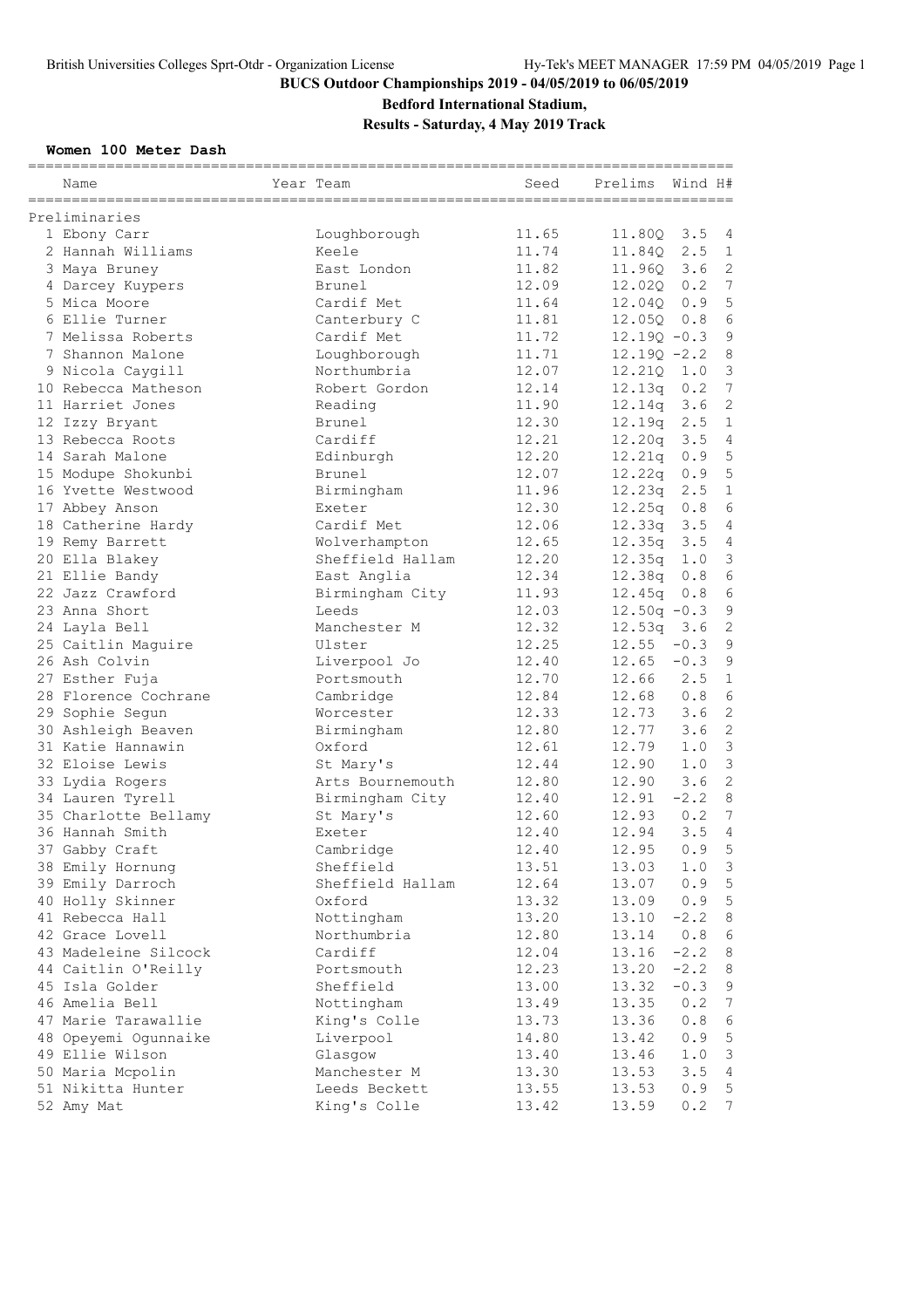# BUCS Outdoor Championships 2019 - 04/05/2019 to 06/05/2019

**Bedford International Stadium,**

**Results - Saturday, 4 May 2019 Track**

### Women 100 Meter Dash

| Name | Year | Team | Seed | Prelims | Wind | H# |
|---|---|---|---|---|---|---|
| **Preliminaries** | | | | | | |
| 1 Ebony Carr | | Loughborough | 11.65 | 11.80Q | 3.5 | 4 |
| 2 Hannah Williams | | Keele | 11.74 | 11.84Q | 2.5 | 1 |
| 3 Maya Bruney | | East London | 11.82 | 11.96Q | 3.6 | 2 |
| 4 Darcey Kuypers | | Brunel | 12.09 | 12.02Q | 0.2 | 7 |
| 5 Mica Moore | | Cardif Met | 11.64 | 12.04Q | 0.9 | 5 |
| 6 Ellie Turner | | Canterbury C | 11.81 | 12.05Q | 0.8 | 6 |
| 7 Melissa Roberts | | Cardif Met | 11.72 | 12.19Q | -0.3 | 9 |
| 7 Shannon Malone | | Loughborough | 11.71 | 12.19Q | -2.2 | 8 |
| 9 Nicola Caygill | | Northumbria | 12.07 | 12.21Q | 1.0 | 3 |
| 10 Rebecca Matheson | | Robert Gordon | 12.14 | 12.13q | 0.2 | 7 |
| 11 Harriet Jones | | Reading | 11.90 | 12.14q | 3.6 | 2 |
| 12 Izzy Bryant | | Brunel | 12.30 | 12.19q | 2.5 | 1 |
| 13 Rebecca Roots | | Cardiff | 12.21 | 12.20q | 3.5 | 4 |
| 14 Sarah Malone | | Edinburgh | 12.20 | 12.21q | 0.9 | 5 |
| 15 Modupe Shokunbi | | Brunel | 12.07 | 12.22q | 0.9 | 5 |
| 16 Yvette Westwood | | Birmingham | 11.96 | 12.23q | 2.5 | 1 |
| 17 Abbey Anson | | Exeter | 12.30 | 12.25q | 0.8 | 6 |
| 18 Catherine Hardy | | Cardif Met | 12.06 | 12.33q | 3.5 | 4 |
| 19 Remy Barrett | | Wolverhampton | 12.65 | 12.35q | 3.5 | 4 |
| 20 Ella Blakey | | Sheffield Hallam | 12.20 | 12.35q | 1.0 | 3 |
| 21 Ellie Bandy | | East Anglia | 12.34 | 12.38q | 0.8 | 6 |
| 22 Jazz Crawford | | Birmingham City | 11.93 | 12.45q | 0.8 | 6 |
| 23 Anna Short | | Leeds | 12.03 | 12.50q | -0.3 | 9 |
| 24 Layla Bell | | Manchester M | 12.32 | 12.53q | 3.6 | 2 |
| 25 Caitlin Maguire | | Ulster | 12.25 | 12.55 | -0.3 | 9 |
| 26 Ash Colvin | | Liverpool Jo | 12.40 | 12.65 | -0.3 | 9 |
| 27 Esther Fuja | | Portsmouth | 12.70 | 12.66 | 2.5 | 1 |
| 28 Florence Cochrane | | Cambridge | 12.84 | 12.68 | 0.8 | 6 |
| 29 Sophie Segun | | Worcester | 12.33 | 12.73 | 3.6 | 2 |
| 30 Ashleigh Beaven | | Birmingham | 12.80 | 12.77 | 3.6 | 2 |
| 31 Katie Hannawin | | Oxford | 12.61 | 12.79 | 1.0 | 3 |
| 32 Eloise Lewis | | St Mary's | 12.44 | 12.90 | 1.0 | 3 |
| 33 Lydia Rogers | | Arts Bournemouth | 12.80 | 12.90 | 3.6 | 2 |
| 34 Lauren Tyrell | | Birmingham City | 12.40 | 12.91 | -2.2 | 8 |
| 35 Charlotte Bellamy | | St Mary's | 12.60 | 12.93 | 0.2 | 7 |
| 36 Hannah Smith | | Exeter | 12.40 | 12.94 | 3.5 | 4 |
| 37 Gabby Craft | | Cambridge | 12.40 | 12.95 | 0.9 | 5 |
| 38 Emily Hornung | | Sheffield | 13.51 | 13.03 | 1.0 | 3 |
| 39 Emily Darroch | | Sheffield Hallam | 12.64 | 13.07 | 0.9 | 5 |
| 40 Holly Skinner | | Oxford | 13.32 | 13.09 | 0.9 | 5 |
| 41 Rebecca Hall | | Nottingham | 13.20 | 13.10 | -2.2 | 8 |
| 42 Grace Lovell | | Northumbria | 12.80 | 13.14 | 0.8 | 6 |
| 43 Madeleine Silcock | | Cardiff | 12.04 | 13.16 | -2.2 | 8 |
| 44 Caitlin O'Reilly | | Portsmouth | 12.23 | 13.20 | -2.2 | 8 |
| 45 Isla Golder | | Sheffield | 13.00 | 13.32 | -0.3 | 9 |
| 46 Amelia Bell | | Nottingham | 13.49 | 13.35 | 0.2 | 7 |
| 47 Marie Tarawallie | | King's Colle | 13.73 | 13.36 | 0.8 | 6 |
| 48 Opeyemi Ogunnaike | | Liverpool | 14.80 | 13.42 | 0.9 | 5 |
| 49 Ellie Wilson | | Glasgow | 13.40 | 13.46 | 1.0 | 3 |
| 50 Maria Mcpolin | | Manchester M | 13.30 | 13.53 | 3.5 | 4 |
| 51 Nikitta Hunter | | Leeds Beckett | 13.55 | 13.53 | 0.9 | 5 |
| 52 Amy Mat | | King's Colle | 13.42 | 13.59 | 0.2 | 7 |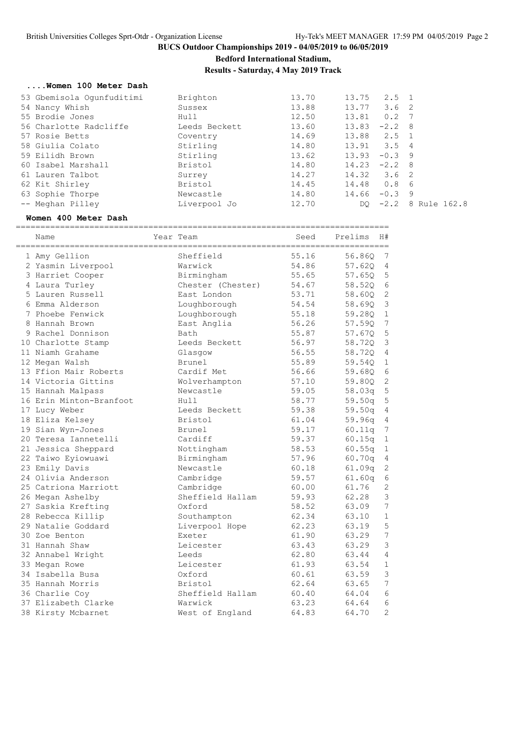BUCS Outdoor Championships 2019 - 04/05/2019 to 06/05/2019

**Bedford International Stadium,**

**Results - Saturday, 4 May 2019 Track**

### ....Women 100 Meter Dash

| Place | Name | Team | Seed | Prelims | Wind | H# | |
|---|---|---|---|---|---|---|---|
| 53 | Gbemisola Ogunfuditimi | Brighton | 13.70 | 13.75 | 2.5 | 1 | |
| 54 | Nancy Whish | Sussex | 13.88 | 13.77 | 3.6 | 2 | |
| 55 | Brodie Jones | Hull | 12.50 | 13.81 | 0.2 | 7 | |
| 56 | Charlotte Radcliffe | Leeds Beckett | 13.60 | 13.83 | -2.2 | 8 | |
| 57 | Rosie Betts | Coventry | 14.69 | 13.88 | 2.5 | 1 | |
| 58 | Giulia Colato | Stirling | 14.80 | 13.91 | 3.5 | 4 | |
| 59 | Eilidh Brown | Stirling | 13.62 | 13.93 | -0.3 | 9 | |
| 60 | Isabel Marshall | Bristol | 14.80 | 14.23 | -2.2 | 8 | |
| 61 | Lauren Talbot | Surrey | 14.27 | 14.32 | 3.6 | 2 | |
| 62 | Kit Shirley | Bristol | 14.45 | 14.48 | 0.8 | 6 | |
| 63 | Sophie Thorpe | Newcastle | 14.80 | 14.66 | -0.3 | 9 | |
| -- | Meghan Pilley | Liverpool Jo | 12.70 | DQ | -2.2 | 8 | Rule 162.8 |

### Women 400 Meter Dash

| Place | Name | Year | Team | Seed | Prelims | H# |
|---|---|---|---|---|---|---|
| 1 | Amy Gellion | | Sheffield | 55.16 | 56.86Q | 7 |
| 2 | Yasmin Liverpool | | Warwick | 54.86 | 57.62Q | 4 |
| 3 | Harriet Cooper | | Birmingham | 55.65 | 57.65Q | 5 |
| 4 | Laura Turley | | Chester (Chester) | 54.67 | 58.52Q | 6 |
| 5 | Lauren Russell | | East London | 53.71 | 58.60Q | 2 |
| 6 | Emma Alderson | | Loughborough | 54.54 | 58.69Q | 3 |
| 7 | Phoebe Fenwick | | Loughborough | 55.18 | 59.28Q | 1 |
| 8 | Hannah Brown | | East Anglia | 56.26 | 57.59Q | 7 |
| 9 | Rachel Donnison | | Bath | 55.87 | 57.67Q | 5 |
| 10 | Charlotte Stamp | | Leeds Beckett | 56.97 | 58.72Q | 3 |
| 11 | Niamh Grahame | | Glasgow | 56.55 | 58.72Q | 4 |
| 12 | Megan Walsh | | Brunel | 55.89 | 59.54Q | 1 |
| 13 | Ffion Mair Roberts | | Cardif Met | 56.66 | 59.68Q | 6 |
| 14 | Victoria Gittins | | Wolverhampton | 57.10 | 59.80Q | 2 |
| 15 | Hannah Malpass | | Newcastle | 59.05 | 58.03q | 5 |
| 16 | Erin Minton-Branfoot | | Hull | 58.77 | 59.50q | 5 |
| 17 | Lucy Weber | | Leeds Beckett | 59.38 | 59.50q | 4 |
| 18 | Eliza Kelsey | | Bristol | 61.04 | 59.96q | 4 |
| 19 | Sian Wyn-Jones | | Brunel | 59.17 | 60.11q | 7 |
| 20 | Teresa Iannetelli | | Cardiff | 59.37 | 60.15q | 1 |
| 21 | Jessica Sheppard | | Nottingham | 58.53 | 60.55q | 1 |
| 22 | Taiwo Eyiowuawi | | Birmingham | 57.96 | 60.70q | 4 |
| 23 | Emily Davis | | Newcastle | 60.18 | 61.09q | 2 |
| 24 | Olivia Anderson | | Cambridge | 59.57 | 61.60q | 6 |
| 25 | Catriona Marriott | | Cambridge | 60.00 | 61.76 | 2 |
| 26 | Megan Ashelby | | Sheffield Hallam | 59.93 | 62.28 | 3 |
| 27 | Saskia Krefting | | Oxford | 58.52 | 63.09 | 7 |
| 28 | Rebecca Killip | | Southampton | 62.34 | 63.10 | 1 |
| 29 | Natalie Goddard | | Liverpool Hope | 62.23 | 63.19 | 5 |
| 30 | Zoe Benton | | Exeter | 61.90 | 63.29 | 7 |
| 31 | Hannah Shaw | | Leicester | 63.43 | 63.29 | 3 |
| 32 | Annabel Wright | | Leeds | 62.80 | 63.44 | 4 |
| 33 | Megan Rowe | | Leicester | 61.93 | 63.54 | 1 |
| 34 | Isabella Busa | | Oxford | 60.61 | 63.59 | 3 |
| 35 | Hannah Morris | | Bristol | 62.64 | 63.65 | 7 |
| 36 | Charlie Coy | | Sheffield Hallam | 60.40 | 64.04 | 6 |
| 37 | Elizabeth Clarke | | Warwick | 63.23 | 64.64 | 6 |
| 38 | Kirsty Mcbarnet | | West of England | 64.83 | 64.70 | 2 |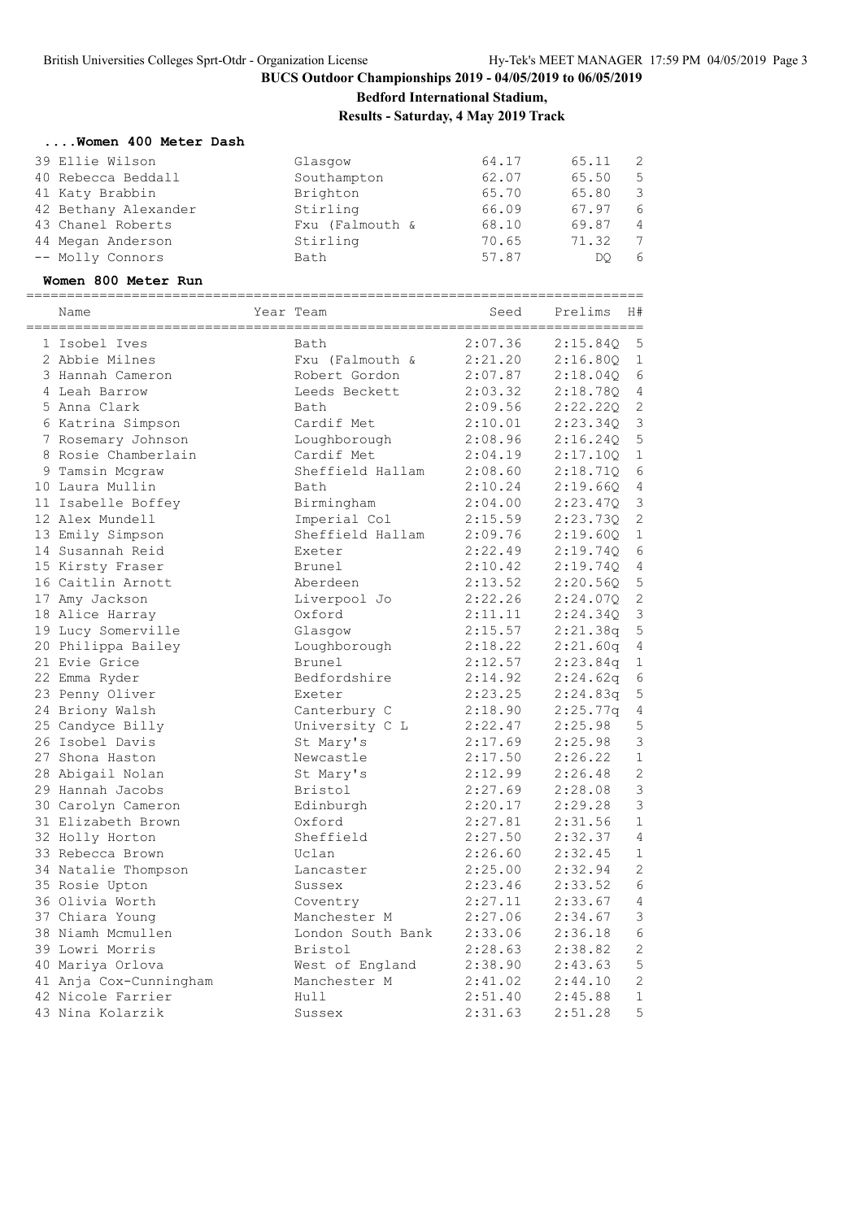**BUCS Outdoor Championships 2019 - 04/05/2019 to 06/05/2019**

**Bedford International Stadium,**

**Results - Saturday, 4 May 2019 Track**

### ....Women 400 Meter Dash

| Place | Name | Team | Seed | Prelims | H# |
|---|---|---|---|---|---|
| 39 | Ellie Wilson | Glasgow | 64.17 | 65.11 | 2 |
| 40 | Rebecca Beddall | Southampton | 62.07 | 65.50 | 5 |
| 41 | Katy Brabbin | Brighton | 65.70 | 65.80 | 3 |
| 42 | Bethany Alexander | Stirling | 66.09 | 67.97 | 6 |
| 43 | Chanel Roberts | Fxu (Falmouth & | 68.10 | 69.87 | 4 |
| 44 | Megan Anderson | Stirling | 70.65 | 71.32 | 7 |
| -- | Molly Connors | Bath | 57.87 | DQ | 6 |

### Women 800 Meter Run

| Place | Name | Year | Team | Seed | Prelims | H# |
|---|---|---|---|---|---|---|
| 1 | Isobel Ives | | Bath | 2:07.36 | 2:15.84Q | 5 |
| 2 | Abbie Milnes | | Fxu (Falmouth & | 2:21.20 | 2:16.80Q | 1 |
| 3 | Hannah Cameron | | Robert Gordon | 2:07.87 | 2:18.04Q | 6 |
| 4 | Leah Barrow | | Leeds Beckett | 2:03.32 | 2:18.78Q | 4 |
| 5 | Anna Clark | | Bath | 2:09.56 | 2:22.22Q | 2 |
| 6 | Katrina Simpson | | Cardif Met | 2:10.01 | 2:23.34Q | 3 |
| 7 | Rosemary Johnson | | Loughborough | 2:08.96 | 2:16.24Q | 5 |
| 8 | Rosie Chamberlain | | Cardif Met | 2:04.19 | 2:17.10Q | 1 |
| 9 | Tamsin Mcgraw | | Sheffield Hallam | 2:08.60 | 2:18.71Q | 6 |
| 10 | Laura Mullin | | Bath | 2:10.24 | 2:19.66Q | 4 |
| 11 | Isabelle Boffey | | Birmingham | 2:04.00 | 2:23.47Q | 3 |
| 12 | Alex Mundell | | Imperial Col | 2:15.59 | 2:23.73Q | 2 |
| 13 | Emily Simpson | | Sheffield Hallam | 2:09.76 | 2:19.60Q | 1 |
| 14 | Susannah Reid | | Exeter | 2:22.49 | 2:19.74Q | 6 |
| 15 | Kirsty Fraser | | Brunel | 2:10.42 | 2:19.74Q | 4 |
| 16 | Caitlin Arnott | | Aberdeen | 2:13.52 | 2:20.56Q | 5 |
| 17 | Amy Jackson | | Liverpool Jo | 2:22.26 | 2:24.07Q | 2 |
| 18 | Alice Harray | | Oxford | 2:11.11 | 2:24.34Q | 3 |
| 19 | Lucy Somerville | | Glasgow | 2:15.57 | 2:21.38q | 5 |
| 20 | Philippa Bailey | | Loughborough | 2:18.22 | 2:21.60q | 4 |
| 21 | Evie Grice | | Brunel | 2:12.57 | 2:23.84q | 1 |
| 22 | Emma Ryder | | Bedfordshire | 2:14.92 | 2:24.62q | 6 |
| 23 | Penny Oliver | | Exeter | 2:23.25 | 2:24.83q | 5 |
| 24 | Briony Walsh | | Canterbury C | 2:18.90 | 2:25.77q | 4 |
| 25 | Candyce Billy | | University C L | 2:22.47 | 2:25.98 | 5 |
| 26 | Isobel Davis | | St Mary's | 2:17.69 | 2:25.98 | 3 |
| 27 | Shona Haston | | Newcastle | 2:17.50 | 2:26.22 | 1 |
| 28 | Abigail Nolan | | St Mary's | 2:12.99 | 2:26.48 | 2 |
| 29 | Hannah Jacobs | | Bristol | 2:27.69 | 2:28.08 | 3 |
| 30 | Carolyn Cameron | | Edinburgh | 2:20.17 | 2:29.28 | 3 |
| 31 | Elizabeth Brown | | Oxford | 2:27.81 | 2:31.56 | 1 |
| 32 | Holly Horton | | Sheffield | 2:27.50 | 2:32.37 | 4 |
| 33 | Rebecca Brown | | Uclan | 2:26.60 | 2:32.45 | 1 |
| 34 | Natalie Thompson | | Lancaster | 2:25.00 | 2:32.94 | 2 |
| 35 | Rosie Upton | | Sussex | 2:23.46 | 2:33.52 | 6 |
| 36 | Olivia Worth | | Coventry | 2:27.11 | 2:33.67 | 4 |
| 37 | Chiara Young | | Manchester M | 2:27.06 | 2:34.67 | 3 |
| 38 | Niamh Mcmullen | | London South Bank | 2:33.06 | 2:36.18 | 6 |
| 39 | Lowri Morris | | Bristol | 2:28.63 | 2:38.82 | 2 |
| 40 | Mariya Orlova | | West of England | 2:38.90 | 2:43.63 | 5 |
| 41 | Anja Cox-Cunningham | | Manchester M | 2:41.02 | 2:44.10 | 2 |
| 42 | Nicole Farrier | | Hull | 2:51.40 | 2:45.88 | 1 |
| 43 | Nina Kolarzik | | Sussex | 2:31.63 | 2:51.28 | 5 |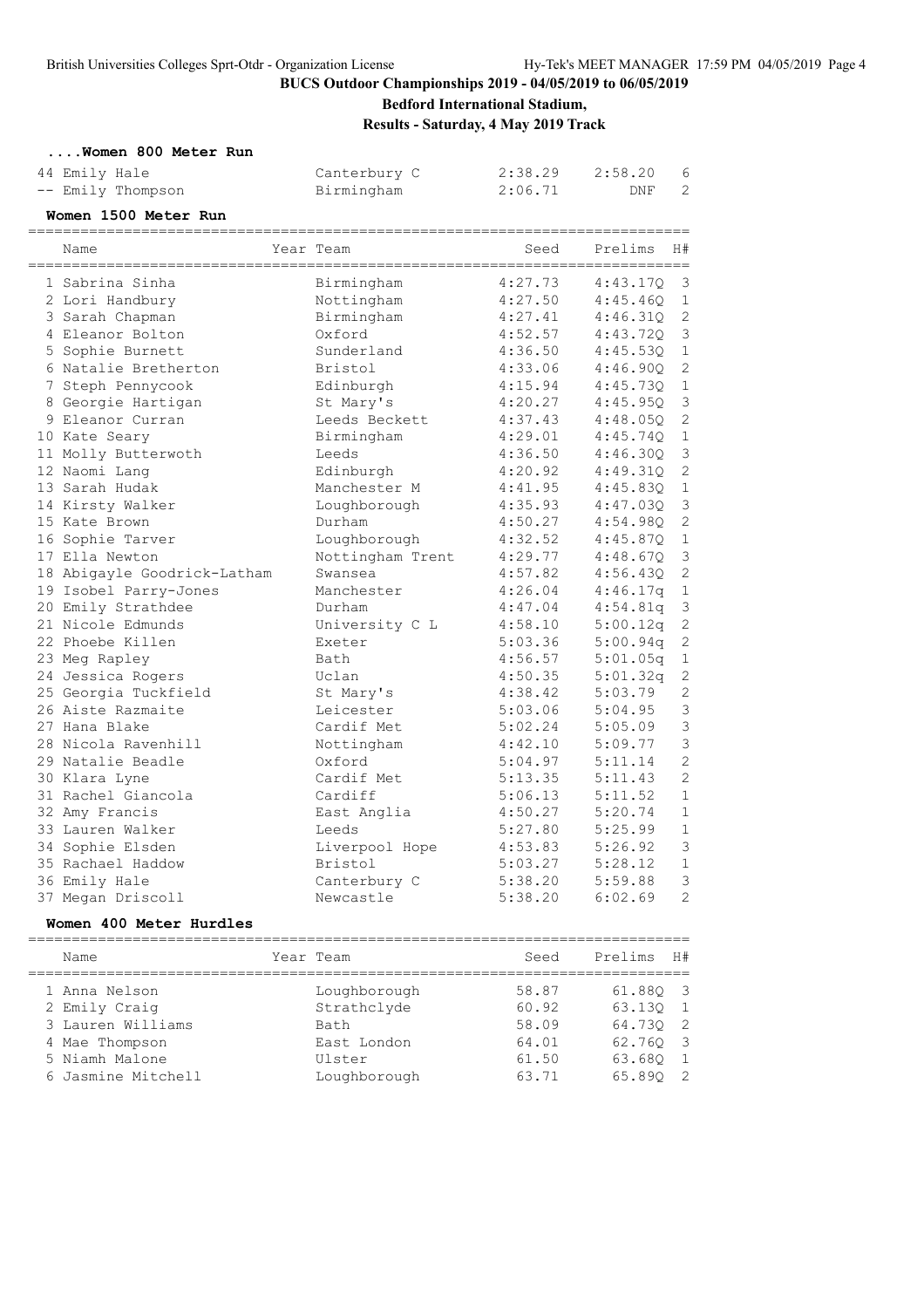**BUCS Outdoor Championships 2019 - 04/05/2019 to 06/05/2019**

**Bedford International Stadium,**

**Results - Saturday, 4 May 2019 Track**

### ....Women 800 Meter Run

| | Name | Year | Team | Seed | Prelims | H# |
|---|---|---|---|---|---|---|
| 44 | Emily Hale | | Canterbury C | 2:38.29 | 2:58.20 | 6 |
| -- | Emily Thompson | | Birmingham | 2:06.71 | DNF | 2 |

### Women 1500 Meter Run

| | Name | Year | Team | Seed | Prelims | H# |
|---|---|---|---|---|---|---|
| 1 | Sabrina Sinha | | Birmingham | 4:27.73 | 4:43.17Q | 3 |
| 2 | Lori Handbury | | Nottingham | 4:27.50 | 4:45.46Q | 1 |
| 3 | Sarah Chapman | | Birmingham | 4:27.41 | 4:46.31Q | 2 |
| 4 | Eleanor Bolton | | Oxford | 4:52.57 | 4:43.72Q | 3 |
| 5 | Sophie Burnett | | Sunderland | 4:36.50 | 4:45.53Q | 1 |
| 6 | Natalie Bretherton | | Bristol | 4:33.06 | 4:46.90Q | 2 |
| 7 | Steph Pennycook | | Edinburgh | 4:15.94 | 4:45.73Q | 1 |
| 8 | Georgie Hartigan | | St Mary's | 4:20.27 | 4:45.95Q | 3 |
| 9 | Eleanor Curran | | Leeds Beckett | 4:37.43 | 4:48.05Q | 2 |
| 10 | Kate Seary | | Birmingham | 4:29.01 | 4:45.74Q | 1 |
| 11 | Molly Butterwoth | | Leeds | 4:36.50 | 4:46.30Q | 3 |
| 12 | Naomi Lang | | Edinburgh | 4:20.92 | 4:49.31Q | 2 |
| 13 | Sarah Hudak | | Manchester M | 4:41.95 | 4:45.83Q | 1 |
| 14 | Kirsty Walker | | Loughborough | 4:35.93 | 4:47.03Q | 3 |
| 15 | Kate Brown | | Durham | 4:50.27 | 4:54.98Q | 2 |
| 16 | Sophie Tarver | | Loughborough | 4:32.52 | 4:45.87Q | 1 |
| 17 | Ella Newton | | Nottingham Trent | 4:29.77 | 4:48.67Q | 3 |
| 18 | Abigayle Goodrick-Latham | | Swansea | 4:57.82 | 4:56.43Q | 2 |
| 19 | Isobel Parry-Jones | | Manchester | 4:26.04 | 4:46.17q | 1 |
| 20 | Emily Strathdee | | Durham | 4:47.04 | 4:54.81q | 3 |
| 21 | Nicole Edmunds | | University C L | 4:58.10 | 5:00.12q | 2 |
| 22 | Phoebe Killen | | Exeter | 5:03.36 | 5:00.94q | 2 |
| 23 | Meg Rapley | | Bath | 4:56.57 | 5:01.05q | 1 |
| 24 | Jessica Rogers | | Uclan | 4:50.35 | 5:01.32q | 2 |
| 25 | Georgia Tuckfield | | St Mary's | 4:38.42 | 5:03.79 | 2 |
| 26 | Aiste Razmaite | | Leicester | 5:03.06 | 5:04.95 | 3 |
| 27 | Hana Blake | | Cardif Met | 5:02.24 | 5:05.09 | 3 |
| 28 | Nicola Ravenhill | | Nottingham | 4:42.10 | 5:09.77 | 3 |
| 29 | Natalie Beadle | | Oxford | 5:04.97 | 5:11.14 | 2 |
| 30 | Klara Lyne | | Cardif Met | 5:13.35 | 5:11.43 | 2 |
| 31 | Rachel Giancola | | Cardiff | 5:06.13 | 5:11.52 | 1 |
| 32 | Amy Francis | | East Anglia | 4:50.27 | 5:20.74 | 1 |
| 33 | Lauren Walker | | Leeds | 5:27.80 | 5:25.99 | 1 |
| 34 | Sophie Elsden | | Liverpool Hope | 4:53.83 | 5:26.92 | 3 |
| 35 | Rachael Haddow | | Bristol | 5:03.27 | 5:28.12 | 1 |
| 36 | Emily Hale | | Canterbury C | 5:38.20 | 5:59.88 | 3 |
| 37 | Megan Driscoll | | Newcastle | 5:38.20 | 6:02.69 | 2 |

### Women 400 Meter Hurdles

| | Name | Year | Team | Seed | Prelims | H# |
|---|---|---|---|---|---|---|
| 1 | Anna Nelson | | Loughborough | 58.87 | 61.88Q | 3 |
| 2 | Emily Craig | | Strathclyde | 60.92 | 63.13Q | 1 |
| 3 | Lauren Williams | | Bath | 58.09 | 64.73Q | 2 |
| 4 | Mae Thompson | | East London | 64.01 | 62.76Q | 3 |
| 5 | Niamh Malone | | Ulster | 61.50 | 63.68Q | 1 |
| 6 | Jasmine Mitchell | | Loughborough | 63.71 | 65.89Q | 2 |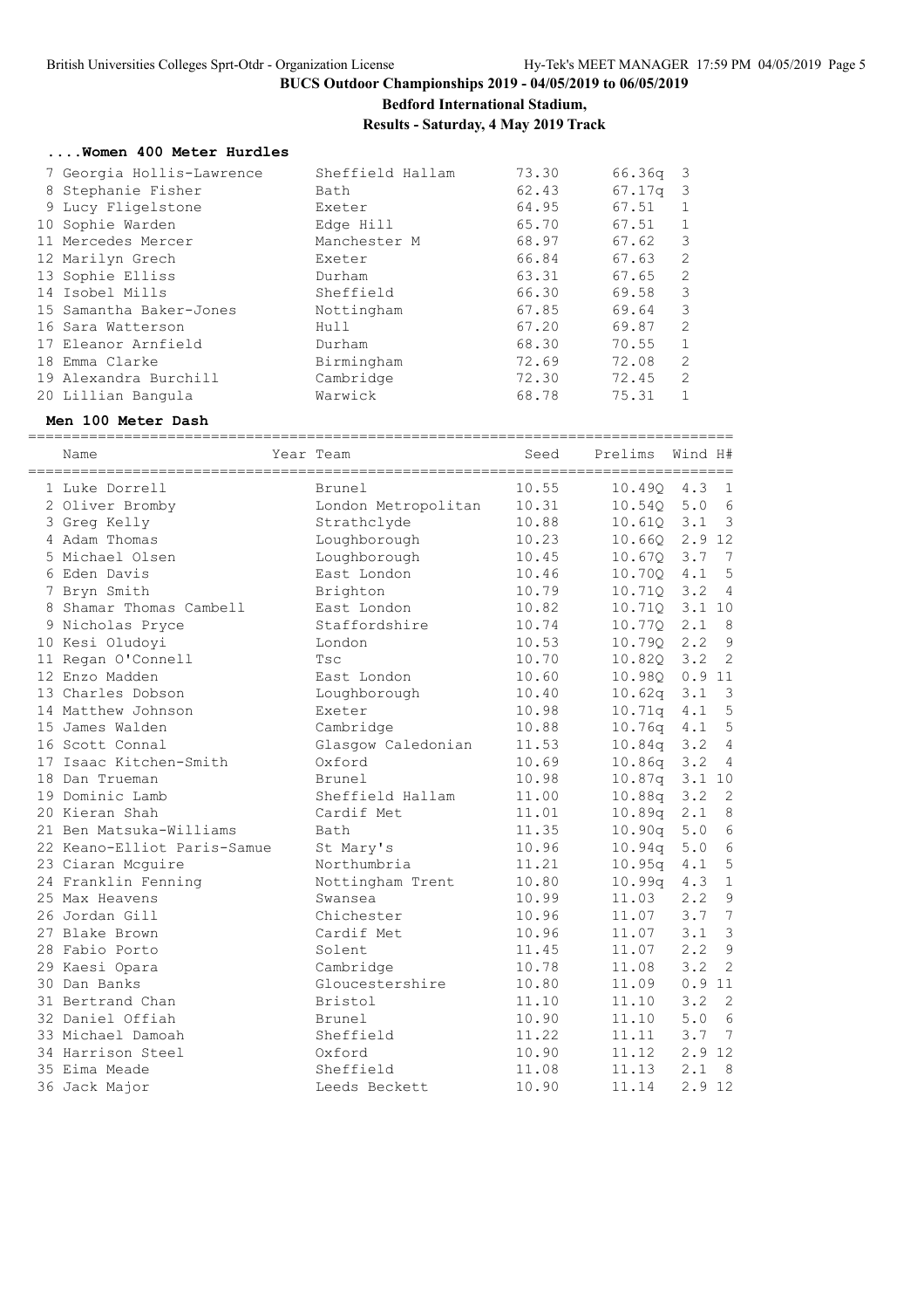## BUCS Outdoor Championships 2019 - 04/05/2019 to 06/05/2019

**Bedford International Stadium,**

**Results - Saturday, 4 May 2019 Track**

### ....Women 400 Meter Hurdles

| | Name | Team | Seed | Prelims | H# |
|---|---|---|---|---|---|
| 7 | Georgia Hollis-Lawrence | Sheffield Hallam | 73.30 | 66.36q | 3 |
| 8 | Stephanie Fisher | Bath | 62.43 | 67.17q | 3 |
| 9 | Lucy Fligelstone | Exeter | 64.95 | 67.51 | 1 |
| 10 | Sophie Warden | Edge Hill | 65.70 | 67.51 | 1 |
| 11 | Mercedes Mercer | Manchester M | 68.97 | 67.62 | 3 |
| 12 | Marilyn Grech | Exeter | 66.84 | 67.63 | 2 |
| 13 | Sophie Elliss | Durham | 63.31 | 67.65 | 2 |
| 14 | Isobel Mills | Sheffield | 66.30 | 69.58 | 3 |
| 15 | Samantha Baker-Jones | Nottingham | 67.85 | 69.64 | 3 |
| 16 | Sara Watterson | Hull | 67.20 | 69.87 | 2 |
| 17 | Eleanor Arnfield | Durham | 68.30 | 70.55 | 1 |
| 18 | Emma Clarke | Birmingham | 72.69 | 72.08 | 2 |
| 19 | Alexandra Burchill | Cambridge | 72.30 | 72.45 | 2 |
| 20 | Lillian Bangula | Warwick | 68.78 | 75.31 | 1 |

### Men 100 Meter Dash

| | Name | Year Team | Seed | Prelims | Wind | H# |
|---|---|---|---|---|---|---|
| 1 | Luke Dorrell | Brunel | 10.55 | 10.49Q | 4.3 | 1 |
| 2 | Oliver Bromby | London Metropolitan | 10.31 | 10.54Q | 5.0 | 6 |
| 3 | Greg Kelly | Strathclyde | 10.88 | 10.61Q | 3.1 | 3 |
| 4 | Adam Thomas | Loughborough | 10.23 | 10.66Q | 2.9 | 12 |
| 5 | Michael Olsen | Loughborough | 10.45 | 10.67Q | 3.7 | 7 |
| 6 | Eden Davis | East London | 10.46 | 10.70Q | 4.1 | 5 |
| 7 | Bryn Smith | Brighton | 10.79 | 10.71Q | 3.2 | 4 |
| 8 | Shamar Thomas Cambell | East London | 10.82 | 10.71Q | 3.1 | 10 |
| 9 | Nicholas Pryce | Staffordshire | 10.74 | 10.77Q | 2.1 | 8 |
| 10 | Kesi Oludoyi | London | 10.53 | 10.79Q | 2.2 | 9 |
| 11 | Regan O'Connell | Tsc | 10.70 | 10.82Q | 3.2 | 2 |
| 12 | Enzo Madden | East London | 10.60 | 10.98Q | 0.9 | 11 |
| 13 | Charles Dobson | Loughborough | 10.40 | 10.62q | 3.1 | 3 |
| 14 | Matthew Johnson | Exeter | 10.98 | 10.71q | 4.1 | 5 |
| 15 | James Walden | Cambridge | 10.88 | 10.76q | 4.1 | 5 |
| 16 | Scott Connal | Glasgow Caledonian | 11.53 | 10.84q | 3.2 | 4 |
| 17 | Isaac Kitchen-Smith | Oxford | 10.69 | 10.86q | 3.2 | 4 |
| 18 | Dan Trueman | Brunel | 10.98 | 10.87q | 3.1 | 10 |
| 19 | Dominic Lamb | Sheffield Hallam | 11.00 | 10.88q | 3.2 | 2 |
| 20 | Kieran Shah | Cardif Met | 11.01 | 10.89q | 2.1 | 8 |
| 21 | Ben Matsuka-Williams | Bath | 11.35 | 10.90q | 5.0 | 6 |
| 22 | Keano-Elliot Paris-Samue | St Mary's | 10.96 | 10.94q | 5.0 | 6 |
| 23 | Ciaran Mcguire | Northumbria | 11.21 | 10.95q | 4.1 | 5 |
| 24 | Franklin Fenning | Nottingham Trent | 10.80 | 10.99q | 4.3 | 1 |
| 25 | Max Heavens | Swansea | 10.99 | 11.03 | 2.2 | 9 |
| 26 | Jordan Gill | Chichester | 10.96 | 11.07 | 3.7 | 7 |
| 27 | Blake Brown | Cardiff Met | 10.96 | 11.07 | 3.1 | 3 |
| 28 | Fabio Porto | Solent | 11.45 | 11.07 | 2.2 | 9 |
| 29 | Kaesi Opara | Cambridge | 10.78 | 11.08 | 3.2 | 2 |
| 30 | Dan Banks | Gloucestershire | 10.80 | 11.09 | 0.9 | 11 |
| 31 | Bertrand Chan | Bristol | 11.10 | 11.10 | 3.2 | 2 |
| 32 | Daniel Offiah | Brunel | 10.90 | 11.10 | 5.0 | 6 |
| 33 | Michael Damoah | Sheffield | 11.22 | 11.11 | 3.7 | 7 |
| 34 | Harrison Steel | Oxford | 10.90 | 11.12 | 2.9 | 12 |
| 35 | Eima Meade | Sheffield | 11.08 | 11.13 | 2.1 | 8 |
| 36 | Jack Major | Leeds Beckett | 10.90 | 11.14 | 2.9 | 12 |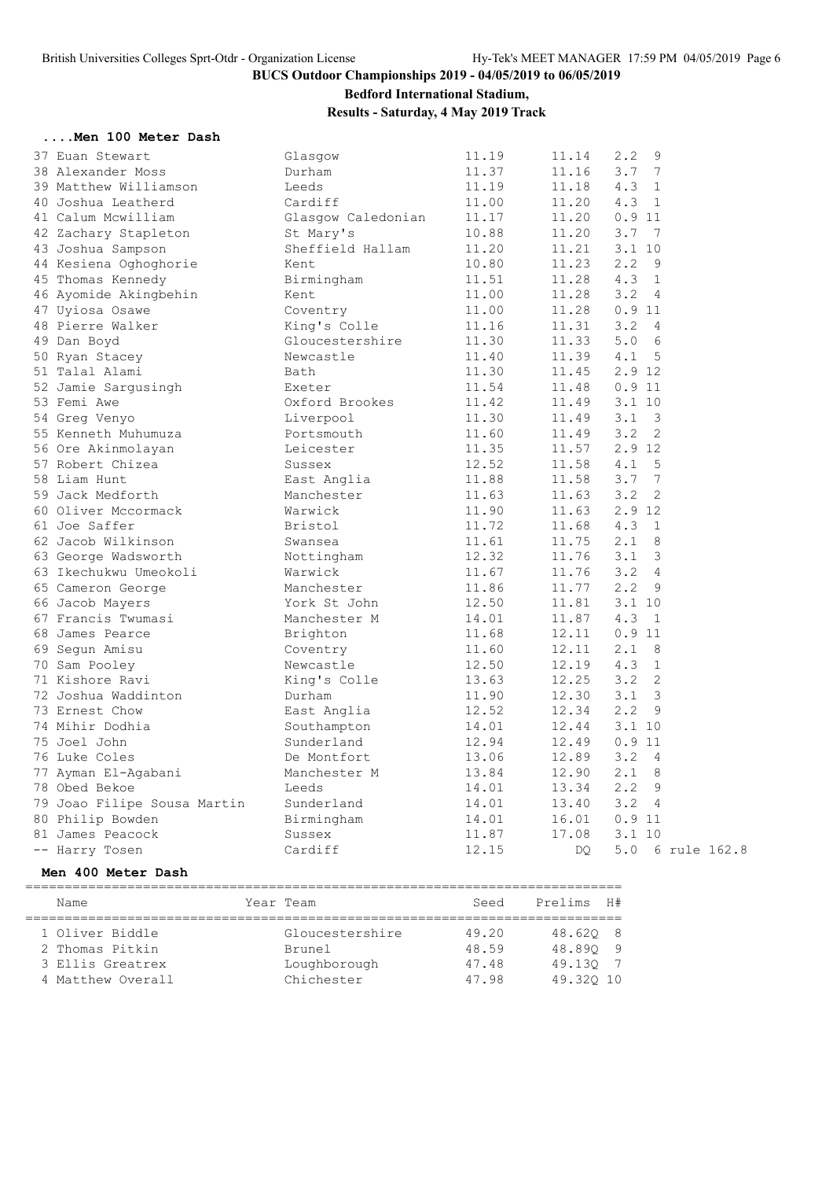**BUCS Outdoor Championships 2019 - 04/05/2019 to 06/05/2019**

**Bedford International Stadium,**

**Results - Saturday, 4 May 2019 Track**

#### ....Men 100 Meter Dash

| Place | Name | Team | Seed | Prelims | Wind | H# | Note |
|---|---|---|---|---|---|---|---|
| 37 | Euan Stewart | Glasgow | 11.19 | 11.14 | 2.2 | 9 | |
| 38 | Alexander Moss | Durham | 11.37 | 11.16 | 3.7 | 7 | |
| 39 | Matthew Williamson | Leeds | 11.19 | 11.18 | 4.3 | 1 | |
| 40 | Joshua Leatherd | Cardiff | 11.00 | 11.20 | 4.3 | 1 | |
| 41 | Calum Mcwilliam | Glasgow Caledonian | 11.17 | 11.20 | 0.9 | 11 | |
| 42 | Zachary Stapleton | St Mary's | 10.88 | 11.20 | 3.7 | 7 | |
| 43 | Joshua Sampson | Sheffield Hallam | 11.20 | 11.21 | 3.1 | 10 | |
| 44 | Kesiena Oghoghorie | Kent | 10.80 | 11.23 | 2.2 | 9 | |
| 45 | Thomas Kennedy | Birmingham | 11.51 | 11.28 | 4.3 | 1 | |
| 46 | Ayomide Akingbehin | Kent | 11.00 | 11.28 | 3.2 | 4 | |
| 47 | Uyiosa Osawe | Coventry | 11.00 | 11.28 | 0.9 | 11 | |
| 48 | Pierre Walker | King's Colle | 11.16 | 11.31 | 3.2 | 4 | |
| 49 | Dan Boyd | Gloucestershire | 11.30 | 11.33 | 5.0 | 6 | |
| 50 | Ryan Stacey | Newcastle | 11.40 | 11.39 | 4.1 | 5 | |
| 51 | Talal Alami | Bath | 11.30 | 11.45 | 2.9 | 12 | |
| 52 | Jamie Sargusingh | Exeter | 11.54 | 11.48 | 0.9 | 11 | |
| 53 | Femi Awe | Oxford Brookes | 11.42 | 11.49 | 3.1 | 10 | |
| 54 | Greg Venyo | Liverpool | 11.30 | 11.49 | 3.1 | 3 | |
| 55 | Kenneth Muhumuza | Portsmouth | 11.60 | 11.49 | 3.2 | 2 | |
| 56 | Ore Akinmolayan | Leicester | 11.35 | 11.57 | 2.9 | 12 | |
| 57 | Robert Chizea | Sussex | 12.52 | 11.58 | 4.1 | 5 | |
| 58 | Liam Hunt | East Anglia | 11.88 | 11.58 | 3.7 | 7 | |
| 59 | Jack Medforth | Manchester | 11.63 | 11.63 | 3.2 | 2 | |
| 60 | Oliver Mccormack | Warwick | 11.90 | 11.63 | 2.9 | 12 | |
| 61 | Joe Saffer | Bristol | 11.72 | 11.68 | 4.3 | 1 | |
| 62 | Jacob Wilkinson | Swansea | 11.61 | 11.75 | 2.1 | 8 | |
| 63 | George Wadsworth | Nottingham | 12.32 | 11.76 | 3.1 | 3 | |
| 63 | Ikechukwu Umeokoli | Warwick | 11.67 | 11.76 | 3.2 | 4 | |
| 65 | Cameron George | Manchester | 11.86 | 11.77 | 2.2 | 9 | |
| 66 | Jacob Mayers | York St John | 12.50 | 11.81 | 3.1 | 10 | |
| 67 | Francis Twumasi | Manchester M | 14.01 | 11.87 | 4.3 | 1 | |
| 68 | James Pearce | Brighton | 11.68 | 12.11 | 0.9 | 11 | |
| 69 | Segun Amisu | Coventry | 11.60 | 12.11 | 2.1 | 8 | |
| 70 | Sam Pooley | Newcastle | 12.50 | 12.19 | 4.3 | 1 | |
| 71 | Kishore Ravi | King's Colle | 13.63 | 12.25 | 3.2 | 2 | |
| 72 | Joshua Waddinton | Durham | 11.90 | 12.30 | 3.1 | 3 | |
| 73 | Ernest Chow | East Anglia | 12.52 | 12.34 | 2.2 | 9 | |
| 74 | Mihir Dodhia | Southampton | 14.01 | 12.44 | 3.1 | 10 | |
| 75 | Joel John | Sunderland | 12.94 | 12.49 | 0.9 | 11 | |
| 76 | Luke Coles | De Montfort | 13.06 | 12.89 | 3.2 | 4 | |
| 77 | Ayman El-Agabani | Manchester M | 13.84 | 12.90 | 2.1 | 8 | |
| 78 | Obed Bekoe | Leeds | 14.01 | 13.34 | 2.2 | 9 | |
| 79 | Joao Filipe Sousa Martin | Sunderland | 14.01 | 13.40 | 3.2 | 4 | |
| 80 | Philip Bowden | Birmingham | 14.01 | 16.01 | 0.9 | 11 | |
| 81 | James Peacock | Sussex | 11.87 | 17.08 | 3.1 | 10 | |
| -- | Harry Tosen | Cardiff | 12.15 | DQ | 5.0 | 6 | rule 162.8 |

#### Men 400 Meter Dash

| Place | Name | Year | Team | Seed | Prelims | H# |
|---|---|---|---|---|---|---|
| 1 | Oliver Biddle | | Gloucestershire | 49.20 | 48.62Q | 8 |
| 2 | Thomas Pitkin | | Brunel | 48.59 | 48.89Q | 9 |
| 3 | Ellis Greatrex | | Loughborough | 47.48 | 49.13Q | 7 |
| 4 | Matthew Overall | | Chichester | 47.98 | 49.32Q | 10 |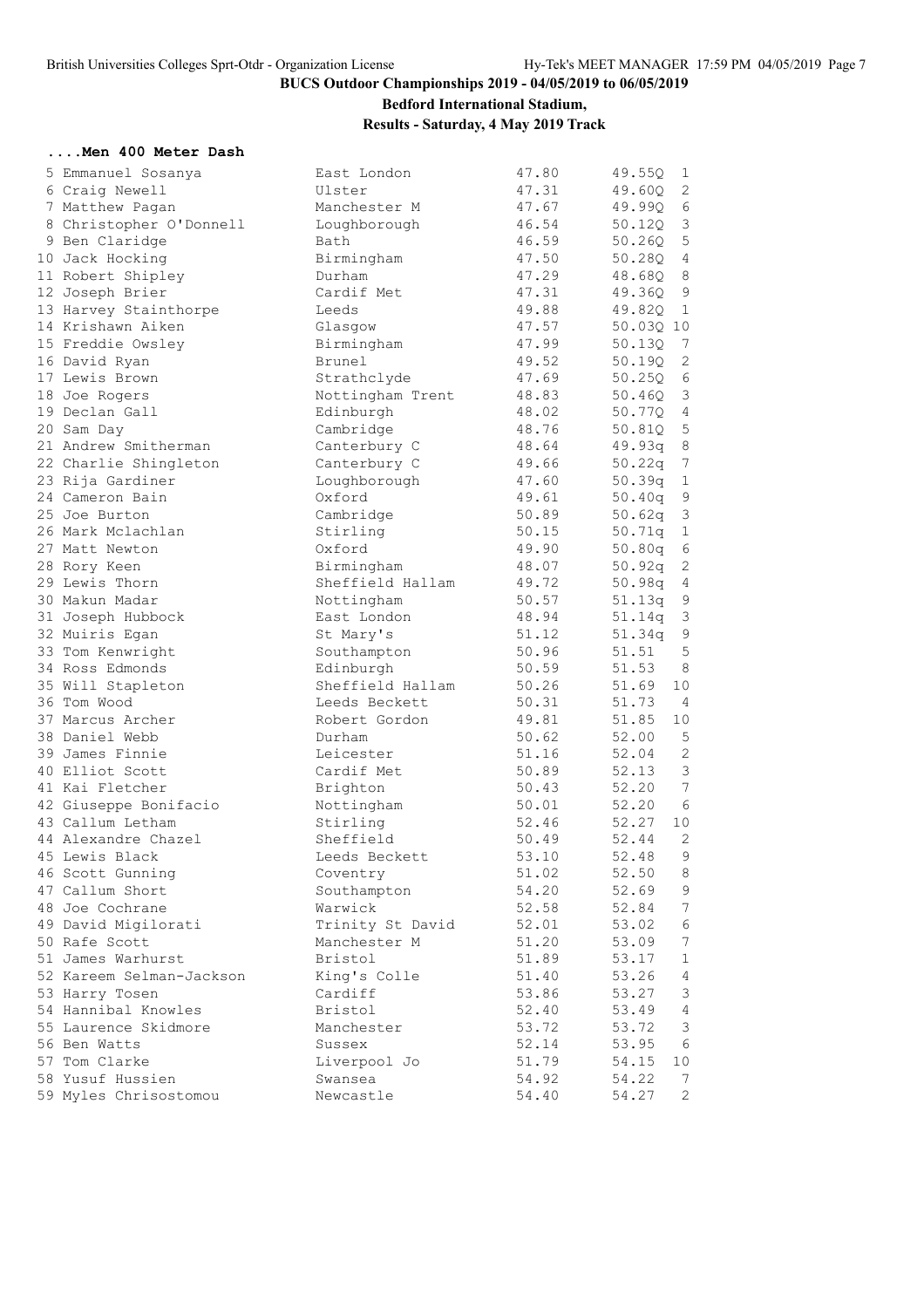**BUCS Outdoor Championships 2019 - 04/05/2019 to 06/05/2019**

**Bedford International Stadium,**

**Results - Saturday, 4 May 2019 Track**

### ....Men 400 Meter Dash

| Place | Name | Team | Seed | Prelims | Heat |
|---|---|---|---|---|---|
| 5 | Emmanuel Sosanya | East London | 47.80 | 49.55Q | 1 |
| 6 | Craig Newell | Ulster | 47.31 | 49.60Q | 2 |
| 7 | Matthew Pagan | Manchester M | 47.67 | 49.99Q | 6 |
| 8 | Christopher O'Donnell | Loughborough | 46.54 | 50.12Q | 3 |
| 9 | Ben Claridge | Bath | 46.59 | 50.26Q | 5 |
| 10 | Jack Hocking | Birmingham | 47.50 | 50.28Q | 4 |
| 11 | Robert Shipley | Durham | 47.29 | 48.68Q | 8 |
| 12 | Joseph Brier | Cardif Met | 47.31 | 49.36Q | 9 |
| 13 | Harvey Stainthorpe | Leeds | 49.88 | 49.82Q | 1 |
| 14 | Krishawn Aiken | Glasgow | 47.57 | 50.03Q | 10 |
| 15 | Freddie Owsley | Birmingham | 47.99 | 50.13Q | 7 |
| 16 | David Ryan | Brunel | 49.52 | 50.19Q | 2 |
| 17 | Lewis Brown | Strathclyde | 47.69 | 50.25Q | 6 |
| 18 | Joe Rogers | Nottingham Trent | 48.83 | 50.46Q | 3 |
| 19 | Declan Gall | Edinburgh | 48.02 | 50.77Q | 4 |
| 20 | Sam Day | Cambridge | 48.76 | 50.81Q | 5 |
| 21 | Andrew Smitherman | Canterbury C | 48.64 | 49.93q | 8 |
| 22 | Charlie Shingleton | Canterbury C | 49.66 | 50.22q | 7 |
| 23 | Rija Gardiner | Loughborough | 47.60 | 50.39q | 1 |
| 24 | Cameron Bain | Oxford | 49.61 | 50.40q | 9 |
| 25 | Joe Burton | Cambridge | 50.89 | 50.62q | 3 |
| 26 | Mark Mclachlan | Stirling | 50.15 | 50.71q | 1 |
| 27 | Matt Newton | Oxford | 49.90 | 50.80q | 6 |
| 28 | Rory Keen | Birmingham | 48.07 | 50.92q | 2 |
| 29 | Lewis Thorn | Sheffield Hallam | 49.72 | 50.98q | 4 |
| 30 | Makun Madar | Nottingham | 50.57 | 51.13q | 9 |
| 31 | Joseph Hubbock | East London | 48.94 | 51.14q | 3 |
| 32 | Muiris Egan | St Mary's | 51.12 | 51.34q | 9 |
| 33 | Tom Kenwright | Southampton | 50.96 | 51.51 | 5 |
| 34 | Ross Edmonds | Edinburgh | 50.59 | 51.53 | 8 |
| 35 | Will Stapleton | Sheffield Hallam | 50.26 | 51.69 | 10 |
| 36 | Tom Wood | Leeds Beckett | 50.31 | 51.73 | 4 |
| 37 | Marcus Archer | Robert Gordon | 49.81 | 51.85 | 10 |
| 38 | Daniel Webb | Durham | 50.62 | 52.00 | 5 |
| 39 | James Finnie | Leicester | 51.16 | 52.04 | 2 |
| 40 | Elliot Scott | Cardif Met | 50.89 | 52.13 | 3 |
| 41 | Kai Fletcher | Brighton | 50.43 | 52.20 | 7 |
| 42 | Giuseppe Bonifacio | Nottingham | 50.01 | 52.20 | 6 |
| 43 | Callum Letham | Stirling | 52.46 | 52.27 | 10 |
| 44 | Alexandre Chazel | Sheffield | 50.49 | 52.44 | 2 |
| 45 | Lewis Black | Leeds Beckett | 53.10 | 52.48 | 9 |
| 46 | Scott Gunning | Coventry | 51.02 | 52.50 | 8 |
| 47 | Callum Short | Southampton | 54.20 | 52.69 | 9 |
| 48 | Joe Cochrane | Warwick | 52.58 | 52.84 | 7 |
| 49 | David Migilorati | Trinity St David | 52.01 | 53.02 | 6 |
| 50 | Rafe Scott | Manchester M | 51.20 | 53.09 | 7 |
| 51 | James Warhurst | Bristol | 51.89 | 53.17 | 1 |
| 52 | Kareem Selman-Jackson | King's Colle | 51.40 | 53.26 | 4 |
| 53 | Harry Tosen | Cardiff | 53.86 | 53.27 | 3 |
| 54 | Hannibal Knowles | Bristol | 52.40 | 53.49 | 4 |
| 55 | Laurence Skidmore | Manchester | 53.72 | 53.72 | 3 |
| 56 | Ben Watts | Sussex | 52.14 | 53.95 | 6 |
| 57 | Tom Clarke | Liverpool Jo | 51.79 | 54.15 | 10 |
| 58 | Yusuf Hussien | Swansea | 54.92 | 54.22 | 7 |
| 59 | Myles Chrisostomou | Newcastle | 54.40 | 54.27 | 2 |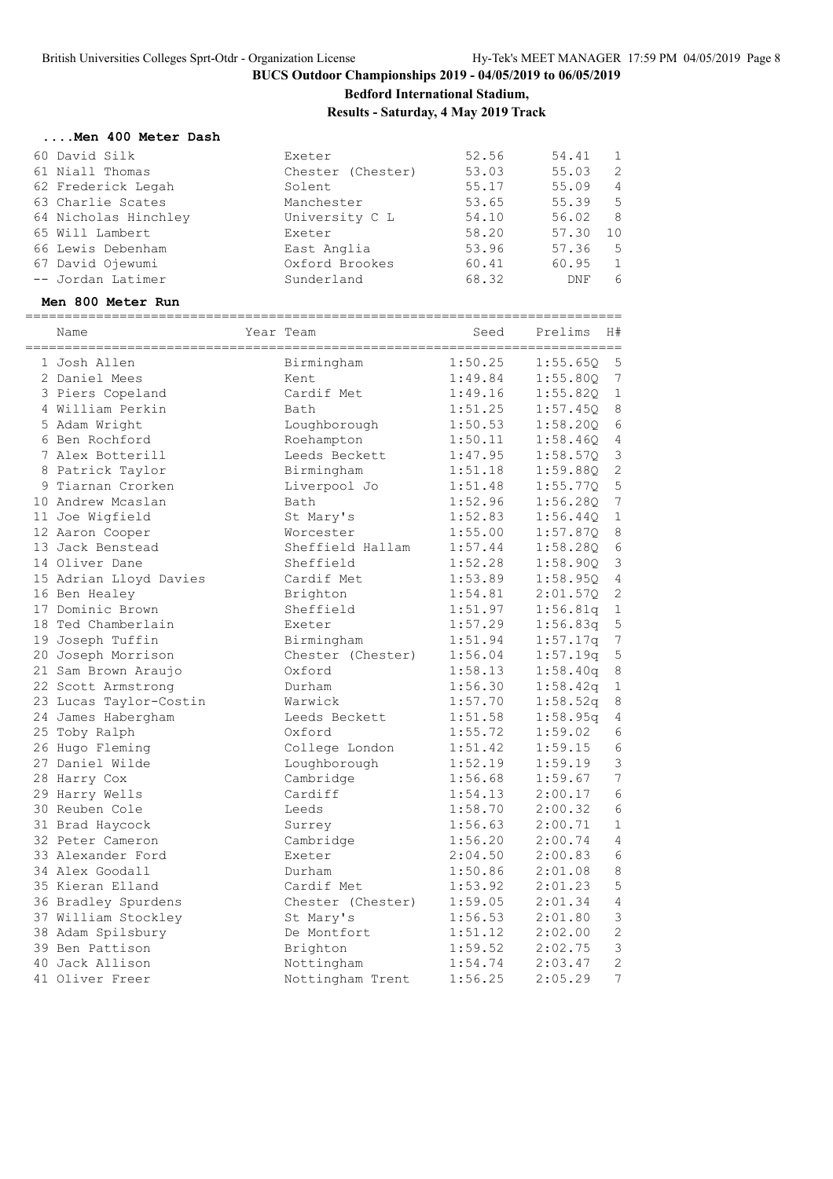**BUCS Outdoor Championships 2019 - 04/05/2019 to 06/05/2019**

**Bedford International Stadium,**

**Results - Saturday, 4 May 2019 Track**

### ....Men 400 Meter Dash

| | Name | Year | Team | Seed | Prelims | H# |
|---|---|---|---|---|---|---|
| 60 | David Silk | | Exeter | 52.56 | 54.41 | 1 |
| 61 | Niall Thomas | | Chester (Chester) | 53.03 | 55.03 | 2 |
| 62 | Frederick Legah | | Solent | 55.17 | 55.09 | 4 |
| 63 | Charlie Scates | | Manchester | 53.65 | 55.39 | 5 |
| 64 | Nicholas Hinchley | | University C L | 54.10 | 56.02 | 8 |
| 65 | Will Lambert | | Exeter | 58.20 | 57.30 | 10 |
| 66 | Lewis Debenham | | East Anglia | 53.96 | 57.36 | 5 |
| 67 | David Ojewumi | | Oxford Brookes | 60.41 | 60.95 | 1 |
| -- | Jordan Latimer | | Sunderland | 68.32 | DNF | 6 |

### Men 800 Meter Run

| | Name | Year | Team | Seed | Prelims | H# |
|---|---|---|---|---|---|---|
| 1 | Josh Allen | | Birmingham | 1:50.25 | 1:55.65Q | 5 |
| 2 | Daniel Mees | | Kent | 1:49.84 | 1:55.80Q | 7 |
| 3 | Piers Copeland | | Cardif Met | 1:49.16 | 1:55.82Q | 1 |
| 4 | William Perkin | | Bath | 1:51.25 | 1:57.45Q | 8 |
| 5 | Adam Wright | | Loughborough | 1:50.53 | 1:58.20Q | 6 |
| 6 | Ben Rochford | | Roehampton | 1:50.11 | 1:58.46Q | 4 |
| 7 | Alex Botterill | | Leeds Beckett | 1:47.95 | 1:58.57Q | 3 |
| 8 | Patrick Taylor | | Birmingham | 1:51.18 | 1:59.88Q | 2 |
| 9 | Tiarnan Crorken | | Liverpool Jo | 1:51.48 | 1:55.77Q | 5 |
| 10 | Andrew Mcaslan | | Bath | 1:52.96 | 1:56.28Q | 7 |
| 11 | Joe Wigfield | | St Mary's | 1:52.83 | 1:56.44Q | 1 |
| 12 | Aaron Cooper | | Worcester | 1:55.00 | 1:57.87Q | 8 |
| 13 | Jack Benstead | | Sheffield Hallam | 1:57.44 | 1:58.28Q | 6 |
| 14 | Oliver Dane | | Sheffield | 1:52.28 | 1:58.90Q | 3 |
| 15 | Adrian Lloyd Davies | | Cardif Met | 1:53.89 | 1:58.95Q | 4 |
| 16 | Ben Healey | | Brighton | 1:54.81 | 2:01.57Q | 2 |
| 17 | Dominic Brown | | Sheffield | 1:51.97 | 1:56.81q | 1 |
| 18 | Ted Chamberlain | | Exeter | 1:57.29 | 1:56.83q | 5 |
| 19 | Joseph Tuffin | | Birmingham | 1:51.94 | 1:57.17q | 7 |
| 20 | Joseph Morrison | | Chester (Chester) | 1:56.04 | 1:57.19q | 5 |
| 21 | Sam Brown Araujo | | Oxford | 1:58.13 | 1:58.40q | 8 |
| 22 | Scott Armstrong | | Durham | 1:56.30 | 1:58.42q | 1 |
| 23 | Lucas Taylor-Costin | | Warwick | 1:57.70 | 1:58.52q | 8 |
| 24 | James Habergham | | Leeds Beckett | 1:51.58 | 1:58.95q | 4 |
| 25 | Toby Ralph | | Oxford | 1:55.72 | 1:59.02 | 6 |
| 26 | Hugo Fleming | | College London | 1:51.42 | 1:59.15 | 6 |
| 27 | Daniel Wilde | | Loughborough | 1:52.19 | 1:59.19 | 3 |
| 28 | Harry Cox | | Cambridge | 1:56.68 | 1:59.67 | 7 |
| 29 | Harry Wells | | Cardiff | 1:54.13 | 2:00.17 | 6 |
| 30 | Reuben Cole | | Leeds | 1:58.70 | 2:00.32 | 6 |
| 31 | Brad Haycock | | Surrey | 1:56.63 | 2:00.71 | 1 |
| 32 | Peter Cameron | | Cambridge | 1:56.20 | 2:00.74 | 4 |
| 33 | Alexander Ford | | Exeter | 2:04.50 | 2:00.83 | 6 |
| 34 | Alex Goodall | | Durham | 1:50.86 | 2:01.08 | 8 |
| 35 | Kieran Elland | | Cardif Met | 1:53.92 | 2:01.23 | 5 |
| 36 | Bradley Spurdens | | Chester (Chester) | 1:59.05 | 2:01.34 | 4 |
| 37 | William Stockley | | St Mary's | 1:56.53 | 2:01.80 | 3 |
| 38 | Adam Spilsbury | | De Montfort | 1:51.12 | 2:02.00 | 2 |
| 39 | Ben Pattison | | Brighton | 1:59.52 | 2:02.75 | 3 |
| 40 | Jack Allison | | Nottingham | 1:54.74 | 2:03.47 | 2 |
| 41 | Oliver Freer | | Nottingham Trent | 1:56.25 | 2:05.29 | 7 |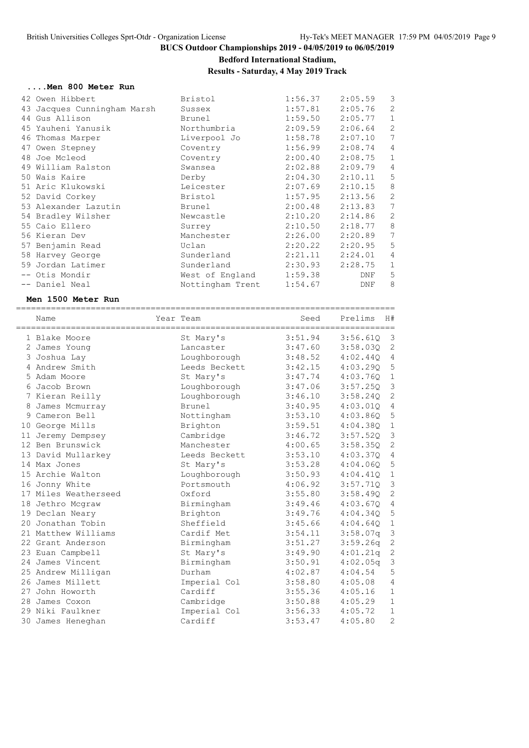# BUCS Outdoor Championships 2019 - 04/05/2019 to 06/05/2019

**Bedford International Stadium,**

**Results - Saturday, 4 May 2019 Track**

### ....Men 800 Meter Run

| Place | Name | Team | Seed | Prelims | H# |
|---|---|---|---|---|---|
| 42 | Owen Hibbert | Bristol | 1:56.37 | 2:05.59 | 3 |
| 43 | Jacques Cunningham Marsh | Sussex | 1:57.81 | 2:05.76 | 2 |
| 44 | Gus Allison | Brunel | 1:59.50 | 2:05.77 | 1 |
| 45 | Yauheni Yanusik | Northumbria | 2:09.59 | 2:06.64 | 2 |
| 46 | Thomas Marper | Liverpool Jo | 1:58.78 | 2:07.10 | 7 |
| 47 | Owen Stepney | Coventry | 1:56.99 | 2:08.74 | 4 |
| 48 | Joe Mcleod | Coventry | 2:00.40 | 2:08.75 | 1 |
| 49 | William Ralston | Swansea | 2:02.88 | 2:09.79 | 4 |
| 50 | Wais Kaire | Derby | 2:04.30 | 2:10.11 | 5 |
| 51 | Aric Klukowski | Leicester | 2:07.69 | 2:10.15 | 8 |
| 52 | David Corkey | Bristol | 1:57.95 | 2:13.56 | 2 |
| 53 | Alexander Lazutin | Brunel | 2:00.48 | 2:13.83 | 7 |
| 54 | Bradley Wilsher | Newcastle | 2:10.20 | 2:14.86 | 2 |
| 55 | Caio Ellero | Surrey | 2:10.50 | 2:18.77 | 8 |
| 56 | Kieran Dev | Manchester | 2:26.00 | 2:20.89 | 7 |
| 57 | Benjamin Read | Uclan | 2:20.22 | 2:20.95 | 5 |
| 58 | Harvey George | Sunderland | 2:21.11 | 2:24.01 | 4 |
| 59 | Jordan Latimer | Sunderland | 2:30.93 | 2:28.75 | 1 |
| -- | Otis Mondir | West of England | 1:59.38 | DNF | 5 |
| -- | Daniel Neal | Nottingham Trent | 1:54.67 | DNF | 8 |

### Men 1500 Meter Run

| Place | Name | Year Team | Seed | Prelims | H# |
|---|---|---|---|---|---|
| 1 | Blake Moore | St Mary's | 3:51.94 | 3:56.61Q | 3 |
| 2 | James Young | Lancaster | 3:47.60 | 3:58.03Q | 2 |
| 3 | Joshua Lay | Loughborough | 3:48.52 | 4:02.44Q | 4 |
| 4 | Andrew Smith | Leeds Beckett | 3:42.15 | 4:03.29Q | 5 |
| 5 | Adam Moore | St Mary's | 3:47.74 | 4:03.76Q | 1 |
| 6 | Jacob Brown | Loughborough | 3:47.06 | 3:57.25Q | 3 |
| 7 | Kieran Reilly | Loughborough | 3:46.10 | 3:58.24Q | 2 |
| 8 | James Mcmurray | Brunel | 3:40.95 | 4:03.01Q | 4 |
| 9 | Cameron Bell | Nottingham | 3:53.10 | 4:03.86Q | 5 |
| 10 | George Mills | Brighton | 3:59.51 | 4:04.38Q | 1 |
| 11 | Jeremy Dempsey | Cambridge | 3:46.72 | 3:57.52Q | 3 |
| 12 | Ben Brunswick | Manchester | 4:00.65 | 3:58.35Q | 2 |
| 13 | David Mullarkey | Leeds Beckett | 3:53.10 | 4:03.37Q | 4 |
| 14 | Max Jones | St Mary's | 3:53.28 | 4:04.06Q | 5 |
| 15 | Archie Walton | Loughborough | 3:50.93 | 4:04.41Q | 1 |
| 16 | Jonny White | Portsmouth | 4:06.92 | 3:57.71Q | 3 |
| 17 | Miles Weatherseed | Oxford | 3:55.80 | 3:58.49Q | 2 |
| 18 | Jethro Mcgraw | Birmingham | 3:49.46 | 4:03.67Q | 4 |
| 19 | Declan Neary | Brighton | 3:49.76 | 4:04.34Q | 5 |
| 20 | Jonathan Tobin | Sheffield | 3:45.66 | 4:04.64Q | 1 |
| 21 | Matthew Williams | Cardif Met | 3:54.11 | 3:58.07q | 3 |
| 22 | Grant Anderson | Birmingham | 3:51.27 | 3:59.26q | 2 |
| 23 | Euan Campbell | St Mary's | 3:49.90 | 4:01.21q | 2 |
| 24 | James Vincent | Birmingham | 3:50.91 | 4:02.05q | 3 |
| 25 | Andrew Milligan | Durham | 4:02.87 | 4:04.54 | 5 |
| 26 | James Millett | Imperial Col | 3:58.80 | 4:05.08 | 4 |
| 27 | John Howorth | Cardiff | 3:55.36 | 4:05.16 | 1 |
| 28 | James Coxon | Cambridge | 3:50.88 | 4:05.29 | 1 |
| 29 | Niki Faulkner | Imperial Col | 3:56.33 | 4:05.72 | 1 |
| 30 | James Heneghan | Cardiff | 3:53.47 | 4:05.80 | 2 |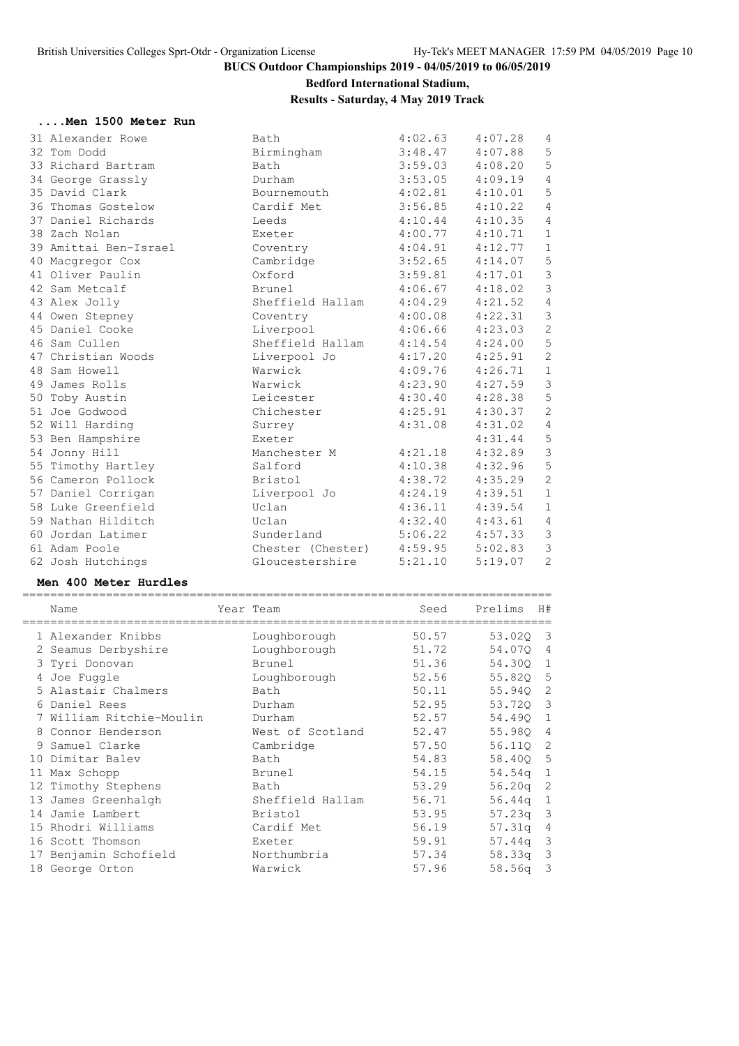**BUCS Outdoor Championships 2019 - 04/05/2019 to 06/05/2019**

**Bedford International Stadium,**

**Results - Saturday, 4 May 2019 Track**

### ....Men 1500 Meter Run

| | Name | Team | Seed | Prelims | H# |
|---|---|---|---|---|---|
| 31 | Alexander Rowe | Bath | 4:02.63 | 4:07.28 | 4 |
| 32 | Tom Dodd | Birmingham | 3:48.47 | 4:07.88 | 5 |
| 33 | Richard Bartram | Bath | 3:59.03 | 4:08.20 | 5 |
| 34 | George Grassly | Durham | 3:53.05 | 4:09.19 | 4 |
| 35 | David Clark | Bournemouth | 4:02.81 | 4:10.01 | 5 |
| 36 | Thomas Gostelow | Cardif Met | 3:56.85 | 4:10.22 | 4 |
| 37 | Daniel Richards | Leeds | 4:10.44 | 4:10.35 | 4 |
| 38 | Zach Nolan | Exeter | 4:00.77 | 4:10.71 | 1 |
| 39 | Amittai Ben-Israel | Coventry | 4:04.91 | 4:12.77 | 1 |
| 40 | Macgregor Cox | Cambridge | 3:52.65 | 4:14.07 | 5 |
| 41 | Oliver Paulin | Oxford | 3:59.81 | 4:17.01 | 3 |
| 42 | Sam Metcalf | Brunel | 4:06.67 | 4:18.02 | 3 |
| 43 | Alex Jolly | Sheffield Hallam | 4:04.29 | 4:21.52 | 4 |
| 44 | Owen Stepney | Coventry | 4:00.08 | 4:22.31 | 3 |
| 45 | Daniel Cooke | Liverpool | 4:06.66 | 4:23.03 | 2 |
| 46 | Sam Cullen | Sheffield Hallam | 4:14.54 | 4:24.00 | 5 |
| 47 | Christian Woods | Liverpool Jo | 4:17.20 | 4:25.91 | 2 |
| 48 | Sam Howell | Warwick | 4:09.76 | 4:26.71 | 1 |
| 49 | James Rolls | Warwick | 4:23.90 | 4:27.59 | 3 |
| 50 | Toby Austin | Leicester | 4:30.40 | 4:28.38 | 5 |
| 51 | Joe Godwood | Chichester | 4:25.91 | 4:30.37 | 2 |
| 52 | Will Harding | Surrey | 4:31.08 | 4:31.02 | 4 |
| 53 | Ben Hampshire | Exeter | | 4:31.44 | 5 |
| 54 | Jonny Hill | Manchester M | 4:21.18 | 4:32.89 | 3 |
| 55 | Timothy Hartley | Salford | 4:10.38 | 4:32.96 | 5 |
| 56 | Cameron Pollock | Bristol | 4:38.72 | 4:35.29 | 2 |
| 57 | Daniel Corrigan | Liverpool Jo | 4:24.19 | 4:39.51 | 1 |
| 58 | Luke Greenfield | Uclan | 4:36.11 | 4:39.54 | 1 |
| 59 | Nathan Hilditch | Uclan | 4:32.40 | 4:43.61 | 4 |
| 60 | Jordan Latimer | Sunderland | 5:06.22 | 4:57.33 | 3 |
| 61 | Adam Poole | Chester (Chester) | 4:59.95 | 5:02.83 | 3 |
| 62 | Josh Hutchings | Gloucestershire | 5:21.10 | 5:19.07 | 2 |

### Men 400 Meter Hurdles

| | Name | Year Team | Seed | Prelims | H# |
|---|---|---|---|---|---|
| 1 | Alexander Knibbs | Loughborough | 50.57 | 53.02Q | 3 |
| 2 | Seamus Derbyshire | Loughborough | 51.72 | 54.07Q | 4 |
| 3 | Tyri Donovan | Brunel | 51.36 | 54.30Q | 1 |
| 4 | Joe Fuggle | Loughborough | 52.56 | 55.82Q | 5 |
| 5 | Alastair Chalmers | Bath | 50.11 | 55.94Q | 2 |
| 6 | Daniel Rees | Durham | 52.95 | 53.72Q | 3 |
| 7 | William Ritchie-Moulin | Durham | 52.57 | 54.49Q | 1 |
| 8 | Connor Henderson | West of Scotland | 52.47 | 55.98Q | 4 |
| 9 | Samuel Clarke | Cambridge | 57.50 | 56.11Q | 2 |
| 10 | Dimitar Balev | Bath | 54.83 | 58.40Q | 5 |
| 11 | Max Schopp | Brunel | 54.15 | 54.54q | 1 |
| 12 | Timothy Stephens | Bath | 53.29 | 56.20q | 2 |
| 13 | James Greenhalgh | Sheffield Hallam | 56.71 | 56.44q | 1 |
| 14 | Jamie Lambert | Bristol | 53.95 | 57.23q | 3 |
| 15 | Rhodri Williams | Cardif Met | 56.19 | 57.31q | 4 |
| 16 | Scott Thomson | Exeter | 59.91 | 57.44q | 3 |
| 17 | Benjamin Schofield | Northumbria | 57.34 | 58.33q | 3 |
| 18 | George Orton | Warwick | 57.96 | 58.56q | 3 |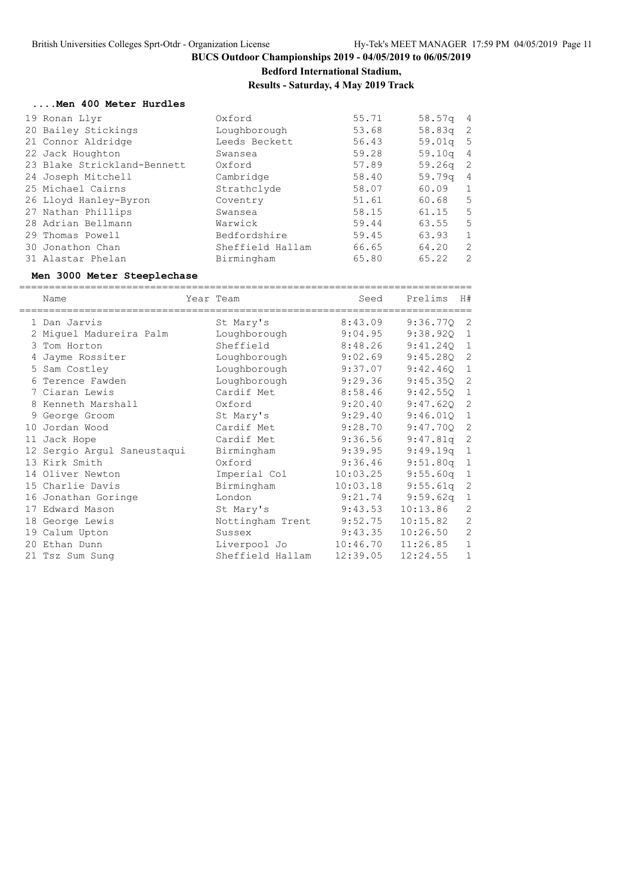# BUCS Outdoor Championships 2019 - 04/05/2019 to 06/05/2019

**Bedford International Stadium,**

**Results - Saturday, 4 May 2019 Track**

### ....Men 400 Meter Hurdles

| | Name | Team | Seed | Prelims | H# |
|---|---|---|---|---|---|
| 19 | Ronan Llyr | Oxford | 55.71 | 58.57q | 4 |
| 20 | Bailey Stickings | Loughborough | 53.68 | 58.83q | 2 |
| 21 | Connor Aldridge | Leeds Beckett | 56.43 | 59.01q | 5 |
| 22 | Jack Houghton | Swansea | 59.28 | 59.10q | 4 |
| 23 | Blake Strickland-Bennett | Oxford | 57.89 | 59.26q | 2 |
| 24 | Joseph Mitchell | Cambridge | 58.40 | 59.79q | 4 |
| 25 | Michael Cairns | Strathclyde | 58.07 | 60.09 | 1 |
| 26 | Lloyd Hanley-Byron | Coventry | 51.61 | 60.68 | 5 |
| 27 | Nathan Phillips | Swansea | 58.15 | 61.15 | 5 |
| 28 | Adrian Bellmann | Warwick | 59.44 | 63.55 | 5 |
| 29 | Thomas Powell | Bedfordshire | 59.45 | 63.93 | 1 |
| 30 | Jonathon Chan | Sheffield Hallam | 66.65 | 64.20 | 2 |
| 31 | Alastar Phelan | Birmingham | 65.80 | 65.22 | 2 |

### Men 3000 Meter Steeplechase

| | Name | Year | Team | Seed | Prelims | H# |
|---|---|---|---|---|---|---|
| 1 | Dan Jarvis | | St Mary's | 8:43.09 | 9:36.77Q | 2 |
| 2 | Miguel Madureira Palm | | Loughborough | 9:04.95 | 9:38.92Q | 1 |
| 3 | Tom Horton | | Sheffield | 8:48.26 | 9:41.24Q | 1 |
| 4 | Jayme Rossiter | | Loughborough | 9:02.69 | 9:45.28Q | 2 |
| 5 | Sam Costley | | Loughborough | 9:37.07 | 9:42.46Q | 1 |
| 6 | Terence Fawden | | Loughborough | 9:29.36 | 9:45.35Q | 2 |
| 7 | Ciaran Lewis | | Cardif Met | 8:58.46 | 9:42.55Q | 1 |
| 8 | Kenneth Marshall | | Oxford | 9:20.40 | 9:47.62Q | 2 |
| 9 | George Groom | | St Mary's | 9:29.40 | 9:46.01Q | 1 |
| 10 | Jordan Wood | | Cardif Met | 9:28.70 | 9:47.70Q | 2 |
| 11 | Jack Hope | | Cardif Met | 9:36.56 | 9:47.81q | 2 |
| 12 | Sergio Argul Saneustaqui | | Birmingham | 9:39.95 | 9:49.19q | 1 |
| 13 | Kirk Smith | | Oxford | 9:36.46 | 9:51.80q | 1 |
| 14 | Oliver Newton | | Imperial Col | 10:03.25 | 9:55.60q | 1 |
| 15 | Charlie Davis | | Birmingham | 10:03.18 | 9:55.61q | 2 |
| 16 | Jonathan Goringe | | London | 9:21.74 | 9:59.62q | 1 |
| 17 | Edward Mason | | St Mary's | 9:43.53 | 10:13.86 | 2 |
| 18 | George Lewis | | Nottingham Trent | 9:52.75 | 10:15.82 | 2 |
| 19 | Calum Upton | | Sussex | 9:43.35 | 10:26.50 | 2 |
| 20 | Ethan Dunn | | Liverpool Jo | 10:46.70 | 11:26.85 | 1 |
| 21 | Tsz Sum Sung | | Sheffield Hallam | 12:39.05 | 12:24.55 | 1 |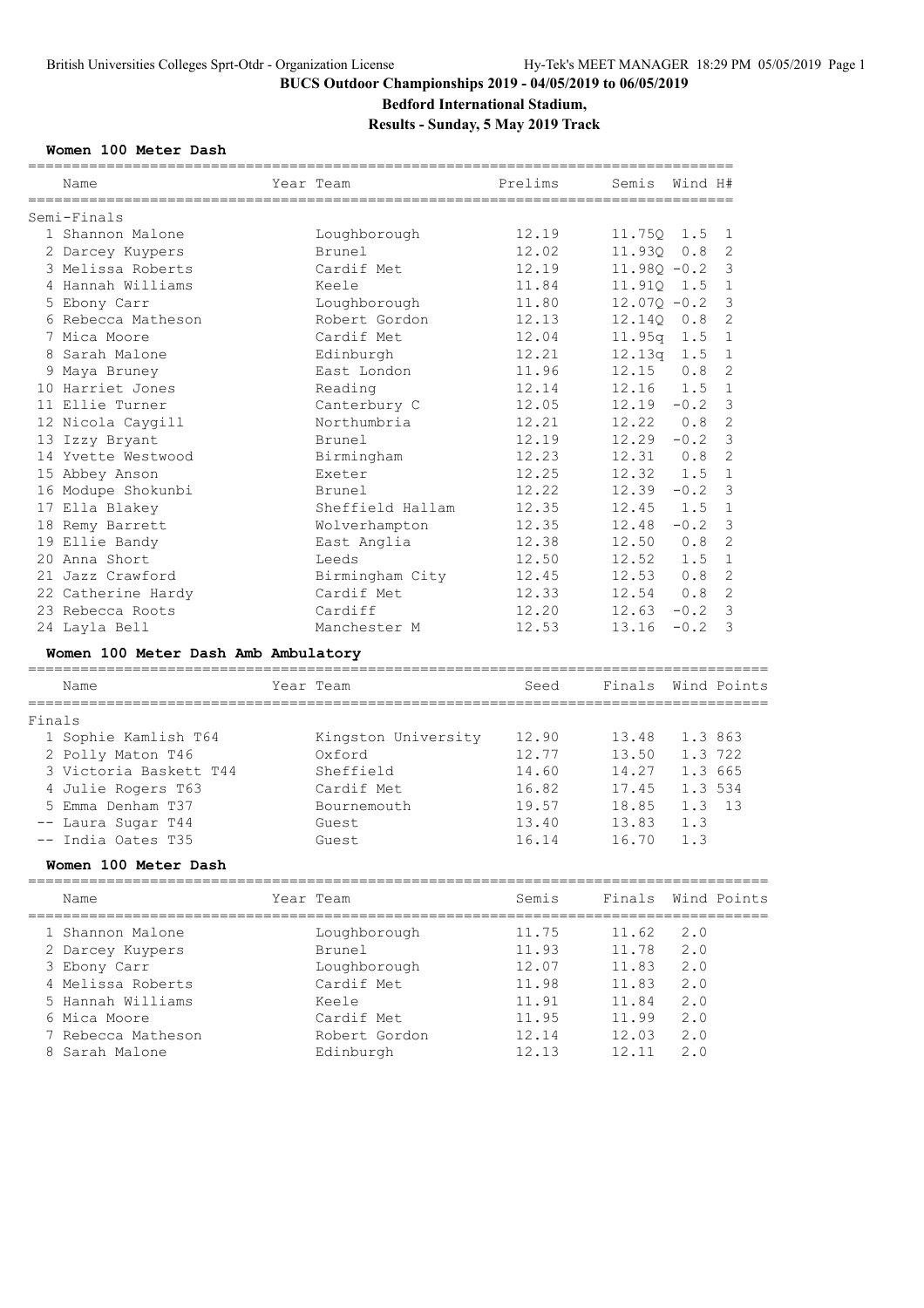# BUCS Outdoor Championships 2019 - 04/05/2019 to 06/05/2019

## Bedford International Stadium,

## Results - Sunday, 5 May 2019 Track

### Women 100 Meter Dash

| Name | Year Team | Prelims | Semis | Wind | H# |
|---|---|---|---|---|---|
| **Semi-Finals** | | | | | |
| 1 Shannon Malone | Loughborough | 12.19 | 11.75Q | 1.5 | 1 |
| 2 Darcey Kuypers | Brunel | 12.02 | 11.93Q | 0.8 | 2 |
| 3 Melissa Roberts | Cardif Met | 12.19 | 11.98Q | -0.2 | 3 |
| 4 Hannah Williams | Keele | 11.84 | 11.91Q | 1.5 | 1 |
| 5 Ebony Carr | Loughborough | 11.80 | 12.07Q | -0.2 | 3 |
| 6 Rebecca Matheson | Robert Gordon | 12.13 | 12.14Q | 0.8 | 2 |
| 7 Mica Moore | Cardif Met | 12.04 | 11.95q | 1.5 | 1 |
| 8 Sarah Malone | Edinburgh | 12.21 | 12.13q | 1.5 | 1 |
| 9 Maya Bruney | East London | 11.96 | 12.15 | 0.8 | 2 |
| 10 Harriet Jones | Reading | 12.14 | 12.16 | 1.5 | 1 |
| 11 Ellie Turner | Canterbury C | 12.05 | 12.19 | -0.2 | 3 |
| 12 Nicola Caygill | Northumbria | 12.21 | 12.22 | 0.8 | 2 |
| 13 Izzy Bryant | Brunel | 12.19 | 12.29 | -0.2 | 3 |
| 14 Yvette Westwood | Birmingham | 12.23 | 12.31 | 0.8 | 2 |
| 15 Abbey Anson | Exeter | 12.25 | 12.32 | 1.5 | 1 |
| 16 Modupe Shokunbi | Brunel | 12.22 | 12.39 | -0.2 | 3 |
| 17 Ella Blakey | Sheffield Hallam | 12.35 | 12.45 | 1.5 | 1 |
| 18 Remy Barrett | Wolverhampton | 12.35 | 12.48 | -0.2 | 3 |
| 19 Ellie Bandy | East Anglia | 12.38 | 12.50 | 0.8 | 2 |
| 20 Anna Short | Leeds | 12.50 | 12.52 | 1.5 | 1 |
| 21 Jazz Crawford | Birmingham City | 12.45 | 12.53 | 0.8 | 2 |
| 22 Catherine Hardy | Cardif Met | 12.33 | 12.54 | 0.8 | 2 |
| 23 Rebecca Roots | Cardiff | 12.20 | 12.63 | -0.2 | 3 |
| 24 Layla Bell | Manchester M | 12.53 | 13.16 | -0.2 | 3 |

### Women 100 Meter Dash Amb Ambulatory

| Name | Year Team | Seed | Finals | Wind | Points |
|---|---|---|---|---|---|
| **Finals** | | | | | |
| 1 Sophie Kamlish T64 | Kingston University | 12.90 | 13.48 | 1.3 | 863 |
| 2 Polly Maton T46 | Oxford | 12.77 | 13.50 | 1.3 | 722 |
| 3 Victoria Baskett T44 | Sheffield | 14.60 | 14.27 | 1.3 | 665 |
| 4 Julie Rogers T63 | Cardif Met | 16.82 | 17.45 | 1.3 | 534 |
| 5 Emma Denham T37 | Bournemouth | 19.57 | 18.85 | 1.3 | 13 |
| -- Laura Sugar T44 | Guest | 13.40 | 13.83 | 1.3 | |
| -- India Oates T35 | Guest | 16.14 | 16.70 | 1.3 | |

### Women 100 Meter Dash

| Name | Year Team | Semis | Finals | Wind | Points |
|---|---|---|---|---|---|
| 1 Shannon Malone | Loughborough | 11.75 | 11.62 | 2.0 | |
| 2 Darcey Kuypers | Brunel | 11.93 | 11.78 | 2.0 | |
| 3 Ebony Carr | Loughborough | 12.07 | 11.83 | 2.0 | |
| 4 Melissa Roberts | Cardif Met | 11.98 | 11.83 | 2.0 | |
| 5 Hannah Williams | Keele | 11.91 | 11.84 | 2.0 | |
| 6 Mica Moore | Cardif Met | 11.95 | 11.99 | 2.0 | |
| 7 Rebecca Matheson | Robert Gordon | 12.14 | 12.03 | 2.0 | |
| 8 Sarah Malone | Edinburgh | 12.13 | 12.11 | 2.0 | |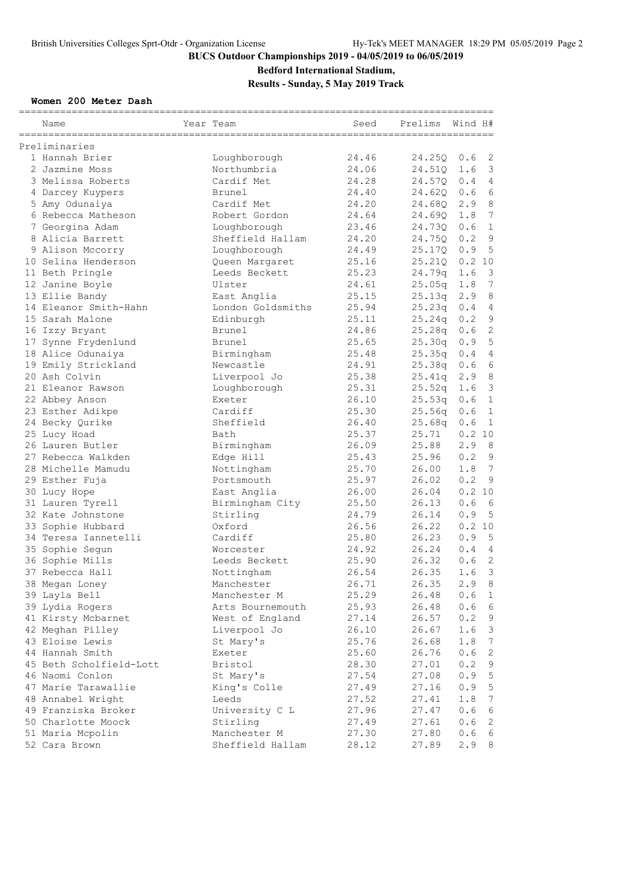# BUCS Outdoor Championships 2019 - 04/05/2019 to 06/05/2019

**Bedford International Stadium,**

**Results - Sunday, 5 May 2019 Track**

### Women 200 Meter Dash

| Name | Year Team | Seed | Prelims | Wind | H# |
|---|---|---|---|---|---|
| **Preliminaries** | | | | | |
| 1 Hannah Brier | Loughborough | 24.46 | 24.25Q | 0.6 | 2 |
| 2 Jazmine Moss | Northumbria | 24.06 | 24.51Q | 1.6 | 3 |
| 3 Melissa Roberts | Cardif Met | 24.28 | 24.57Q | 0.4 | 4 |
| 4 Darcey Kuypers | Brunel | 24.40 | 24.62Q | 0.6 | 6 |
| 5 Amy Odunaiya | Cardif Met | 24.20 | 24.68Q | 2.9 | 8 |
| 6 Rebecca Matheson | Robert Gordon | 24.64 | 24.69Q | 1.8 | 7 |
| 7 Georgina Adam | Loughborough | 23.46 | 24.73Q | 0.6 | 1 |
| 8 Alicia Barrett | Sheffield Hallam | 24.20 | 24.75Q | 0.2 | 9 |
| 9 Alison Mccorry | Loughborough | 24.49 | 25.17Q | 0.9 | 5 |
| 10 Selina Henderson | Queen Margaret | 25.16 | 25.21Q | 0.2 | 10 |
| 11 Beth Pringle | Leeds Beckett | 25.23 | 24.79q | 1.6 | 3 |
| 12 Janine Boyle | Ulster | 24.61 | 25.05q | 1.8 | 7 |
| 13 Ellie Bandy | East Anglia | 25.15 | 25.13q | 2.9 | 8 |
| 14 Eleanor Smith-Hahn | London Goldsmiths | 25.94 | 25.23q | 0.4 | 4 |
| 15 Sarah Malone | Edinburgh | 25.11 | 25.24q | 0.2 | 9 |
| 16 Izzy Bryant | Brunel | 24.86 | 25.28q | 0.6 | 2 |
| 17 Synne Frydenlund | Brunel | 25.65 | 25.30q | 0.9 | 5 |
| 18 Alice Odunaiya | Birmingham | 25.48 | 25.35q | 0.4 | 4 |
| 19 Emily Strickland | Newcastle | 24.91 | 25.38q | 0.6 | 6 |
| 20 Ash Colvin | Liverpool Jo | 25.38 | 25.41q | 2.9 | 8 |
| 21 Eleanor Rawson | Loughborough | 25.31 | 25.52q | 1.6 | 3 |
| 22 Abbey Anson | Exeter | 26.10 | 25.53q | 0.6 | 1 |
| 23 Esther Adikpe | Cardiff | 25.30 | 25.56q | 0.6 | 1 |
| 24 Becky Qurike | Sheffield | 26.40 | 25.68q | 0.6 | 1 |
| 25 Lucy Hoad | Bath | 25.37 | 25.71 | 0.2 | 10 |
| 26 Lauren Butler | Birmingham | 26.09 | 25.88 | 2.9 | 8 |
| 27 Rebecca Walkden | Edge Hill | 25.43 | 25.96 | 0.2 | 9 |
| 28 Michelle Mamudu | Nottingham | 25.70 | 26.00 | 1.8 | 7 |
| 29 Esther Fuja | Portsmouth | 25.97 | 26.02 | 0.2 | 9 |
| 30 Lucy Hope | East Anglia | 26.00 | 26.04 | 0.2 | 10 |
| 31 Lauren Tyrell | Birmingham City | 25.50 | 26.13 | 0.6 | 6 |
| 32 Kate Johnstone | Stirling | 24.79 | 26.14 | 0.9 | 5 |
| 33 Sophie Hubbard | Oxford | 26.56 | 26.22 | 0.2 | 10 |
| 34 Teresa Iannetelli | Cardiff | 25.80 | 26.23 | 0.9 | 5 |
| 35 Sophie Segun | Worcester | 24.92 | 26.24 | 0.4 | 4 |
| 36 Sophie Mills | Leeds Beckett | 25.90 | 26.32 | 0.6 | 2 |
| 37 Rebecca Hall | Nottingham | 26.54 | 26.35 | 1.6 | 3 |
| 38 Megan Loney | Manchester | 26.71 | 26.35 | 2.9 | 8 |
| 39 Layla Bell | Manchester M | 25.29 | 26.48 | 0.6 | 1 |
| 39 Lydia Rogers | Arts Bournemouth | 25.93 | 26.48 | 0.6 | 6 |
| 41 Kirsty Mcbarnet | West of England | 27.14 | 26.57 | 0.2 | 9 |
| 42 Meghan Pilley | Liverpool Jo | 26.10 | 26.67 | 1.6 | 3 |
| 43 Eloise Lewis | St Mary's | 25.76 | 26.68 | 1.8 | 7 |
| 44 Hannah Smith | Exeter | 25.60 | 26.76 | 0.6 | 2 |
| 45 Beth Scholfield-Lott | Bristol | 28.30 | 27.01 | 0.2 | 9 |
| 46 Naomi Conlon | St Mary's | 27.54 | 27.08 | 0.9 | 5 |
| 47 Marie Tarawallie | King's Colle | 27.49 | 27.16 | 0.9 | 5 |
| 48 Annabel Wright | Leeds | 27.52 | 27.41 | 1.8 | 7 |
| 49 Franziska Broker | University C L | 27.96 | 27.47 | 0.6 | 6 |
| 50 Charlotte Moock | Stirling | 27.49 | 27.61 | 0.6 | 2 |
| 51 Maria Mcpolin | Manchester M | 27.30 | 27.80 | 0.6 | 6 |
| 52 Cara Brown | Sheffield Hallam | 28.12 | 27.89 | 2.9 | 8 |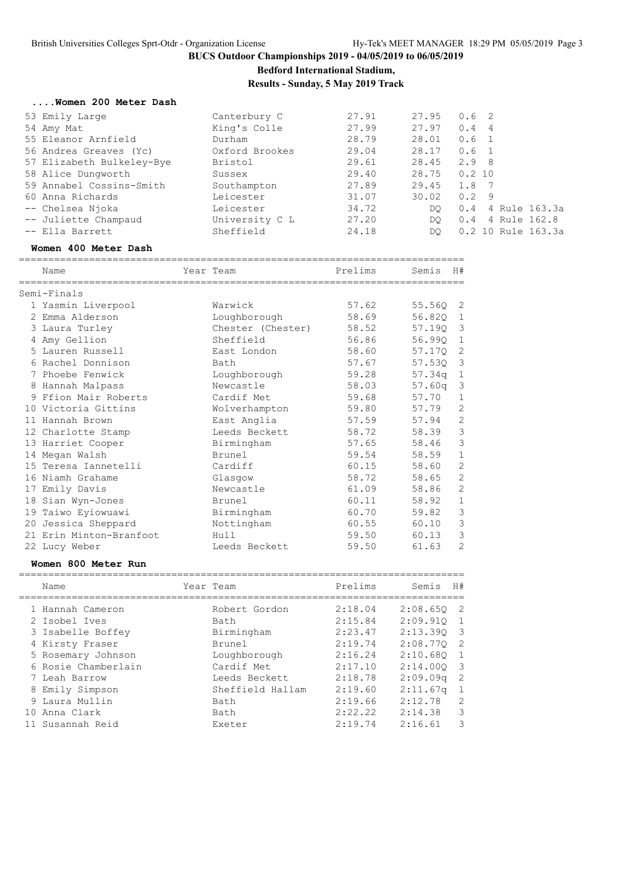# BUCS Outdoor Championships 2019 - 04/05/2019 to 06/05/2019

**Bedford International Stadium,**

**Results - Sunday, 5 May 2019 Track**

### ....Women 200 Meter Dash

| Place | Name | Team | Prelims | Semis | Wind | H# | Note |
|---|---|---|---|---|---|---|---|
| 53 | Emily Large | Canterbury C | 27.91 | 27.95 | 0.6 | 2 | |
| 54 | Amy Mat | King's Colle | 27.99 | 27.97 | 0.4 | 4 | |
| 55 | Eleanor Arnfield | Durham | 28.79 | 28.01 | 0.6 | 1 | |
| 56 | Andrea Greaves (Yc) | Oxford Brookes | 29.04 | 28.17 | 0.6 | 1 | |
| 57 | Elizabeth Bulkeley-Bye | Bristol | 29.61 | 28.45 | 2.9 | 8 | |
| 58 | Alice Dungworth | Sussex | 29.40 | 28.75 | 0.2 | 10 | |
| 59 | Annabel Cossins-Smith | Southampton | 27.89 | 29.45 | 1.8 | 7 | |
| 60 | Anna Richards | Leicester | 31.07 | 30.02 | 0.2 | 9 | |
| -- | Chelsea Njoka | Leicester | 34.72 | DQ | 0.4 | 4 | Rule 163.3a |
| -- | Juliette Champaud | University C L | 27.20 | DQ | 0.4 | 4 | Rule 162.8 |
| -- | Ella Barrett | Sheffield | 24.18 | DQ | 0.2 | 10 | Rule 163.3a |

### Women 400 Meter Dash

Semi-Finals

| Place | Name | Year | Team | Prelims | Semis | H# |
|---|---|---|---|---|---|---|
| 1 | Yasmin Liverpool | | Warwick | 57.62 | 55.56Q | 2 |
| 2 | Emma Alderson | | Loughborough | 58.69 | 56.82Q | 1 |
| 3 | Laura Turley | | Chester (Chester) | 58.52 | 57.19Q | 3 |
| 4 | Amy Gellion | | Sheffield | 56.86 | 56.99Q | 1 |
| 5 | Lauren Russell | | East London | 58.60 | 57.17Q | 2 |
| 6 | Rachel Donnison | | Bath | 57.67 | 57.53Q | 3 |
| 7 | Phoebe Fenwick | | Loughborough | 59.28 | 57.34q | 1 |
| 8 | Hannah Malpass | | Newcastle | 58.03 | 57.60q | 3 |
| 9 | Ffion Mair Roberts | | Cardif Met | 59.68 | 57.70 | 1 |
| 10 | Victoria Gittins | | Wolverhampton | 59.80 | 57.79 | 2 |
| 11 | Hannah Brown | | East Anglia | 57.59 | 57.94 | 2 |
| 12 | Charlotte Stamp | | Leeds Beckett | 58.72 | 58.39 | 3 |
| 13 | Harriet Cooper | | Birmingham | 57.65 | 58.46 | 3 |
| 14 | Megan Walsh | | Brunel | 59.54 | 58.59 | 1 |
| 15 | Teresa Iannetelli | | Cardiff | 60.15 | 58.60 | 2 |
| 16 | Niamh Grahame | | Glasgow | 58.72 | 58.65 | 2 |
| 17 | Emily Davis | | Newcastle | 61.09 | 58.86 | 2 |
| 18 | Sian Wyn-Jones | | Brunel | 60.11 | 58.92 | 1 |
| 19 | Taiwo Eyiowuawi | | Birmingham | 60.70 | 59.82 | 3 |
| 20 | Jessica Sheppard | | Nottingham | 60.55 | 60.10 | 3 |
| 21 | Erin Minton-Branfoot | | Hull | 59.50 | 60.13 | 3 |
| 22 | Lucy Weber | | Leeds Beckett | 59.50 | 61.63 | 2 |

### Women 800 Meter Run

| Place | Name | Year | Team | Prelims | Semis | H# |
|---|---|---|---|---|---|---|
| 1 | Hannah Cameron | | Robert Gordon | 2:18.04 | 2:08.65Q | 2 |
| 2 | Isobel Ives | | Bath | 2:15.84 | 2:09.91Q | 1 |
| 3 | Isabelle Boffey | | Birmingham | 2:23.47 | 2:13.39Q | 3 |
| 4 | Kirsty Fraser | | Brunel | 2:19.74 | 2:08.77Q | 2 |
| 5 | Rosemary Johnson | | Loughborough | 2:16.24 | 2:10.68Q | 1 |
| 6 | Rosie Chamberlain | | Cardif Met | 2:17.10 | 2:14.00Q | 3 |
| 7 | Leah Barrow | | Leeds Beckett | 2:18.78 | 2:09.09q | 2 |
| 8 | Emily Simpson | | Sheffield Hallam | 2:19.60 | 2:11.67q | 1 |
| 9 | Laura Mullin | | Bath | 2:19.66 | 2:12.78 | 2 |
| 10 | Anna Clark | | Bath | 2:22.22 | 2:14.38 | 3 |
| 11 | Susannah Reid | | Exeter | 2:19.74 | 2:16.61 | 3 |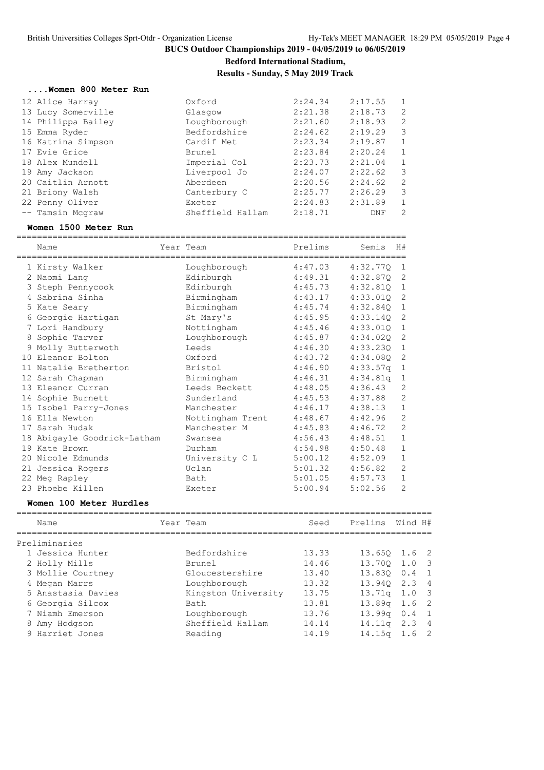# BUCS Outdoor Championships 2019 - 04/05/2019 to 06/05/2019

**Bedford International Stadium,**

**Results - Sunday, 5 May 2019 Track**

### ....Women 800 Meter Run

| | Name | Team | Prelims | Semis | H# |
|---|---|---|---|---|---|
| 12 | Alice Harray | Oxford | 2:24.34 | 2:17.55 | 1 |
| 13 | Lucy Somerville | Glasgow | 2:21.38 | 2:18.73 | 2 |
| 14 | Philippa Bailey | Loughborough | 2:21.60 | 2:18.93 | 2 |
| 15 | Emma Ryder | Bedfordshire | 2:24.62 | 2:19.29 | 3 |
| 16 | Katrina Simpson | Cardif Met | 2:23.34 | 2:19.87 | 1 |
| 17 | Evie Grice | Brunel | 2:23.84 | 2:20.24 | 1 |
| 18 | Alex Mundell | Imperial Col | 2:23.73 | 2:21.04 | 1 |
| 19 | Amy Jackson | Liverpool Jo | 2:24.07 | 2:22.62 | 3 |
| 20 | Caitlin Arnott | Aberdeen | 2:20.56 | 2:24.62 | 2 |
| 21 | Briony Walsh | Canterbury C | 2:25.77 | 2:26.29 | 3 |
| 22 | Penny Oliver | Exeter | 2:24.83 | 2:31.89 | 1 |
| -- | Tamsin Mcgraw | Sheffield Hallam | 2:18.71 | DNF | 2 |

### Women 1500 Meter Run

| | Name | Year Team | Prelims | Semis | H# |
|---|---|---|---|---|---|
| 1 | Kirsty Walker | Loughborough | 4:47.03 | 4:32.77Q | 1 |
| 2 | Naomi Lang | Edinburgh | 4:49.31 | 4:32.87Q | 2 |
| 3 | Steph Pennycook | Edinburgh | 4:45.73 | 4:32.81Q | 1 |
| 4 | Sabrina Sinha | Birmingham | 4:43.17 | 4:33.01Q | 2 |
| 5 | Kate Seary | Birmingham | 4:45.74 | 4:32.84Q | 1 |
| 6 | Georgie Hartigan | St Mary's | 4:45.95 | 4:33.14Q | 2 |
| 7 | Lori Handbury | Nottingham | 4:45.46 | 4:33.01Q | 1 |
| 8 | Sophie Tarver | Loughborough | 4:45.87 | 4:34.02Q | 2 |
| 9 | Molly Butterwoth | Leeds | 4:46.30 | 4:33.23Q | 1 |
| 10 | Eleanor Bolton | Oxford | 4:43.72 | 4:34.08Q | 2 |
| 11 | Natalie Bretherton | Bristol | 4:46.90 | 4:33.57q | 1 |
| 12 | Sarah Chapman | Birmingham | 4:46.31 | 4:34.81q | 1 |
| 13 | Eleanor Curran | Leeds Beckett | 4:48.05 | 4:36.43 | 2 |
| 14 | Sophie Burnett | Sunderland | 4:45.53 | 4:37.88 | 2 |
| 15 | Isobel Parry-Jones | Manchester | 4:46.17 | 4:38.13 | 1 |
| 16 | Ella Newton | Nottingham Trent | 4:48.67 | 4:42.96 | 2 |
| 17 | Sarah Hudak | Manchester M | 4:45.83 | 4:46.72 | 2 |
| 18 | Abigayle Goodrick-Latham | Swansea | 4:56.43 | 4:48.51 | 1 |
| 19 | Kate Brown | Durham | 4:54.98 | 4:50.48 | 1 |
| 20 | Nicole Edmunds | University C L | 5:00.12 | 4:52.09 | 1 |
| 21 | Jessica Rogers | Uclan | 5:01.32 | 4:56.82 | 2 |
| 22 | Meg Rapley | Bath | 5:01.05 | 4:57.73 | 1 |
| 23 | Phoebe Killen | Exeter | 5:00.94 | 5:02.56 | 2 |

### Women 100 Meter Hurdles

| | Name | Year Team | Seed | Prelims | Wind | H# |
|---|---|---|---|---|---|---|
| **Preliminaries** | | | | | | |
| 1 | Jessica Hunter | Bedfordshire | 13.33 | 13.65Q | 1.6 | 2 |
| 2 | Holly Mills | Brunel | 14.46 | 13.70Q | 1.0 | 3 |
| 3 | Mollie Courtney | Gloucestershire | 13.40 | 13.83Q | 0.4 | 1 |
| 4 | Megan Marrs | Loughborough | 13.32 | 13.94Q | 2.3 | 4 |
| 5 | Anastasia Davies | Kingston University | 13.75 | 13.71q | 1.0 | 3 |
| 6 | Georgia Silcox | Bath | 13.81 | 13.89q | 1.6 | 2 |
| 7 | Niamh Emerson | Loughborough | 13.76 | 13.99q | 0.4 | 1 |
| 8 | Amy Hodgson | Sheffield Hallam | 14.14 | 14.11q | 2.3 | 4 |
| 9 | Harriet Jones | Reading | 14.19 | 14.15q | 1.6 | 2 |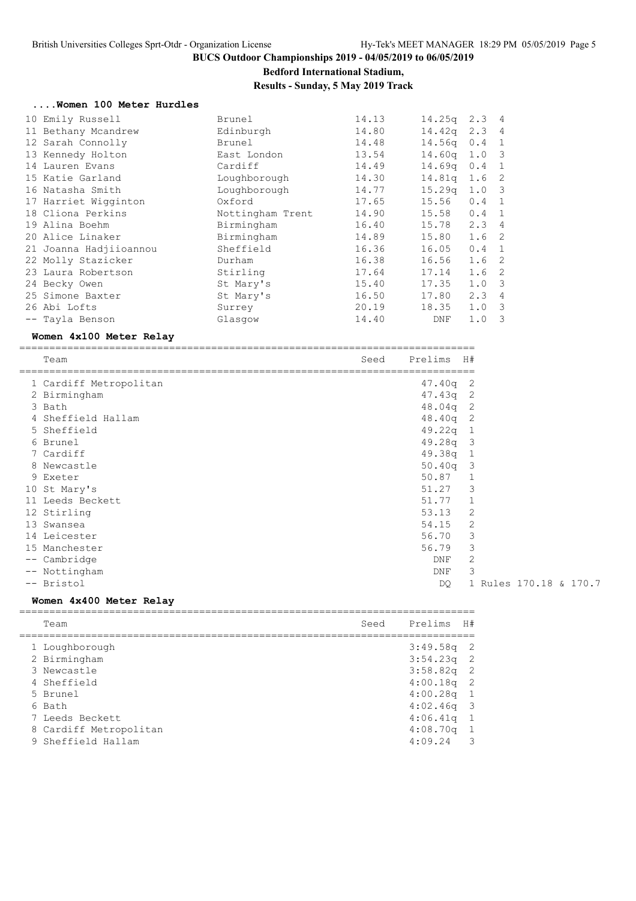## BUCS Outdoor Championships 2019 - 04/05/2019 to 06/05/2019

**Bedford International Stadium,**

**Results - Sunday, 5 May 2019 Track**

### ....Women 100 Meter Hurdles

| Place | Name | School | Seed | Prelims | Wind | H# |
|---|---|---|---|---|---|---|
| 10 | Emily Russell | Brunel | 14.13 | 14.25q | 2.3 | 4 |
| 11 | Bethany Mcandrew | Edinburgh | 14.80 | 14.42q | 2.3 | 4 |
| 12 | Sarah Connolly | Brunel | 14.48 | 14.56q | 0.4 | 1 |
| 13 | Kennedy Holton | East London | 13.54 | 14.60q | 1.0 | 3 |
| 14 | Lauren Evans | Cardiff | 14.49 | 14.69q | 0.4 | 1 |
| 15 | Katie Garland | Loughborough | 14.30 | 14.81q | 1.6 | 2 |
| 16 | Natasha Smith | Loughborough | 14.77 | 15.29q | 1.0 | 3 |
| 17 | Harriet Wigginton | Oxford | 17.65 | 15.56 | 0.4 | 1 |
| 18 | Cliona Perkins | Nottingham Trent | 14.90 | 15.58 | 0.4 | 1 |
| 19 | Alina Boehm | Birmingham | 16.40 | 15.78 | 2.3 | 4 |
| 20 | Alice Linaker | Birmingham | 14.89 | 15.80 | 1.6 | 2 |
| 21 | Joanna Hadjiioannou | Sheffield | 16.36 | 16.05 | 0.4 | 1 |
| 22 | Molly Stazicker | Durham | 16.38 | 16.56 | 1.6 | 2 |
| 23 | Laura Robertson | Stirling | 17.64 | 17.14 | 1.6 | 2 |
| 24 | Becky Owen | St Mary's | 15.40 | 17.35 | 1.0 | 3 |
| 25 | Simone Baxter | St Mary's | 16.50 | 17.80 | 2.3 | 4 |
| 26 | Abi Lofts | Surrey | 20.19 | 18.35 | 1.0 | 3 |
| -- | Tayla Benson | Glasgow | 14.40 | DNF | 1.0 | 3 |

### Women 4x100 Meter Relay

| Place | Team | Seed | Prelims | H# | |
|---|---|---|---|---|---|
| 1 | Cardiff Metropolitan | | 47.40q | 2 | |
| 2 | Birmingham | | 47.43q | 2 | |
| 3 | Bath | | 48.04q | 2 | |
| 4 | Sheffield Hallam | | 48.40q | 2 | |
| 5 | Sheffield | | 49.22q | 1 | |
| 6 | Brunel | | 49.28q | 3 | |
| 7 | Cardiff | | 49.38q | 1 | |
| 8 | Newcastle | | 50.40q | 3 | |
| 9 | Exeter | | 50.87 | 1 | |
| 10 | St Mary's | | 51.27 | 3 | |
| 11 | Leeds Beckett | | 51.77 | 1 | |
| 12 | Stirling | | 53.13 | 2 | |
| 13 | Swansea | | 54.15 | 2 | |
| 14 | Leicester | | 56.70 | 3 | |
| 15 | Manchester | | 56.79 | 3 | |
| -- | Cambridge | | DNF | 2 | |
| -- | Nottingham | | DNF | 3 | |
| -- | Bristol | | DQ | 1 | Rules 170.18 & 170.7 |

### Women 4x400 Meter Relay

| Place | Team | Seed | Prelims | H# |
|---|---|---|---|---|
| 1 | Loughborough | | 3:49.58q | 2 |
| 2 | Birmingham | | 3:54.23q | 2 |
| 3 | Newcastle | | 3:58.82q | 2 |
| 4 | Sheffield | | 4:00.18q | 2 |
| 5 | Brunel | | 4:00.28q | 1 |
| 6 | Bath | | 4:02.46q | 3 |
| 7 | Leeds Beckett | | 4:06.41q | 1 |
| 8 | Cardiff Metropolitan | | 4:08.70q | 1 |
| 9 | Sheffield Hallam | | 4:09.24 | 3 |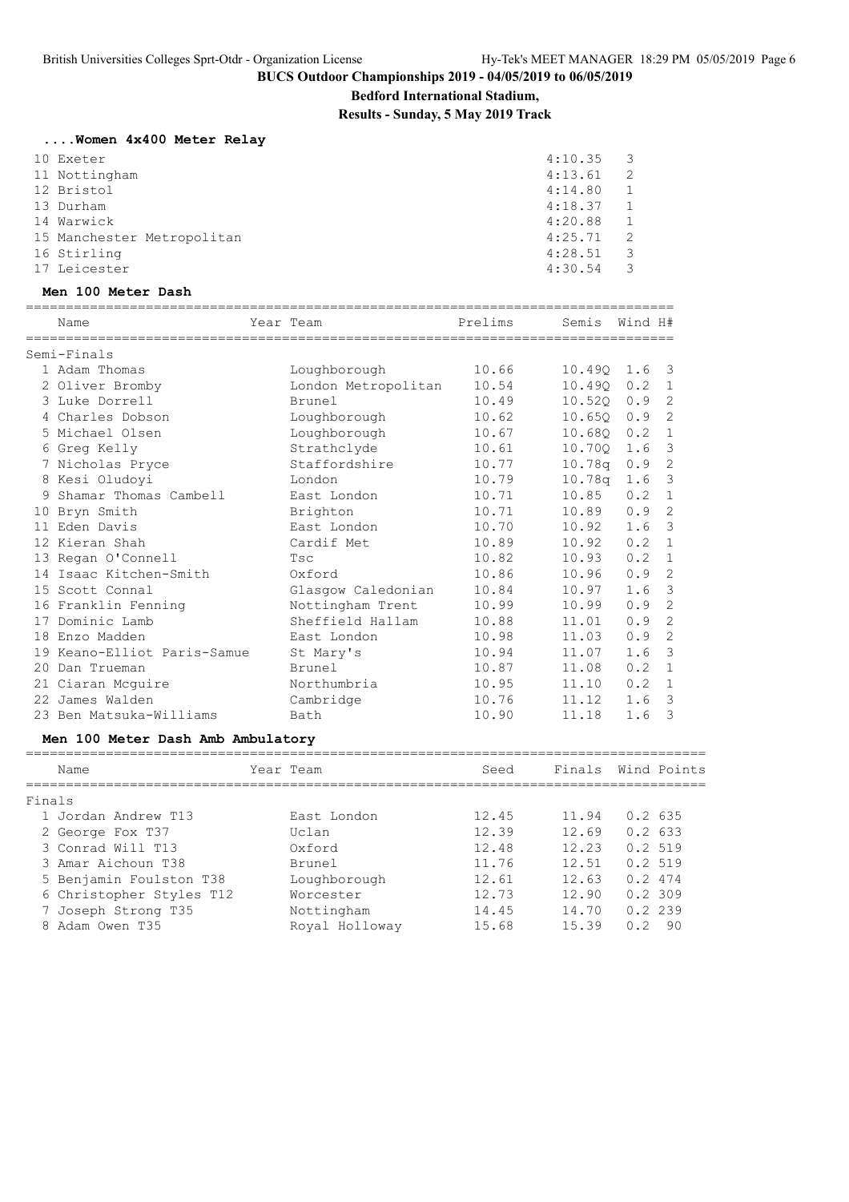### ....Women 4x400 Meter Relay

| | | | |
|---|---|---|---|
| 10 | Exeter | 4:10.35 | 3 |
| 11 | Nottingham | 4:13.61 | 2 |
| 12 | Bristol | 4:14.80 | 1 |
| 13 | Durham | 4:18.37 | 1 |
| 14 | Warwick | 4:20.88 | 1 |
| 15 | Manchester Metropolitan | 4:25.71 | 2 |
| 16 | Stirling | 4:28.51 | 3 |
| 17 | Leicester | 4:30.54 | 3 |

### Men 100 Meter Dash

| | Name | Year Team | Prelims | Semis | Wind | H# |
|---|---|---|---|---|---|---|
| **Semi-Finals** | | | | | | |
| 1 | Adam Thomas | Loughborough | 10.66 | 10.49Q | 1.6 | 3 |
| 2 | Oliver Bromby | London Metropolitan | 10.54 | 10.49Q | 0.2 | 1 |
| 3 | Luke Dorrell | Brunel | 10.49 | 10.52Q | 0.9 | 2 |
| 4 | Charles Dobson | Loughborough | 10.62 | 10.65Q | 0.9 | 2 |
| 5 | Michael Olsen | Loughborough | 10.67 | 10.68Q | 0.2 | 1 |
| 6 | Greg Kelly | Strathclyde | 10.61 | 10.70Q | 1.6 | 3 |
| 7 | Nicholas Pryce | Staffordshire | 10.77 | 10.78q | 0.9 | 2 |
| 8 | Kesi Oludoyi | London | 10.79 | 10.78q | 1.6 | 3 |
| 9 | Shamar Thomas Cambell | East London | 10.71 | 10.85 | 0.2 | 1 |
| 10 | Bryn Smith | Brighton | 10.71 | 10.89 | 0.9 | 2 |
| 11 | Eden Davis | East London | 10.70 | 10.92 | 1.6 | 3 |
| 12 | Kieran Shah | Cardif Met | 10.89 | 10.92 | 0.2 | 1 |
| 13 | Regan O'Connell | Tsc | 10.82 | 10.93 | 0.2 | 1 |
| 14 | Isaac Kitchen-Smith | Oxford | 10.86 | 10.96 | 0.9 | 2 |
| 15 | Scott Connal | Glasgow Caledonian | 10.84 | 10.97 | 1.6 | 3 |
| 16 | Franklin Fenning | Nottingham Trent | 10.99 | 10.99 | 0.9 | 2 |
| 17 | Dominic Lamb | Sheffield Hallam | 10.88 | 11.01 | 0.9 | 2 |
| 18 | Enzo Madden | East London | 10.98 | 11.03 | 0.9 | 2 |
| 19 | Keano-Elliot Paris-Samue | St Mary's | 10.94 | 11.07 | 1.6 | 3 |
| 20 | Dan Trueman | Brunel | 10.87 | 11.08 | 0.2 | 1 |
| 21 | Ciaran Mcguire | Northumbria | 10.95 | 11.10 | 0.2 | 1 |
| 22 | James Walden | Cambridge | 10.76 | 11.12 | 1.6 | 3 |
| 23 | Ben Matsuka-Williams | Bath | 10.90 | 11.18 | 1.6 | 3 |

### Men 100 Meter Dash Amb Ambulatory

| | Name | Year Team | Seed | Finals | Wind | Points |
|---|---|---|---|---|---|---|
| **Finals** | | | | | | |
| 1 | Jordan Andrew T13 | East London | 12.45 | 11.94 | 0.2 | 635 |
| 2 | George Fox T37 | Uclan | 12.39 | 12.69 | 0.2 | 633 |
| 3 | Conrad Will T13 | Oxford | 12.48 | 12.23 | 0.2 | 519 |
| 3 | Amar Aichoun T38 | Brunel | 11.76 | 12.51 | 0.2 | 519 |
| 5 | Benjamin Foulston T38 | Loughborough | 12.61 | 12.63 | 0.2 | 474 |
| 6 | Christopher Styles T12 | Worcester | 12.73 | 12.90 | 0.2 | 309 |
| 7 | Joseph Strong T35 | Nottingham | 14.45 | 14.70 | 0.2 | 239 |
| 8 | Adam Owen T35 | Royal Holloway | 15.68 | 15.39 | 0.2 | 90 |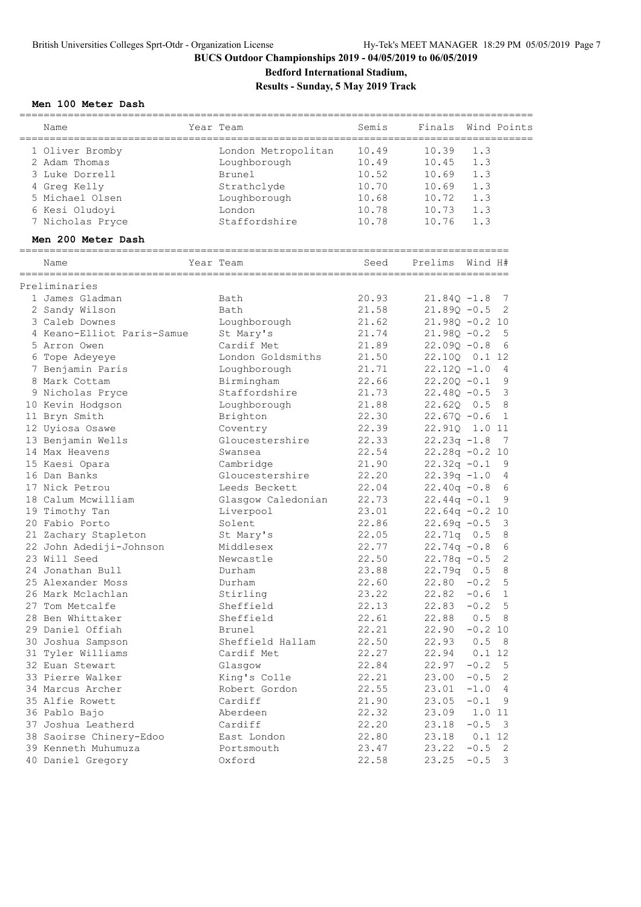# BUCS Outdoor Championships 2019 - 04/05/2019 to 06/05/2019

**Bedford International Stadium,**

**Results - Sunday, 5 May 2019 Track**

### Men 100 Meter Dash

| | Name | Year | Team | Semis | Finals | Wind | Points |
|---|---|---|---|---|---|---|---|
| 1 | Oliver Bromby | | London Metropolitan | 10.49 | 10.39 | 1.3 | |
| 2 | Adam Thomas | | Loughborough | 10.49 | 10.45 | 1.3 | |
| 3 | Luke Dorrell | | Brunel | 10.52 | 10.69 | 1.3 | |
| 4 | Greg Kelly | | Strathclyde | 10.70 | 10.69 | 1.3 | |
| 5 | Michael Olsen | | Loughborough | 10.68 | 10.72 | 1.3 | |
| 6 | Kesi Oludoyi | | London | 10.78 | 10.73 | 1.3 | |
| 7 | Nicholas Pryce | | Staffordshire | 10.78 | 10.76 | 1.3 | |

### Men 200 Meter Dash

| | Name | Year | Team | Seed | Prelims | Wind | H# |
|---|---|---|---|---|---|---|---|
| **Preliminaries** | | | | | | | |
| 1 | James Gladman | | Bath | 20.93 | 21.84Q | -1.8 | 7 |
| 2 | Sandy Wilson | | Bath | 21.58 | 21.89Q | -0.5 | 2 |
| 3 | Caleb Downes | | Loughborough | 21.62 | 21.98Q | -0.2 | 10 |
| 4 | Keano-Elliot Paris-Samue | | St Mary's | 21.74 | 21.98Q | -0.2 | 5 |
| 5 | Arron Owen | | Cardif Met | 21.89 | 22.09Q | -0.8 | 6 |
| 6 | Tope Adeyeye | | London Goldsmiths | 21.50 | 22.10Q | 0.1 | 12 |
| 7 | Benjamin Paris | | Loughborough | 21.71 | 22.12Q | -1.0 | 4 |
| 8 | Mark Cottam | | Birmingham | 22.66 | 22.20Q | -0.1 | 9 |
| 9 | Nicholas Pryce | | Staffordshire | 21.73 | 22.48Q | -0.5 | 3 |
| 10 | Kevin Hodgson | | Loughborough | 21.88 | 22.62Q | 0.5 | 8 |
| 11 | Bryn Smith | | Brighton | 22.30 | 22.67Q | -0.6 | 1 |
| 12 | Uyiosa Osawe | | Coventry | 22.39 | 22.91Q | 1.0 | 11 |
| 13 | Benjamin Wells | | Gloucestershire | 22.33 | 22.23q | -1.8 | 7 |
| 14 | Max Heavens | | Swansea | 22.54 | 22.28q | -0.2 | 10 |
| 15 | Kaesi Opara | | Cambridge | 21.90 | 22.32q | -0.1 | 9 |
| 16 | Dan Banks | | Gloucestershire | 22.20 | 22.39q | -1.0 | 4 |
| 17 | Nick Petrou | | Leeds Beckett | 22.04 | 22.40q | -0.8 | 6 |
| 18 | Calum Mcwilliam | | Glasgow Caledonian | 22.73 | 22.44q | -0.1 | 9 |
| 19 | Timothy Tan | | Liverpool | 23.01 | 22.64q | -0.2 | 10 |
| 20 | Fabio Porto | | Solent | 22.86 | 22.69q | -0.5 | 3 |
| 21 | Zachary Stapleton | | St Mary's | 22.05 | 22.71q | 0.5 | 8 |
| 22 | John Adediji-Johnson | | Middlesex | 22.77 | 22.74q | -0.8 | 6 |
| 23 | Will Seed | | Newcastle | 22.50 | 22.78q | -0.5 | 2 |
| 24 | Jonathan Bull | | Durham | 23.88 | 22.79q | 0.5 | 8 |
| 25 | Alexander Moss | | Durham | 22.60 | 22.80 | -0.2 | 5 |
| 26 | Mark Mclachlan | | Stirling | 23.22 | 22.82 | -0.6 | 1 |
| 27 | Tom Metcalfe | | Sheffield | 22.13 | 22.83 | -0.2 | 5 |
| 28 | Ben Whittaker | | Sheffield | 22.61 | 22.88 | 0.5 | 8 |
| 29 | Daniel Offiah | | Brunel | 22.21 | 22.90 | -0.2 | 10 |
| 30 | Joshua Sampson | | Sheffield Hallam | 22.50 | 22.93 | 0.5 | 8 |
| 31 | Tyler Williams | | Cardif Met | 22.27 | 22.94 | 0.1 | 12 |
| 32 | Euan Stewart | | Glasgow | 22.84 | 22.97 | -0.2 | 5 |
| 33 | Pierre Walker | | King's Colle | 22.21 | 23.00 | -0.5 | 2 |
| 34 | Marcus Archer | | Robert Gordon | 22.55 | 23.01 | -1.0 | 4 |
| 35 | Alfie Rowett | | Cardiff | 21.90 | 23.05 | -0.1 | 9 |
| 36 | Pablo Bajo | | Aberdeen | 22.32 | 23.09 | 1.0 | 11 |
| 37 | Joshua Leatherd | | Cardiff | 22.20 | 23.18 | -0.5 | 3 |
| 38 | Saoirse Chinery-Edoo | | East London | 22.80 | 23.18 | 0.1 | 12 |
| 39 | Kenneth Muhumuza | | Portsmouth | 23.47 | 23.22 | -0.5 | 2 |
| 40 | Daniel Gregory | | Oxford | 22.58 | 23.25 | -0.5 | 3 |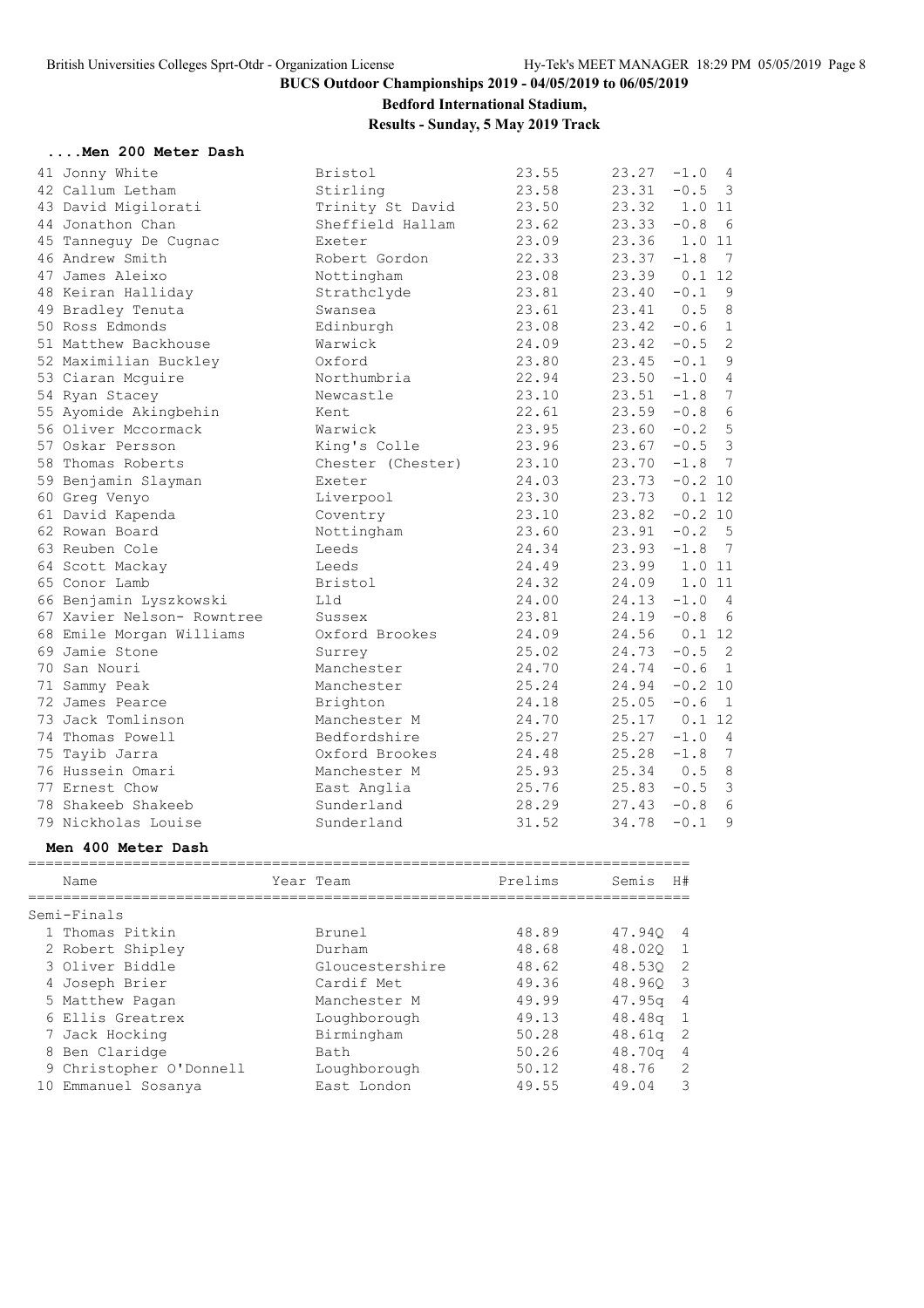# BUCS Outdoor Championships 2019 - 04/05/2019 to 06/05/2019

**Bedford International Stadium,**

**Results - Sunday, 5 May 2019 Track**

### ....Men 200 Meter Dash

| Place | Name | Team | Prelims | Semis | Wind | H# |
|---|---|---|---|---|---|---|
| 41 | Jonny White | Bristol | 23.55 | 23.27 | -1.0 | 4 |
| 42 | Callum Letham | Stirling | 23.58 | 23.31 | -0.5 | 3 |
| 43 | David Migilorati | Trinity St David | 23.50 | 23.32 | 1.0 | 11 |
| 44 | Jonathon Chan | Sheffield Hallam | 23.62 | 23.33 | -0.8 | 6 |
| 45 | Tanneguy De Cugnac | Exeter | 23.09 | 23.36 | 1.0 | 11 |
| 46 | Andrew Smith | Robert Gordon | 22.33 | 23.37 | -1.8 | 7 |
| 47 | James Aleixo | Nottingham | 23.08 | 23.39 | 0.1 | 12 |
| 48 | Keiran Halliday | Strathclyde | 23.81 | 23.40 | -0.1 | 9 |
| 49 | Bradley Tenuta | Swansea | 23.61 | 23.41 | 0.5 | 8 |
| 50 | Ross Edmonds | Edinburgh | 23.08 | 23.42 | -0.6 | 1 |
| 51 | Matthew Backhouse | Warwick | 24.09 | 23.42 | -0.5 | 2 |
| 52 | Maximilian Buckley | Oxford | 23.80 | 23.45 | -0.1 | 9 |
| 53 | Ciaran Mcguire | Northumbria | 22.94 | 23.50 | -1.0 | 4 |
| 54 | Ryan Stacey | Newcastle | 23.10 | 23.51 | -1.8 | 7 |
| 55 | Ayomide Akingbehin | Kent | 22.61 | 23.59 | -0.8 | 6 |
| 56 | Oliver Mccormack | Warwick | 23.95 | 23.60 | -0.2 | 5 |
| 57 | Oskar Persson | King's Colle | 23.96 | 23.67 | -0.5 | 3 |
| 58 | Thomas Roberts | Chester (Chester) | 23.10 | 23.70 | -1.8 | 7 |
| 59 | Benjamin Slayman | Exeter | 24.03 | 23.73 | -0.2 | 10 |
| 60 | Greg Venyo | Liverpool | 23.30 | 23.73 | 0.1 | 12 |
| 61 | David Kapenda | Coventry | 23.10 | 23.82 | -0.2 | 10 |
| 62 | Rowan Board | Nottingham | 23.60 | 23.91 | -0.2 | 5 |
| 63 | Reuben Cole | Leeds | 24.34 | 23.93 | -1.8 | 7 |
| 64 | Scott Mackay | Leeds | 24.49 | 23.99 | 1.0 | 11 |
| 65 | Conor Lamb | Bristol | 24.32 | 24.09 | 1.0 | 11 |
| 66 | Benjamin Lyszkowski | Lld | 24.00 | 24.13 | -1.0 | 4 |
| 67 | Xavier Nelson- Rowntree | Sussex | 23.81 | 24.19 | -0.8 | 6 |
| 68 | Emile Morgan Williams | Oxford Brookes | 24.09 | 24.56 | 0.1 | 12 |
| 69 | Jamie Stone | Surrey | 25.02 | 24.73 | -0.5 | 2 |
| 70 | San Nouri | Manchester | 24.70 | 24.74 | -0.6 | 1 |
| 71 | Sammy Peak | Manchester | 25.24 | 24.94 | -0.2 | 10 |
| 72 | James Pearce | Brighton | 24.18 | 25.05 | -0.6 | 1 |
| 73 | Jack Tomlinson | Manchester M | 24.70 | 25.17 | 0.1 | 12 |
| 74 | Thomas Powell | Bedfordshire | 25.27 | 25.27 | -1.0 | 4 |
| 75 | Tayib Jarra | Oxford Brookes | 24.48 | 25.28 | -1.8 | 7 |
| 76 | Hussein Omari | Manchester M | 25.93 | 25.34 | 0.5 | 8 |
| 77 | Ernest Chow | East Anglia | 25.76 | 25.83 | -0.5 | 3 |
| 78 | Shakeeb Shakeeb | Sunderland | 28.29 | 27.43 | -0.8 | 6 |
| 79 | Nickholas Louise | Sunderland | 31.52 | 34.78 | -0.1 | 9 |

### Men 400 Meter Dash

**Semi-Finals**

| Place | Name | Year | Team | Prelims | Semis | H# |
|---|---|---|---|---|---|---|
| 1 | Thomas Pitkin | | Brunel | 48.89 | 47.94Q | 4 |
| 2 | Robert Shipley | | Durham | 48.68 | 48.02Q | 1 |
| 3 | Oliver Biddle | | Gloucestershire | 48.62 | 48.53Q | 2 |
| 4 | Joseph Brier | | Cardif Met | 49.36 | 48.96Q | 3 |
| 5 | Matthew Pagan | | Manchester M | 49.99 | 47.95q | 4 |
| 6 | Ellis Greatrex | | Loughborough | 49.13 | 48.48q | 1 |
| 7 | Jack Hocking | | Birmingham | 50.28 | 48.61q | 2 |
| 8 | Ben Claridge | | Bath | 50.26 | 48.70q | 4 |
| 9 | Christopher O'Donnell | | Loughborough | 50.12 | 48.76 | 2 |
| 10 | Emmanuel Sosanya | | East London | 49.55 | 49.04 | 3 |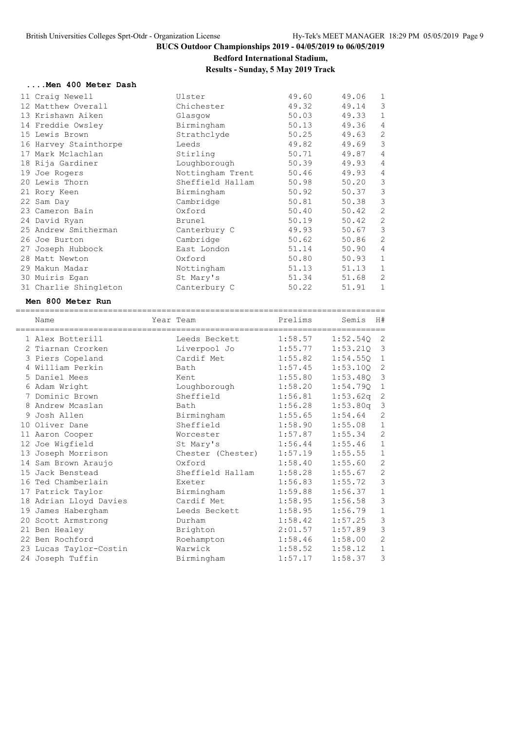# BUCS Outdoor Championships 2019 - 04/05/2019 to 06/05/2019

**Bedford International Stadium,**

**Results - Sunday, 5 May 2019 Track**

### ....Men 400 Meter Dash

| Place | Name | Team | Prelims | Semis | H# |
|---|---|---|---|---|---|
| 11 | Craig Newell | Ulster | 49.60 | 49.06 | 1 |
| 12 | Matthew Overall | Chichester | 49.32 | 49.14 | 3 |
| 13 | Krishawn Aiken | Glasgow | 50.03 | 49.33 | 1 |
| 14 | Freddie Owsley | Birmingham | 50.13 | 49.36 | 4 |
| 15 | Lewis Brown | Strathclyde | 50.25 | 49.63 | 2 |
| 16 | Harvey Stainthorpe | Leeds | 49.82 | 49.69 | 3 |
| 17 | Mark Mclachlan | Stirling | 50.71 | 49.87 | 4 |
| 18 | Rija Gardiner | Loughborough | 50.39 | 49.93 | 4 |
| 19 | Joe Rogers | Nottingham Trent | 50.46 | 49.93 | 4 |
| 20 | Lewis Thorn | Sheffield Hallam | 50.98 | 50.20 | 3 |
| 21 | Rory Keen | Birmingham | 50.92 | 50.37 | 3 |
| 22 | Sam Day | Cambridge | 50.81 | 50.38 | 3 |
| 23 | Cameron Bain | Oxford | 50.40 | 50.42 | 2 |
| 24 | David Ryan | Brunel | 50.19 | 50.42 | 2 |
| 25 | Andrew Smitherman | Canterbury C | 49.93 | 50.67 | 3 |
| 26 | Joe Burton | Cambridge | 50.62 | 50.86 | 2 |
| 27 | Joseph Hubbock | East London | 51.14 | 50.90 | 4 |
| 28 | Matt Newton | Oxford | 50.80 | 50.93 | 1 |
| 29 | Makun Madar | Nottingham | 51.13 | 51.13 | 1 |
| 30 | Muiris Egan | St Mary's | 51.34 | 51.68 | 2 |
| 31 | Charlie Shingleton | Canterbury C | 50.22 | 51.91 | 1 |

### Men 800 Meter Run

| Place | Name | Year Team | Prelims | Semis | H# |
|---|---|---|---|---|---|
| 1 | Alex Botterill | Leeds Beckett | 1:58.57 | 1:52.54Q | 2 |
| 2 | Tiarnan Crorken | Liverpool Jo | 1:55.77 | 1:53.21Q | 3 |
| 3 | Piers Copeland | Cardif Met | 1:55.82 | 1:54.55Q | 1 |
| 4 | William Perkin | Bath | 1:57.45 | 1:53.10Q | 2 |
| 5 | Daniel Mees | Kent | 1:55.80 | 1:53.48Q | 3 |
| 6 | Adam Wright | Loughborough | 1:58.20 | 1:54.79Q | 1 |
| 7 | Dominic Brown | Sheffield | 1:56.81 | 1:53.62q | 2 |
| 8 | Andrew Mcaslan | Bath | 1:56.28 | 1:53.80q | 3 |
| 9 | Josh Allen | Birmingham | 1:55.65 | 1:54.64 | 2 |
| 10 | Oliver Dane | Sheffield | 1:58.90 | 1:55.08 | 1 |
| 11 | Aaron Cooper | Worcester | 1:57.87 | 1:55.34 | 2 |
| 12 | Joe Wigfield | St Mary's | 1:56.44 | 1:55.46 | 1 |
| 13 | Joseph Morrison | Chester (Chester) | 1:57.19 | 1:55.55 | 1 |
| 14 | Sam Brown Araujo | Oxford | 1:58.40 | 1:55.60 | 2 |
| 15 | Jack Benstead | Sheffield Hallam | 1:58.28 | 1:55.67 | 2 |
| 16 | Ted Chamberlain | Exeter | 1:56.83 | 1:55.72 | 3 |
| 17 | Patrick Taylor | Birmingham | 1:59.88 | 1:56.37 | 1 |
| 18 | Adrian Lloyd Davies | Cardif Met | 1:58.95 | 1:56.58 | 3 |
| 19 | James Habergham | Leeds Beckett | 1:58.95 | 1:56.79 | 1 |
| 20 | Scott Armstrong | Durham | 1:58.42 | 1:57.25 | 3 |
| 21 | Ben Healey | Brighton | 2:01.57 | 1:57.89 | 3 |
| 22 | Ben Rochford | Roehampton | 1:58.46 | 1:58.00 | 2 |
| 23 | Lucas Taylor-Costin | Warwick | 1:58.52 | 1:58.12 | 1 |
| 24 | Joseph Tuffin | Birmingham | 1:57.17 | 1:58.37 | 3 |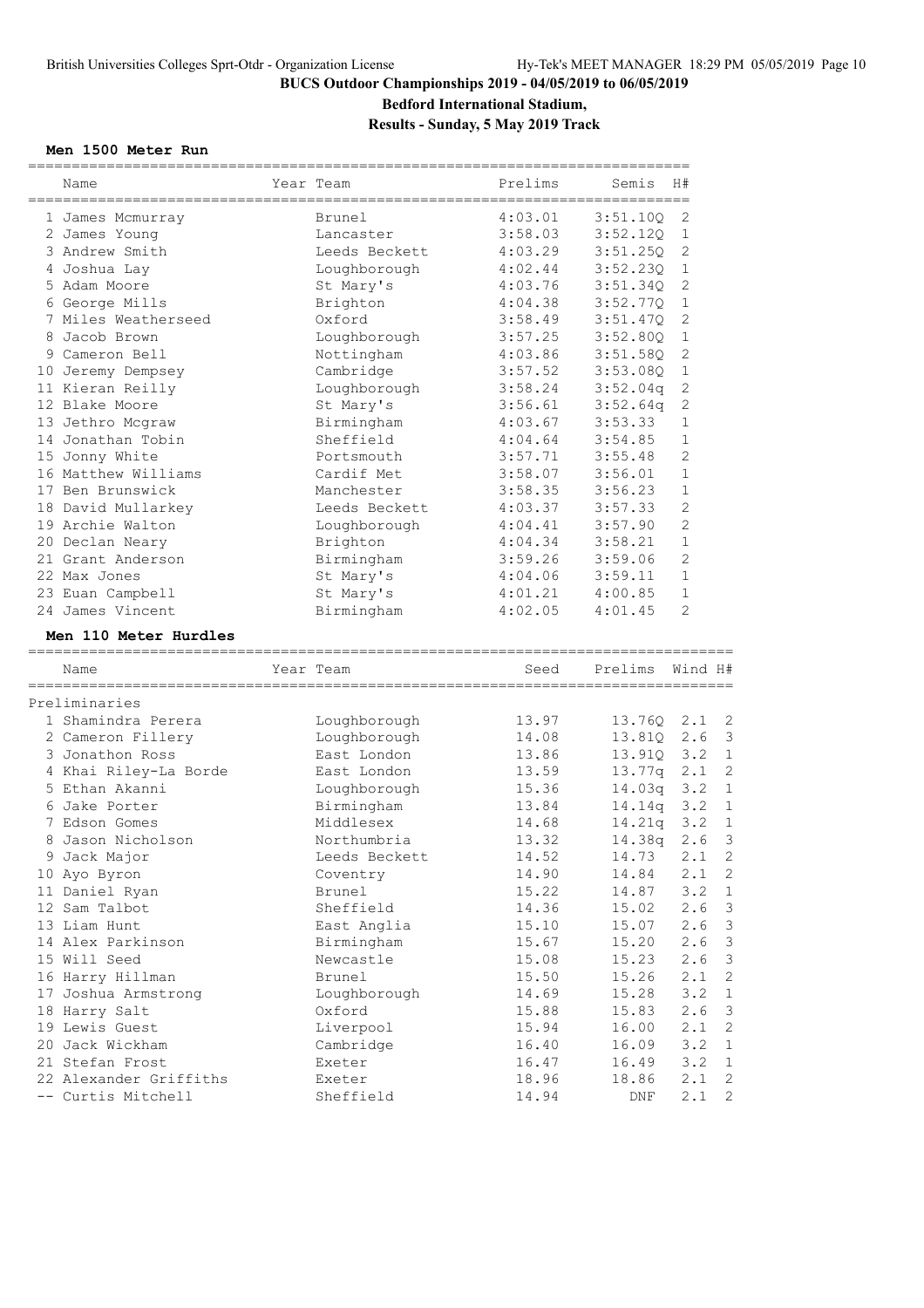**BUCS Outdoor Championships 2019 - 04/05/2019 to 06/05/2019**

**Bedford International Stadium,**

**Results - Sunday, 5 May 2019 Track**

### Men 1500 Meter Run

| | Name | Year | Team | Prelims | Semis | H# |
|---|---|---|---|---|---|---|
| 1 | James Mcmurray | | Brunel | 4:03.01 | 3:51.10Q | 2 |
| 2 | James Young | | Lancaster | 3:58.03 | 3:52.12Q | 1 |
| 3 | Andrew Smith | | Leeds Beckett | 4:03.29 | 3:51.25Q | 2 |
| 4 | Joshua Lay | | Loughborough | 4:02.44 | 3:52.23Q | 1 |
| 5 | Adam Moore | | St Mary's | 4:03.76 | 3:51.34Q | 2 |
| 6 | George Mills | | Brighton | 4:04.38 | 3:52.77Q | 1 |
| 7 | Miles Weatherseed | | Oxford | 3:58.49 | 3:51.47Q | 2 |
| 8 | Jacob Brown | | Loughborough | 3:57.25 | 3:52.80Q | 1 |
| 9 | Cameron Bell | | Nottingham | 4:03.86 | 3:51.58Q | 2 |
| 10 | Jeremy Dempsey | | Cambridge | 3:57.52 | 3:53.08Q | 1 |
| 11 | Kieran Reilly | | Loughborough | 3:58.24 | 3:52.04q | 2 |
| 12 | Blake Moore | | St Mary's | 3:56.61 | 3:52.64q | 2 |
| 13 | Jethro Mcgraw | | Birmingham | 4:03.67 | 3:53.33 | 1 |
| 14 | Jonathan Tobin | | Sheffield | 4:04.64 | 3:54.85 | 1 |
| 15 | Jonny White | | Portsmouth | 3:57.71 | 3:55.48 | 2 |
| 16 | Matthew Williams | | Cardif Met | 3:58.07 | 3:56.01 | 1 |
| 17 | Ben Brunswick | | Manchester | 3:58.35 | 3:56.23 | 1 |
| 18 | David Mullarkey | | Leeds Beckett | 4:03.37 | 3:57.33 | 2 |
| 19 | Archie Walton | | Loughborough | 4:04.41 | 3:57.90 | 2 |
| 20 | Declan Neary | | Brighton | 4:04.34 | 3:58.21 | 1 |
| 21 | Grant Anderson | | Birmingham | 3:59.26 | 3:59.06 | 2 |
| 22 | Max Jones | | St Mary's | 4:04.06 | 3:59.11 | 1 |
| 23 | Euan Campbell | | St Mary's | 4:01.21 | 4:00.85 | 1 |
| 24 | James Vincent | | Birmingham | 4:02.05 | 4:01.45 | 2 |

### Men 110 Meter Hurdles

| | Name | Year | Team | Seed | Prelims | Wind | H# |
|---|---|---|---|---|---|---|---|
| **Preliminaries** | | | | | | | |
| 1 | Shamindra Perera | | Loughborough | 13.97 | 13.76Q | 2.1 | 2 |
| 2 | Cameron Fillery | | Loughborough | 14.08 | 13.81Q | 2.6 | 3 |
| 3 | Jonathon Ross | | East London | 13.86 | 13.91Q | 3.2 | 1 |
| 4 | Khai Riley-La Borde | | East London | 13.59 | 13.77q | 2.1 | 2 |
| 5 | Ethan Akanni | | Loughborough | 15.36 | 14.03q | 3.2 | 1 |
| 6 | Jake Porter | | Birmingham | 13.84 | 14.14q | 3.2 | 1 |
| 7 | Edson Gomes | | Middlesex | 14.68 | 14.21q | 3.2 | 1 |
| 8 | Jason Nicholson | | Northumbria | 13.32 | 14.38q | 2.6 | 3 |
| 9 | Jack Major | | Leeds Beckett | 14.52 | 14.73 | 2.1 | 2 |
| 10 | Ayo Byron | | Coventry | 14.90 | 14.84 | 2.1 | 2 |
| 11 | Daniel Ryan | | Brunel | 15.22 | 14.87 | 3.2 | 1 |
| 12 | Sam Talbot | | Sheffield | 14.36 | 15.02 | 2.6 | 3 |
| 13 | Liam Hunt | | East Anglia | 15.10 | 15.07 | 2.6 | 3 |
| 14 | Alex Parkinson | | Birmingham | 15.67 | 15.20 | 2.6 | 3 |
| 15 | Will Seed | | Newcastle | 15.08 | 15.23 | 2.6 | 3 |
| 16 | Harry Hillman | | Brunel | 15.50 | 15.26 | 2.1 | 2 |
| 17 | Joshua Armstrong | | Loughborough | 14.69 | 15.28 | 3.2 | 1 |
| 18 | Harry Salt | | Oxford | 15.88 | 15.83 | 2.6 | 3 |
| 19 | Lewis Guest | | Liverpool | 15.94 | 16.00 | 2.1 | 2 |
| 20 | Jack Wickham | | Cambridge | 16.40 | 16.09 | 3.2 | 1 |
| 21 | Stefan Frost | | Exeter | 16.47 | 16.49 | 3.2 | 1 |
| 22 | Alexander Griffiths | | Exeter | 18.96 | 18.86 | 2.1 | 2 |
| -- | Curtis Mitchell | | Sheffield | 14.94 | DNF | 2.1 | 2 |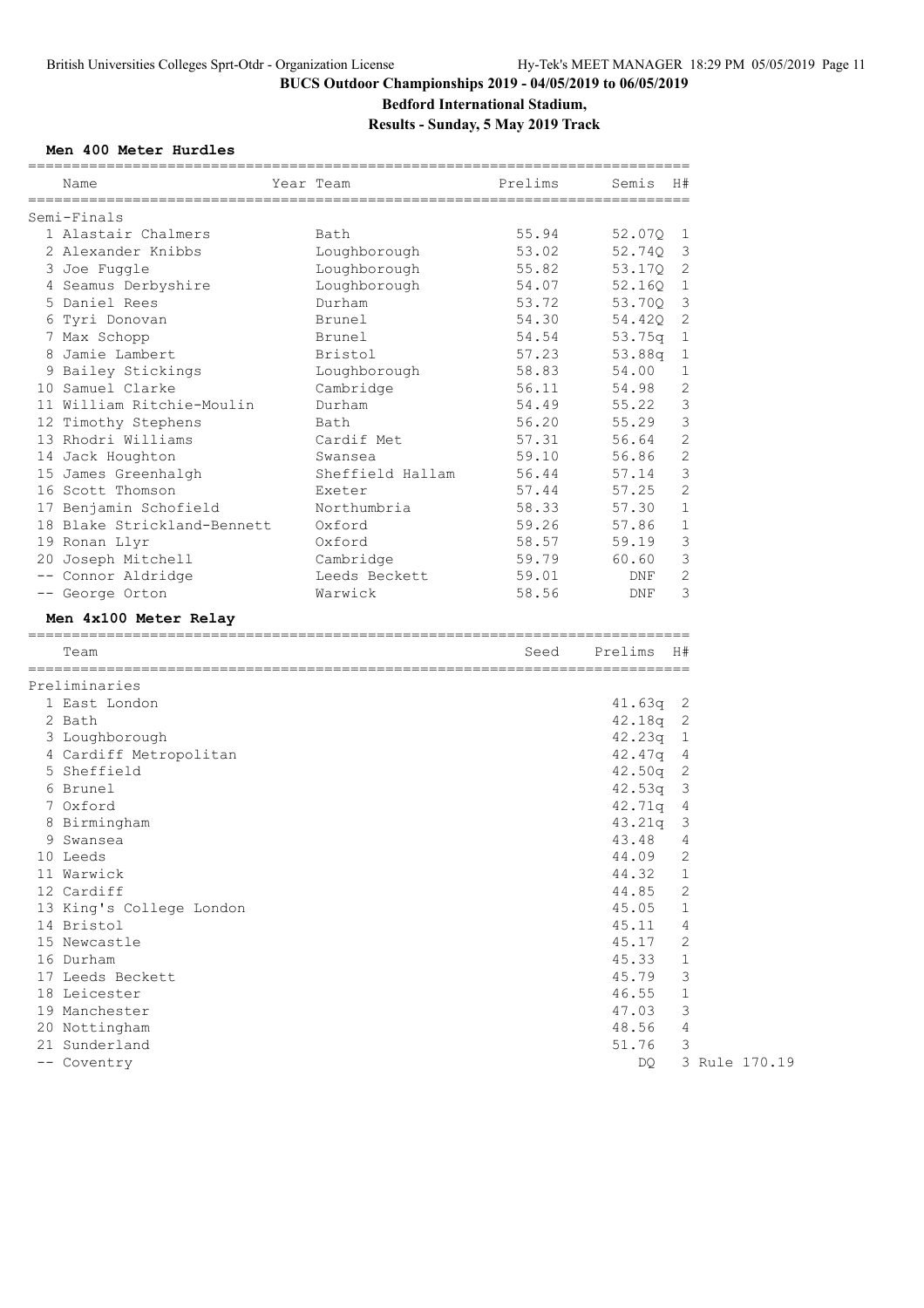# BUCS Outdoor Championships 2019 - 04/05/2019 to 06/05/2019

**Bedford International Stadium,**

**Results - Sunday, 5 May 2019 Track**

### Men 400 Meter Hurdles

| | Name | Year Team | Prelims | Semis | H# |
|---|---|---|---|---|---|
| **Semi-Finals** | | | | | |
| 1 | Alastair Chalmers | Bath | 55.94 | 52.07Q | 1 |
| 2 | Alexander Knibbs | Loughborough | 53.02 | 52.74Q | 3 |
| 3 | Joe Fuggle | Loughborough | 55.82 | 53.17Q | 2 |
| 4 | Seamus Derbyshire | Loughborough | 54.07 | 52.16Q | 1 |
| 5 | Daniel Rees | Durham | 53.72 | 53.70Q | 3 |
| 6 | Tyri Donovan | Brunel | 54.30 | 54.42Q | 2 |
| 7 | Max Schopp | Brunel | 54.54 | 53.75q | 1 |
| 8 | Jamie Lambert | Bristol | 57.23 | 53.88q | 1 |
| 9 | Bailey Stickings | Loughborough | 58.83 | 54.00 | 1 |
| 10 | Samuel Clarke | Cambridge | 56.11 | 54.98 | 2 |
| 11 | William Ritchie-Moulin | Durham | 54.49 | 55.22 | 3 |
| 12 | Timothy Stephens | Bath | 56.20 | 55.29 | 3 |
| 13 | Rhodri Williams | Cardif Met | 57.31 | 56.64 | 2 |
| 14 | Jack Houghton | Swansea | 59.10 | 56.86 | 2 |
| 15 | James Greenhalgh | Sheffield Hallam | 56.44 | 57.14 | 3 |
| 16 | Scott Thomson | Exeter | 57.44 | 57.25 | 2 |
| 17 | Benjamin Schofield | Northumbria | 58.33 | 57.30 | 1 |
| 18 | Blake Strickland-Bennett | Oxford | 59.26 | 57.86 | 1 |
| 19 | Ronan Llyr | Oxford | 58.57 | 59.19 | 3 |
| 20 | Joseph Mitchell | Cambridge | 59.79 | 60.60 | 3 |
| -- | Connor Aldridge | Leeds Beckett | 59.01 | DNF | 2 |
| -- | George Orton | Warwick | 58.56 | DNF | 3 |

### Men 4x100 Meter Relay

| | Team | Seed | Prelims | H# |
|---|---|---|---|---|
| **Preliminaries** | | | | |
| 1 | East London | | 41.63q | 2 |
| 2 | Bath | | 42.18q | 2 |
| 3 | Loughborough | | 42.23q | 1 |
| 4 | Cardiff Metropolitan | | 42.47q | 4 |
| 5 | Sheffield | | 42.50q | 2 |
| 6 | Brunel | | 42.53q | 3 |
| 7 | Oxford | | 42.71q | 4 |
| 8 | Birmingham | | 43.21q | 3 |
| 9 | Swansea | | 43.48 | 4 |
| 10 | Leeds | | 44.09 | 2 |
| 11 | Warwick | | 44.32 | 1 |
| 12 | Cardiff | | 44.85 | 2 |
| 13 | King's College London | | 45.05 | 1 |
| 14 | Bristol | | 45.11 | 4 |
| 15 | Newcastle | | 45.17 | 2 |
| 16 | Durham | | 45.33 | 1 |
| 17 | Leeds Beckett | | 45.79 | 3 |
| 18 | Leicester | | 46.55 | 1 |
| 19 | Manchester | | 47.03 | 3 |
| 20 | Nottingham | | 48.56 | 4 |
| 21 | Sunderland | | 51.76 | 3 |
| -- | Coventry | | DQ | 3 Rule 170.19 |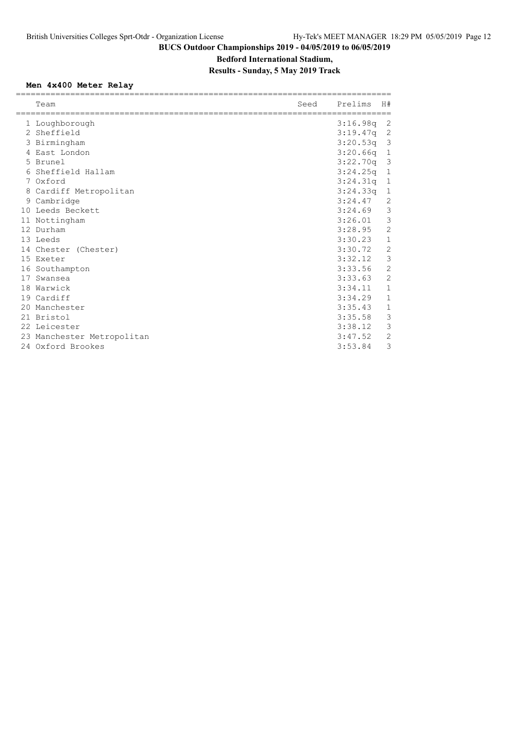**BUCS Outdoor Championships 2019 - 04/05/2019 to 06/05/2019**

**Bedford International Stadium,**

**Results - Sunday, 5 May 2019 Track**

### Men 4x400 Meter Relay

| | Team | Seed | Prelims | H# |
|---|---|---|---|---|
| 1 | Loughborough | | 3:16.98q | 2 |
| 2 | Sheffield | | 3:19.47q | 2 |
| 3 | Birmingham | | 3:20.53q | 3 |
| 4 | East London | | 3:20.66q | 1 |
| 5 | Brunel | | 3:22.70q | 3 |
| 6 | Sheffield Hallam | | 3:24.25q | 1 |
| 7 | Oxford | | 3:24.31q | 1 |
| 8 | Cardiff Metropolitan | | 3:24.33q | 1 |
| 9 | Cambridge | | 3:24.47 | 2 |
| 10 | Leeds Beckett | | 3:24.69 | 3 |
| 11 | Nottingham | | 3:26.01 | 3 |
| 12 | Durham | | 3:28.95 | 2 |
| 13 | Leeds | | 3:30.23 | 1 |
| 14 | Chester (Chester) | | 3:30.72 | 2 |
| 15 | Exeter | | 3:32.12 | 3 |
| 16 | Southampton | | 3:33.56 | 2 |
| 17 | Swansea | | 3:33.63 | 2 |
| 18 | Warwick | | 3:34.11 | 1 |
| 19 | Cardiff | | 3:34.29 | 1 |
| 20 | Manchester | | 3:35.43 | 1 |
| 21 | Bristol | | 3:35.58 | 3 |
| 22 | Leicester | | 3:38.12 | 3 |
| 23 | Manchester Metropolitan | | 3:47.52 | 2 |
| 24 | Oxford Brookes | | 3:53.84 | 3 |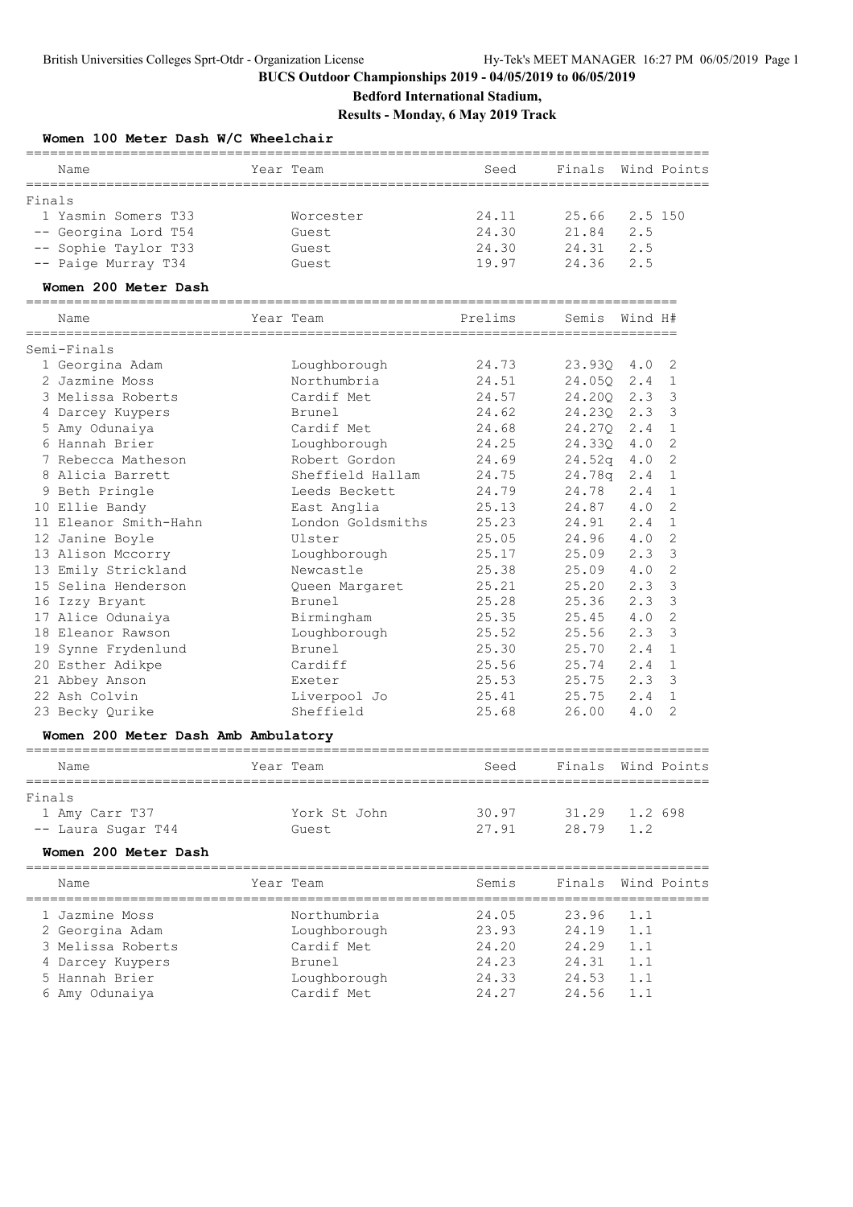**BUCS Outdoor Championships 2019 - 04/05/2019 to 06/05/2019**

**Bedford International Stadium,**

**Results - Monday, 6 May 2019 Track**

### Women 100 Meter Dash W/C Wheelchair

| | Name | Year | Team | Seed | Finals | Wind | Points |
|---|---|---|---|---|---|---|---|
| **Finals** | | | | | | | |
| 1 | Yasmin Somers T33 | | Worcester | 24.11 | 25.66 | 2.5 | 150 |
| -- | Georgina Lord T54 | | Guest | 24.30 | 21.84 | 2.5 | |
| -- | Sophie Taylor T33 | | Guest | 24.30 | 24.31 | 2.5 | |
| -- | Paige Murray T34 | | Guest | 19.97 | 24.36 | 2.5 | |

### Women 200 Meter Dash

| | Name | Year | Team | Prelims | Semis | Wind | H# |
|---|---|---|---|---|---|---|---|
| **Semi-Finals** | | | | | | | |
| 1 | Georgina Adam | | Loughborough | 24.73 | 23.93Q | 4.0 | 2 |
| 2 | Jazmine Moss | | Northumbria | 24.51 | 24.05Q | 2.4 | 1 |
| 3 | Melissa Roberts | | Cardif Met | 24.57 | 24.20Q | 2.3 | 3 |
| 4 | Darcey Kuypers | | Brunel | 24.62 | 24.23Q | 2.3 | 3 |
| 5 | Amy Odunaiya | | Cardif Met | 24.68 | 24.27Q | 2.4 | 1 |
| 6 | Hannah Brier | | Loughborough | 24.25 | 24.33Q | 4.0 | 2 |
| 7 | Rebecca Matheson | | Robert Gordon | 24.69 | 24.52q | 4.0 | 2 |
| 8 | Alicia Barrett | | Sheffield Hallam | 24.75 | 24.78q | 2.4 | 1 |
| 9 | Beth Pringle | | Leeds Beckett | 24.79 | 24.78 | 2.4 | 1 |
| 10 | Ellie Bandy | | East Anglia | 25.13 | 24.87 | 4.0 | 2 |
| 11 | Eleanor Smith-Hahn | | London Goldsmiths | 25.23 | 24.91 | 2.4 | 1 |
| 12 | Janine Boyle | | Ulster | 25.05 | 24.96 | 4.0 | 2 |
| 13 | Alison Mccorry | | Loughborough | 25.17 | 25.09 | 2.3 | 3 |
| 13 | Emily Strickland | | Newcastle | 25.38 | 25.09 | 4.0 | 2 |
| 15 | Selina Henderson | | Queen Margaret | 25.21 | 25.20 | 2.3 | 3 |
| 16 | Izzy Bryant | | Brunel | 25.28 | 25.36 | 2.3 | 3 |
| 17 | Alice Odunaiya | | Birmingham | 25.35 | 25.45 | 4.0 | 2 |
| 18 | Eleanor Rawson | | Loughborough | 25.52 | 25.56 | 2.3 | 3 |
| 19 | Synne Frydenlund | | Brunel | 25.30 | 25.70 | 2.4 | 1 |
| 20 | Esther Adikpe | | Cardiff | 25.56 | 25.74 | 2.4 | 1 |
| 21 | Abbey Anson | | Exeter | 25.53 | 25.75 | 2.3 | 3 |
| 22 | Ash Colvin | | Liverpool Jo | 25.41 | 25.75 | 2.4 | 1 |
| 23 | Becky Qurike | | Sheffield | 25.68 | 26.00 | 4.0 | 2 |

### Women 200 Meter Dash Amb Ambulatory

| | Name | Year | Team | Seed | Finals | Wind | Points |
|---|---|---|---|---|---|---|---|
| **Finals** | | | | | | | |
| 1 | Amy Carr T37 | | York St John | 30.97 | 31.29 | 1.2 | 698 |
| -- | Laura Sugar T44 | | Guest | 27.91 | 28.79 | 1.2 | |

### Women 200 Meter Dash

| | Name | Year | Team | Semis | Finals | Wind | Points |
|---|---|---|---|---|---|---|---|
| 1 | Jazmine Moss | | Northumbria | 24.05 | 23.96 | 1.1 | |
| 2 | Georgina Adam | | Loughborough | 23.93 | 24.19 | 1.1 | |
| 3 | Melissa Roberts | | Cardif Met | 24.20 | 24.29 | 1.1 | |
| 4 | Darcey Kuypers | | Brunel | 24.23 | 24.31 | 1.1 | |
| 5 | Hannah Brier | | Loughborough | 24.33 | 24.53 | 1.1 | |
| 6 | Amy Odunaiya | | Cardif Met | 24.27 | 24.56 | 1.1 | |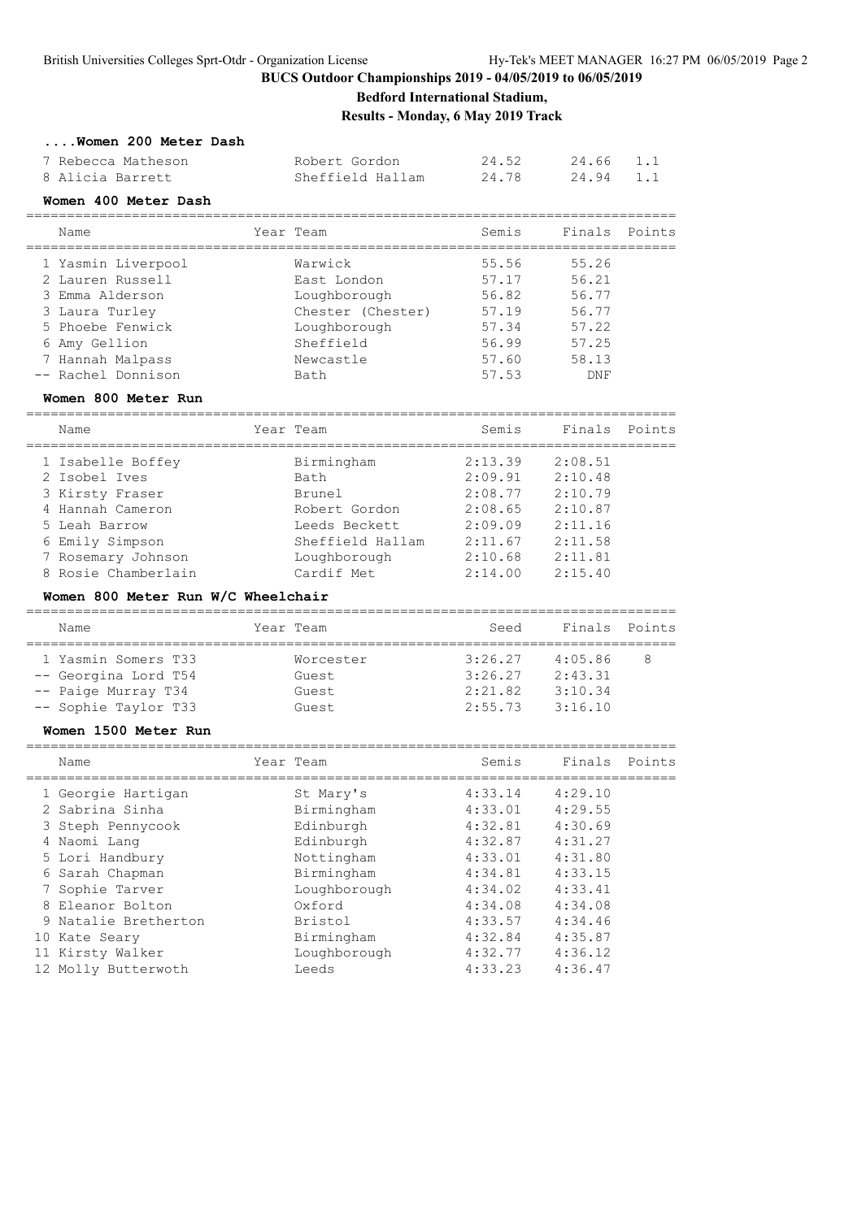**BUCS Outdoor Championships 2019 - 04/05/2019 to 06/05/2019**

**Bedford International Stadium,**

**Results - Monday, 6 May 2019 Track**

### ....Women 200 Meter Dash

| | | | | |
|---|---|---|---|---|
| 7 Rebecca Matheson | Robert Gordon | 24.52 | 24.66 | 1.1 |
| 8 Alicia Barrett | Sheffield Hallam | 24.78 | 24.94 | 1.1 |

### Women 400 Meter Dash

| Name | Year Team | Semis | Finals | Points |
|---|---|---|---|---|
| 1 Yasmin Liverpool | Warwick | 55.56 | 55.26 | |
| 2 Lauren Russell | East London | 57.17 | 56.21 | |
| 3 Emma Alderson | Loughborough | 56.82 | 56.77 | |
| 3 Laura Turley | Chester (Chester) | 57.19 | 56.77 | |
| 5 Phoebe Fenwick | Loughborough | 57.34 | 57.22 | |
| 6 Amy Gellion | Sheffield | 56.99 | 57.25 | |
| 7 Hannah Malpass | Newcastle | 57.60 | 58.13 | |
| -- Rachel Donnison | Bath | 57.53 | DNF | |

### Women 800 Meter Run

| Name | Year Team | Semis | Finals | Points |
|---|---|---|---|---|
| 1 Isabelle Boffey | Birmingham | 2:13.39 | 2:08.51 | |
| 2 Isobel Ives | Bath | 2:09.91 | 2:10.48 | |
| 3 Kirsty Fraser | Brunel | 2:08.77 | 2:10.79 | |
| 4 Hannah Cameron | Robert Gordon | 2:08.65 | 2:10.87 | |
| 5 Leah Barrow | Leeds Beckett | 2:09.09 | 2:11.16 | |
| 6 Emily Simpson | Sheffield Hallam | 2:11.67 | 2:11.58 | |
| 7 Rosemary Johnson | Loughborough | 2:10.68 | 2:11.81 | |
| 8 Rosie Chamberlain | Cardif Met | 2:14.00 | 2:15.40 | |

### Women 800 Meter Run W/C Wheelchair

| Name | Year Team | Seed | Finals | Points |
|---|---|---|---|---|
| 1 Yasmin Somers T33 | Worcester | 3:26.27 | 4:05.86 | 8 |
| -- Georgina Lord T54 | Guest | 3:26.27 | 2:43.31 | |
| -- Paige Murray T34 | Guest | 2:21.82 | 3:10.34 | |
| -- Sophie Taylor T33 | Guest | 2:55.73 | 3:16.10 | |

### Women 1500 Meter Run

| Name | Year Team | Semis | Finals | Points |
|---|---|---|---|---|
| 1 Georgie Hartigan | St Mary's | 4:33.14 | 4:29.10 | |
| 2 Sabrina Sinha | Birmingham | 4:33.01 | 4:29.55 | |
| 3 Steph Pennycook | Edinburgh | 4:32.81 | 4:30.69 | |
| 4 Naomi Lang | Edinburgh | 4:32.87 | 4:31.27 | |
| 5 Lori Handbury | Nottingham | 4:33.01 | 4:31.80 | |
| 6 Sarah Chapman | Birmingham | 4:34.81 | 4:33.15 | |
| 7 Sophie Tarver | Loughborough | 4:34.02 | 4:33.41 | |
| 8 Eleanor Bolton | Oxford | 4:34.08 | 4:34.08 | |
| 9 Natalie Bretherton | Bristol | 4:33.57 | 4:34.46 | |
| 10 Kate Seary | Birmingham | 4:32.84 | 4:35.87 | |
| 11 Kirsty Walker | Loughborough | 4:32.77 | 4:36.12 | |
| 12 Molly Butterwoth | Leeds | 4:33.23 | 4:36.47 | |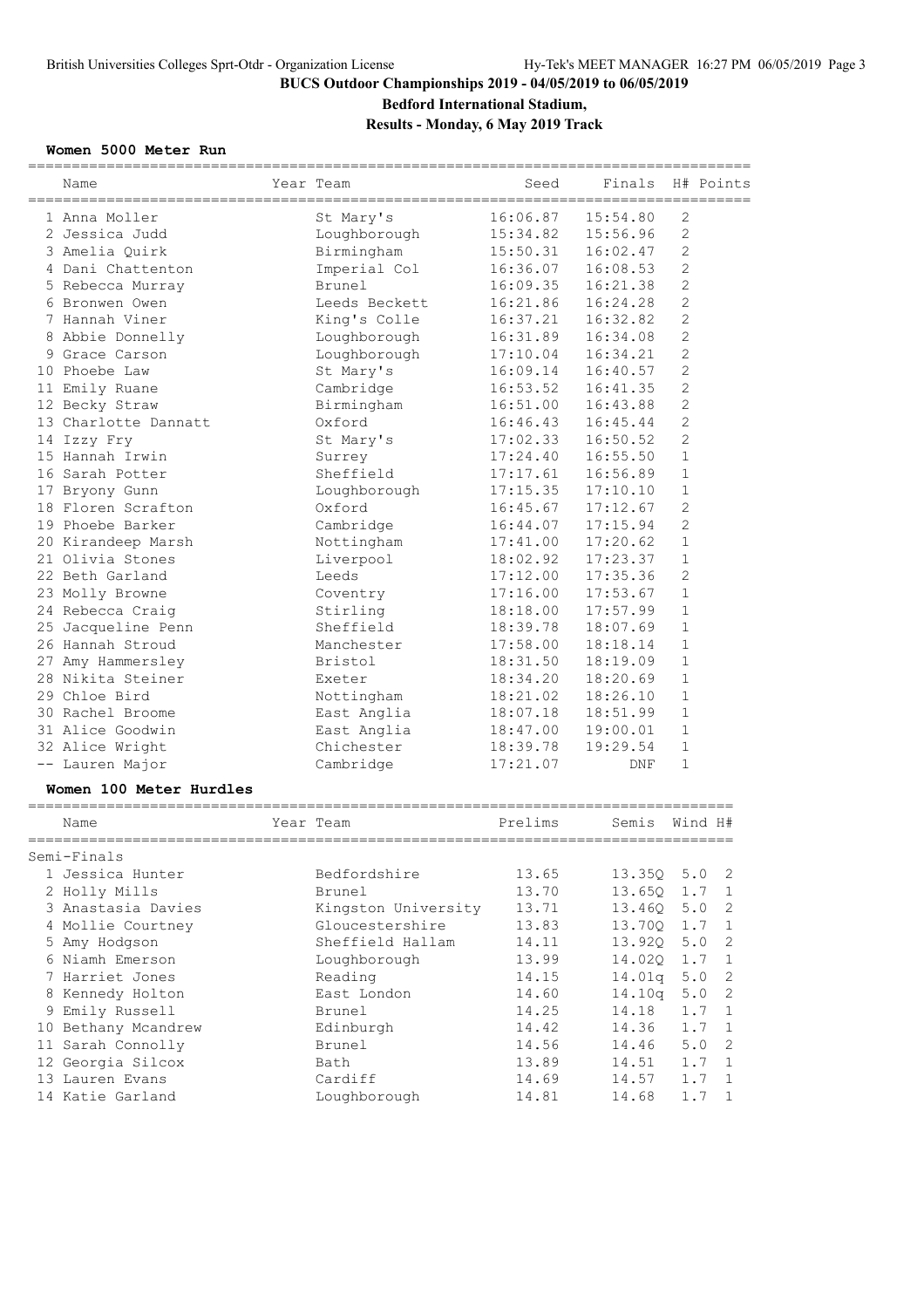## BUCS Outdoor Championships 2019 - 04/05/2019 to 06/05/2019

**Bedford International Stadium,**

**Results - Monday, 6 May 2019 Track**

### Women 5000 Meter Run

| | Name | Year | Team | Seed | Finals | H# | Points |
|---|---|---|---|---|---|---|---|
| 1 | Anna Moller | | St Mary's | 16:06.87 | 15:54.80 | 2 | |
| 2 | Jessica Judd | | Loughborough | 15:34.82 | 15:56.96 | 2 | |
| 3 | Amelia Quirk | | Birmingham | 15:50.31 | 16:02.47 | 2 | |
| 4 | Dani Chattenton | | Imperial Col | 16:36.07 | 16:08.53 | 2 | |
| 5 | Rebecca Murray | | Brunel | 16:09.35 | 16:21.38 | 2 | |
| 6 | Bronwen Owen | | Leeds Beckett | 16:21.86 | 16:24.28 | 2 | |
| 7 | Hannah Viner | | King's Colle | 16:37.21 | 16:32.82 | 2 | |
| 8 | Abbie Donnelly | | Loughborough | 16:31.89 | 16:34.08 | 2 | |
| 9 | Grace Carson | | Loughborough | 17:10.04 | 16:34.21 | 2 | |
| 10 | Phoebe Law | | St Mary's | 16:09.14 | 16:40.57 | 2 | |
| 11 | Emily Ruane | | Cambridge | 16:53.52 | 16:41.35 | 2 | |
| 12 | Becky Straw | | Birmingham | 16:51.00 | 16:43.88 | 2 | |
| 13 | Charlotte Dannatt | | Oxford | 16:46.43 | 16:45.44 | 2 | |
| 14 | Izzy Fry | | St Mary's | 17:02.33 | 16:50.52 | 2 | |
| 15 | Hannah Irwin | | Surrey | 17:24.40 | 16:55.50 | 1 | |
| 16 | Sarah Potter | | Sheffield | 17:17.61 | 16:56.89 | 1 | |
| 17 | Bryony Gunn | | Loughborough | 17:15.35 | 17:10.10 | 1 | |
| 18 | Floren Scrafton | | Oxford | 16:45.67 | 17:12.67 | 2 | |
| 19 | Phoebe Barker | | Cambridge | 16:44.07 | 17:15.94 | 2 | |
| 20 | Kirandeep Marsh | | Nottingham | 17:41.00 | 17:20.62 | 1 | |
| 21 | Olivia Stones | | Liverpool | 18:02.92 | 17:23.37 | 1 | |
| 22 | Beth Garland | | Leeds | 17:12.00 | 17:35.36 | 2 | |
| 23 | Molly Browne | | Coventry | 17:16.00 | 17:53.67 | 1 | |
| 24 | Rebecca Craig | | Stirling | 18:18.00 | 17:57.99 | 1 | |
| 25 | Jacqueline Penn | | Sheffield | 18:39.78 | 18:07.69 | 1 | |
| 26 | Hannah Stroud | | Manchester | 17:58.00 | 18:18.14 | 1 | |
| 27 | Amy Hammersley | | Bristol | 18:31.50 | 18:19.09 | 1 | |
| 28 | Nikita Steiner | | Exeter | 18:34.20 | 18:20.69 | 1 | |
| 29 | Chloe Bird | | Nottingham | 18:21.02 | 18:26.10 | 1 | |
| 30 | Rachel Broome | | East Anglia | 18:07.18 | 18:51.99 | 1 | |
| 31 | Alice Goodwin | | East Anglia | 18:47.00 | 19:00.01 | 1 | |
| 32 | Alice Wright | | Chichester | 18:39.78 | 19:29.54 | 1 | |
| -- | Lauren Major | | Cambridge | 17:21.07 | DNF | 1 | |

### Women 100 Meter Hurdles

| | Name | Year | Team | Prelims | Semis | Wind | H# |
|---|---|---|---|---|---|---|---|
| **Semi-Finals** | | | | | | | |
| 1 | Jessica Hunter | | Bedfordshire | 13.65 | 13.35Q | 5.0 | 2 |
| 2 | Holly Mills | | Brunel | 13.70 | 13.65Q | 1.7 | 1 |
| 3 | Anastasia Davies | | Kingston University | 13.71 | 13.46Q | 5.0 | 2 |
| 4 | Mollie Courtney | | Gloucestershire | 13.83 | 13.70Q | 1.7 | 1 |
| 5 | Amy Hodgson | | Sheffield Hallam | 14.11 | 13.92Q | 5.0 | 2 |
| 6 | Niamh Emerson | | Loughborough | 13.99 | 14.02Q | 1.7 | 1 |
| 7 | Harriet Jones | | Reading | 14.15 | 14.01q | 5.0 | 2 |
| 8 | Kennedy Holton | | East London | 14.60 | 14.10q | 5.0 | 2 |
| 9 | Emily Russell | | Brunel | 14.25 | 14.18 | 1.7 | 1 |
| 10 | Bethany Mcandrew | | Edinburgh | 14.42 | 14.36 | 1.7 | 1 |
| 11 | Sarah Connolly | | Brunel | 14.56 | 14.46 | 5.0 | 2 |
| 12 | Georgia Silcox | | Bath | 13.89 | 14.51 | 1.7 | 1 |
| 13 | Lauren Evans | | Cardiff | 14.69 | 14.57 | 1.7 | 1 |
| 14 | Katie Garland | | Loughborough | 14.81 | 14.68 | 1.7 | 1 |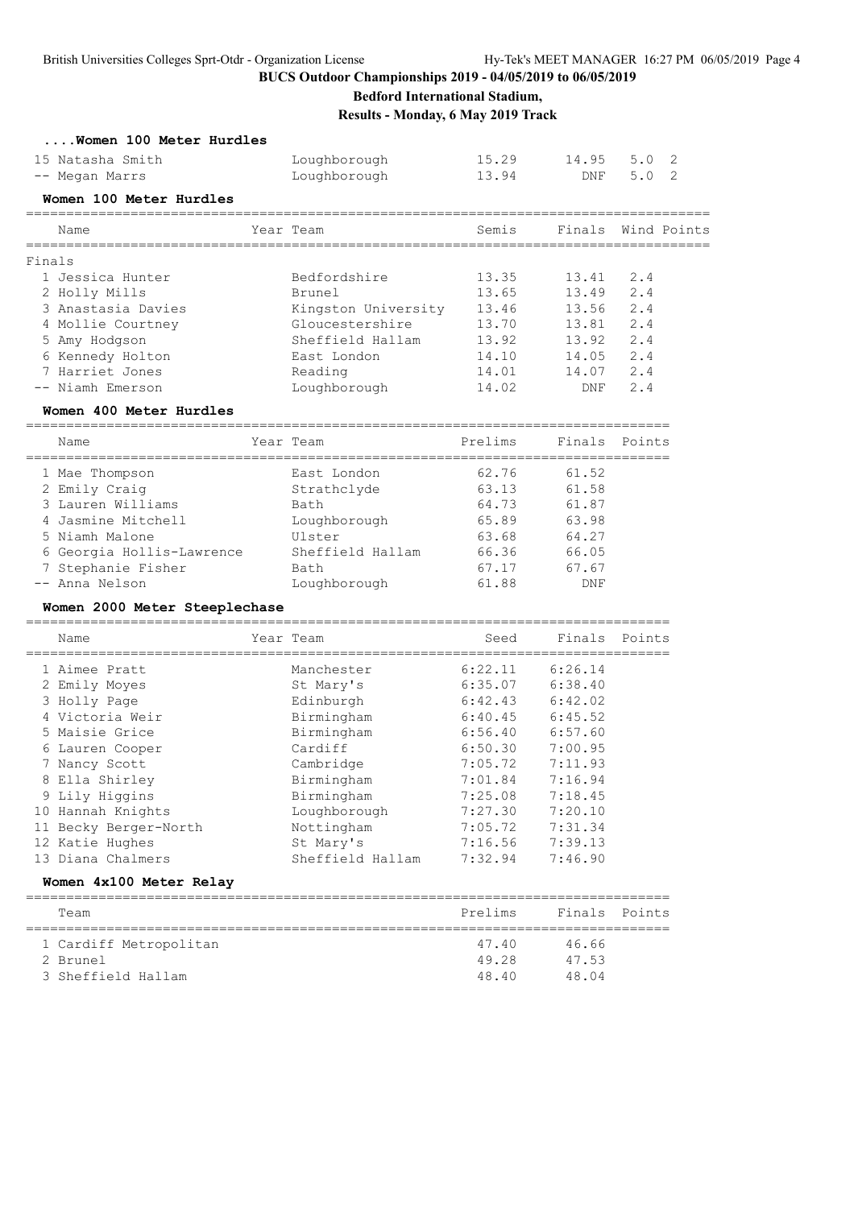**BUCS Outdoor Championships 2019 - 04/05/2019 to 06/05/2019**

**Bedford International Stadium,**

**Results - Monday, 6 May 2019 Track**

### ....Women 100 Meter Hurdles

| Place | Name | Year | Team | Semis | Finals | Wind | Heat |
|---|---|---|---|---|---|---|---|
| 15 | Natasha Smith | | Loughborough | 15.29 | 14.95 | 5.0 | 2 |
| -- | Megan Marrs | | Loughborough | 13.94 | DNF | 5.0 | 2 |

### Women 100 Meter Hurdles

Finals

| Place | Name | Year | Team | Semis | Finals | Wind | Points |
|---|---|---|---|---|---|---|---|
| 1 | Jessica Hunter | | Bedfordshire | 13.35 | 13.41 | 2.4 | |
| 2 | Holly Mills | | Brunel | 13.65 | 13.49 | 2.4 | |
| 3 | Anastasia Davies | | Kingston University | 13.46 | 13.56 | 2.4 | |
| 4 | Mollie Courtney | | Gloucestershire | 13.70 | 13.81 | 2.4 | |
| 5 | Amy Hodgson | | Sheffield Hallam | 13.92 | 13.92 | 2.4 | |
| 6 | Kennedy Holton | | East London | 14.10 | 14.05 | 2.4 | |
| 7 | Harriet Jones | | Reading | 14.01 | 14.07 | 2.4 | |
| -- | Niamh Emerson | | Loughborough | 14.02 | DNF | 2.4 | |

### Women 400 Meter Hurdles

| Place | Name | Year | Team | Prelims | Finals | Points |
|---|---|---|---|---|---|---|
| 1 | Mae Thompson | | East London | 62.76 | 61.52 | |
| 2 | Emily Craig | | Strathclyde | 63.13 | 61.58 | |
| 3 | Lauren Williams | | Bath | 64.73 | 61.87 | |
| 4 | Jasmine Mitchell | | Loughborough | 65.89 | 63.98 | |
| 5 | Niamh Malone | | Ulster | 63.68 | 64.27 | |
| 6 | Georgia Hollis-Lawrence | | Sheffield Hallam | 66.36 | 66.05 | |
| 7 | Stephanie Fisher | | Bath | 67.17 | 67.67 | |
| -- | Anna Nelson | | Loughborough | 61.88 | DNF | |

### Women 2000 Meter Steeplechase

| Place | Name | Year | Team | Seed | Finals | Points |
|---|---|---|---|---|---|---|
| 1 | Aimee Pratt | | Manchester | 6:22.11 | 6:26.14 | |
| 2 | Emily Moyes | | St Mary's | 6:35.07 | 6:38.40 | |
| 3 | Holly Page | | Edinburgh | 6:42.43 | 6:42.02 | |
| 4 | Victoria Weir | | Birmingham | 6:40.45 | 6:45.52 | |
| 5 | Maisie Grice | | Birmingham | 6:56.40 | 6:57.60 | |
| 6 | Lauren Cooper | | Cardiff | 6:50.30 | 7:00.95 | |
| 7 | Nancy Scott | | Cambridge | 7:05.72 | 7:11.93 | |
| 8 | Ella Shirley | | Birmingham | 7:01.84 | 7:16.94 | |
| 9 | Lily Higgins | | Birmingham | 7:25.08 | 7:18.45 | |
| 10 | Hannah Knights | | Loughborough | 7:27.30 | 7:20.10 | |
| 11 | Becky Berger-North | | Nottingham | 7:05.72 | 7:31.34 | |
| 12 | Katie Hughes | | St Mary's | 7:16.56 | 7:39.13 | |
| 13 | Diana Chalmers | | Sheffield Hallam | 7:32.94 | 7:46.90 | |

### Women 4x100 Meter Relay

| Place | Team | Prelims | Finals | Points |
|---|---|---|---|---|
| 1 | Cardiff Metropolitan | 47.40 | 46.66 | |
| 2 | Brunel | 49.28 | 47.53 | |
| 3 | Sheffield Hallam | 48.40 | 48.04 | |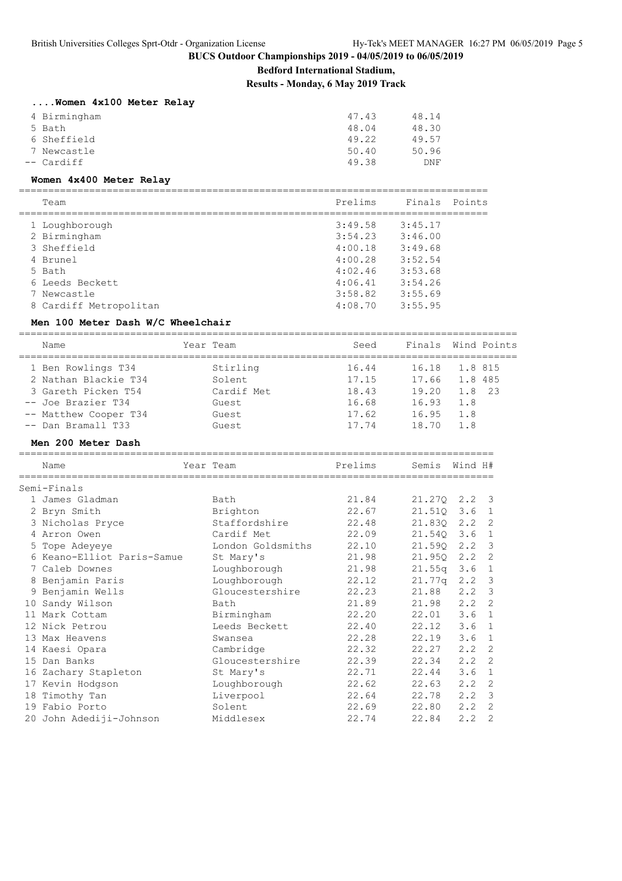BUCS Outdoor Championships 2019 - 04/05/2019 to 06/05/2019

**Bedford International Stadium,**

**Results - Monday, 6 May 2019 Track**

### ....Women 4x100 Meter Relay

| Team | Prelims | Finals |
|---|---|---|
| 4 Birmingham | 47.43 | 48.14 |
| 5 Bath | 48.04 | 48.30 |
| 6 Sheffield | 49.22 | 49.57 |
| 7 Newcastle | 50.40 | 50.96 |
| -- Cardiff | 49.38 | DNF |

### Women 4x400 Meter Relay

| Team | Prelims | Finals | Points |
|---|---|---|---|
| 1 Loughborough | 3:49.58 | 3:45.17 | |
| 2 Birmingham | 3:54.23 | 3:46.00 | |
| 3 Sheffield | 4:00.18 | 3:49.68 | |
| 4 Brunel | 4:00.28 | 3:52.54 | |
| 5 Bath | 4:02.46 | 3:53.68 | |
| 6 Leeds Beckett | 4:06.41 | 3:54.26 | |
| 7 Newcastle | 3:58.82 | 3:55.69 | |
| 8 Cardiff Metropolitan | 4:08.70 | 3:55.95 | |

### Men 100 Meter Dash W/C Wheelchair

| Name | Year Team | Seed | Finals | Wind | Points |
|---|---|---|---|---|---|
| 1 Ben Rowlings T34 | Stirling | 16.44 | 16.18 | 1.8 | 815 |
| 2 Nathan Blackie T34 | Solent | 17.15 | 17.66 | 1.8 | 485 |
| 3 Gareth Picken T54 | Cardif Met | 18.43 | 19.20 | 1.8 | 23 |
| -- Joe Brazier T34 | Guest | 16.68 | 16.93 | 1.8 | |
| -- Matthew Cooper T34 | Guest | 17.62 | 16.95 | 1.8 | |
| -- Dan Bramall T33 | Guest | 17.74 | 18.70 | 1.8 | |

### Men 200 Meter Dash

| Name | Year Team | Prelims | Semis | Wind | H# |
|---|---|---|---|---|---|
| **Semi-Finals** | | | | | |
| 1 James Gladman | Bath | 21.84 | 21.27Q | 2.2 | 3 |
| 2 Bryn Smith | Brighton | 22.67 | 21.51Q | 3.6 | 1 |
| 3 Nicholas Pryce | Staffordshire | 22.48 | 21.83Q | 2.2 | 2 |
| 4 Arron Owen | Cardif Met | 22.09 | 21.54Q | 3.6 | 1 |
| 5 Tope Adeyeye | London Goldsmiths | 22.10 | 21.59Q | 2.2 | 3 |
| 6 Keano-Elliot Paris-Samue | St Mary's | 21.98 | 21.95Q | 2.2 | 2 |
| 7 Caleb Downes | Loughborough | 21.98 | 21.55q | 3.6 | 1 |
| 8 Benjamin Paris | Loughborough | 22.12 | 21.77q | 2.2 | 3 |
| 9 Benjamin Wells | Gloucestershire | 22.23 | 21.88 | 2.2 | 3 |
| 10 Sandy Wilson | Bath | 21.89 | 21.98 | 2.2 | 2 |
| 11 Mark Cottam | Birmingham | 22.20 | 22.01 | 3.6 | 1 |
| 12 Nick Petrou | Leeds Beckett | 22.40 | 22.12 | 3.6 | 1 |
| 13 Max Heavens | Swansea | 22.28 | 22.19 | 3.6 | 1 |
| 14 Kaesi Opara | Cambridge | 22.32 | 22.27 | 2.2 | 2 |
| 15 Dan Banks | Gloucestershire | 22.39 | 22.34 | 2.2 | 2 |
| 16 Zachary Stapleton | St Mary's | 22.71 | 22.44 | 3.6 | 1 |
| 17 Kevin Hodgson | Loughborough | 22.62 | 22.63 | 2.2 | 2 |
| 18 Timothy Tan | Liverpool | 22.64 | 22.78 | 2.2 | 3 |
| 19 Fabio Porto | Solent | 22.69 | 22.80 | 2.2 | 2 |
| 20 John Adediji-Johnson | Middlesex | 22.74 | 22.84 | 2.2 | 2 |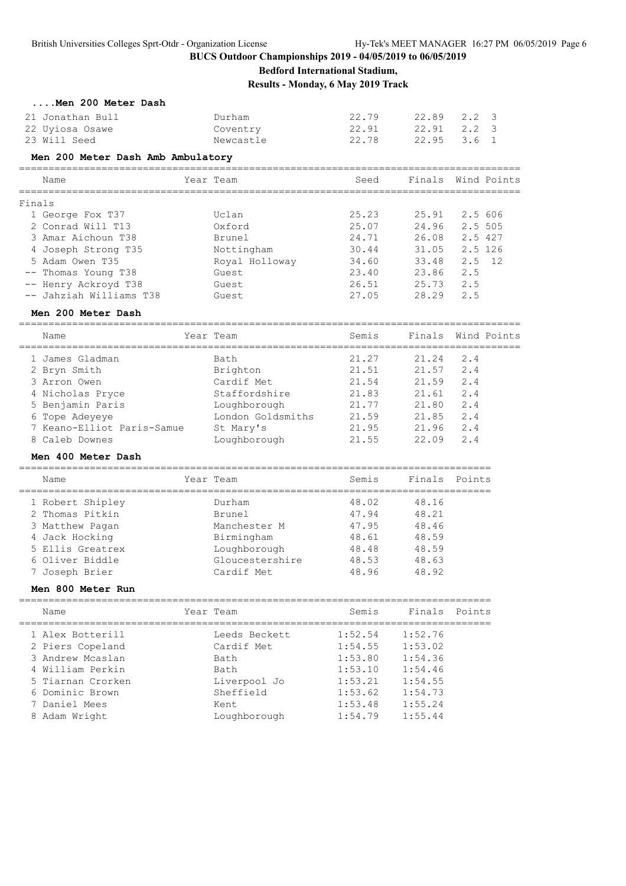## BUCS Outdoor Championships 2019 - 04/05/2019 to 06/05/2019

**Bedford International Stadium,**

**Results - Monday, 6 May 2019 Track**

### ....Men 200 Meter Dash

| Name | Year | Team | Seed | Finals | Wind | Points |
|---|---|---|---|---|---|---|
| 21 Jonathan Bull | | Durham | 22.79 | 22.89 | 2.2 | 3 |
| 22 Uyiosa Osawe | | Coventry | 22.91 | 22.91 | 2.2 | 3 |
| 23 Will Seed | | Newcastle | 22.78 | 22.95 | 3.6 | 1 |

### Men 200 Meter Dash Amb Ambulatory

| Name | Year | Team | Seed | Finals | Wind | Points |
|---|---|---|---|---|---|---|
| **Finals** | | | | | | |
| 1 George Fox T37 | | Uclan | 25.23 | 25.91 | 2.5 | 606 |
| 2 Conrad Will T13 | | Oxford | 25.07 | 24.96 | 2.5 | 505 |
| 3 Amar Aichoun T38 | | Brunel | 24.71 | 26.08 | 2.5 | 427 |
| 4 Joseph Strong T35 | | Nottingham | 30.44 | 31.05 | 2.5 | 126 |
| 5 Adam Owen T35 | | Royal Holloway | 34.60 | 33.48 | 2.5 | 12 |
| -- Thomas Young T38 | | Guest | 23.40 | 23.86 | 2.5 | |
| -- Henry Ackroyd T38 | | Guest | 26.51 | 25.73 | 2.5 | |
| -- Jahziah Williams T38 | | Guest | 27.05 | 28.29 | 2.5 | |

### Men 200 Meter Dash

| Name | Year | Team | Semis | Finals | Wind | Points |
|---|---|---|---|---|---|---|
| 1 James Gladman | | Bath | 21.27 | 21.24 | 2.4 | |
| 2 Bryn Smith | | Brighton | 21.51 | 21.57 | 2.4 | |
| 3 Arron Owen | | Cardif Met | 21.54 | 21.59 | 2.4 | |
| 4 Nicholas Pryce | | Staffordshire | 21.83 | 21.61 | 2.4 | |
| 5 Benjamin Paris | | Loughborough | 21.77 | 21.80 | 2.4 | |
| 6 Tope Adeyeye | | London Goldsmiths | 21.59 | 21.85 | 2.4 | |
| 7 Keano-Elliot Paris-Samue | | St Mary's | 21.95 | 21.96 | 2.4 | |
| 8 Caleb Downes | | Loughborough | 21.55 | 22.09 | 2.4 | |

### Men 400 Meter Dash

| Name | Year | Team | Semis | Finals | Points |
|---|---|---|---|---|---|
| 1 Robert Shipley | | Durham | 48.02 | 48.16 | |
| 2 Thomas Pitkin | | Brunel | 47.94 | 48.21 | |
| 3 Matthew Pagan | | Manchester M | 47.95 | 48.46 | |
| 4 Jack Hocking | | Birmingham | 48.61 | 48.59 | |
| 5 Ellis Greatrex | | Loughborough | 48.48 | 48.59 | |
| 6 Oliver Biddle | | Gloucestershire | 48.53 | 48.63 | |
| 7 Joseph Brier | | Cardif Met | 48.96 | 48.92 | |

### Men 800 Meter Run

| Name | Year | Team | Semis | Finals | Points |
|---|---|---|---|---|---|
| 1 Alex Botterill | | Leeds Beckett | 1:52.54 | 1:52.76 | |
| 2 Piers Copeland | | Cardif Met | 1:54.55 | 1:53.02 | |
| 3 Andrew Mcaslan | | Bath | 1:53.80 | 1:54.36 | |
| 4 William Perkin | | Bath | 1:53.10 | 1:54.46 | |
| 5 Tiarnan Crorken | | Liverpool Jo | 1:53.21 | 1:54.55 | |
| 6 Dominic Brown | | Sheffield | 1:53.62 | 1:54.73 | |
| 7 Daniel Mees | | Kent | 1:53.48 | 1:55.24 | |
| 8 Adam Wright | | Loughborough | 1:54.79 | 1:55.44 | |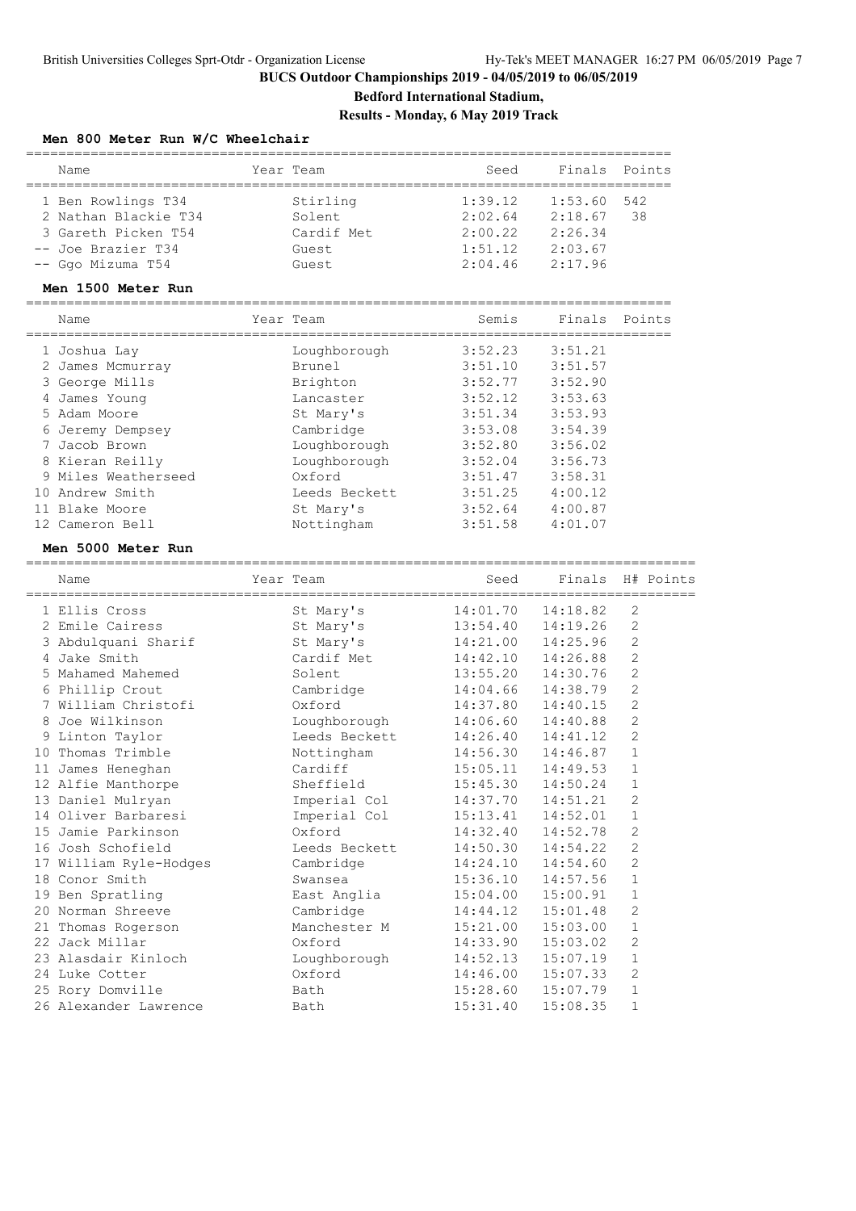**BUCS Outdoor Championships 2019 - 04/05/2019 to 06/05/2019**

**Bedford International Stadium,**

**Results - Monday, 6 May 2019 Track**

### Men 800 Meter Run W/C Wheelchair

| Name | Year Team | Seed | Finals | Points |
|---|---|---|---|---|
| 1 Ben Rowlings T34 | Stirling | 1:39.12 | 1:53.60 | 542 |
| 2 Nathan Blackie T34 | Solent | 2:02.64 | 2:18.67 | 38 |
| 3 Gareth Picken T54 | Cardif Met | 2:00.22 | 2:26.34 | |
| -- Joe Brazier T34 | Guest | 1:51.12 | 2:03.67 | |
| -- Ggo Mizuma T54 | Guest | 2:04.46 | 2:17.96 | |

### Men 1500 Meter Run

| Name | Year Team | Semis | Finals | Points |
|---|---|---|---|---|
| 1 Joshua Lay | Loughborough | 3:52.23 | 3:51.21 | |
| 2 James Mcmurray | Brunel | 3:51.10 | 3:51.57 | |
| 3 George Mills | Brighton | 3:52.77 | 3:52.90 | |
| 4 James Young | Lancaster | 3:52.12 | 3:53.63 | |
| 5 Adam Moore | St Mary's | 3:51.34 | 3:53.93 | |
| 6 Jeremy Dempsey | Cambridge | 3:53.08 | 3:54.39 | |
| 7 Jacob Brown | Loughborough | 3:52.80 | 3:56.02 | |
| 8 Kieran Reilly | Loughborough | 3:52.04 | 3:56.73 | |
| 9 Miles Weatherseed | Oxford | 3:51.47 | 3:58.31 | |
| 10 Andrew Smith | Leeds Beckett | 3:51.25 | 4:00.12 | |
| 11 Blake Moore | St Mary's | 3:52.64 | 4:00.87 | |
| 12 Cameron Bell | Nottingham | 3:51.58 | 4:01.07 | |

### Men 5000 Meter Run

| Name | Year Team | Seed | Finals | H# | Points |
|---|---|---|---|---|---|
| 1 Ellis Cross | St Mary's | 14:01.70 | 14:18.82 | 2 | |
| 2 Emile Cairess | St Mary's | 13:54.40 | 14:19.26 | 2 | |
| 3 Abdulquani Sharif | St Mary's | 14:21.00 | 14:25.96 | 2 | |
| 4 Jake Smith | Cardif Met | 14:42.10 | 14:26.88 | 2 | |
| 5 Mahamed Mahemed | Solent | 13:55.20 | 14:30.76 | 2 | |
| 6 Phillip Crout | Cambridge | 14:04.66 | 14:38.79 | 2 | |
| 7 William Christofi | Oxford | 14:37.80 | 14:40.15 | 2 | |
| 8 Joe Wilkinson | Loughborough | 14:06.60 | 14:40.88 | 2 | |
| 9 Linton Taylor | Leeds Beckett | 14:26.40 | 14:41.12 | 2 | |
| 10 Thomas Trimble | Nottingham | 14:56.30 | 14:46.87 | 1 | |
| 11 James Heneghan | Cardiff | 15:05.11 | 14:49.53 | 1 | |
| 12 Alfie Manthorpe | Sheffield | 15:45.30 | 14:50.24 | 1 | |
| 13 Daniel Mulryan | Imperial Col | 14:37.70 | 14:51.21 | 2 | |
| 14 Oliver Barbaresi | Imperial Col | 15:13.41 | 14:52.01 | 1 | |
| 15 Jamie Parkinson | Oxford | 14:32.40 | 14:52.78 | 2 | |
| 16 Josh Schofield | Leeds Beckett | 14:50.30 | 14:54.22 | 2 | |
| 17 William Ryle-Hodges | Cambridge | 14:24.10 | 14:54.60 | 2 | |
| 18 Conor Smith | Swansea | 15:36.10 | 14:57.56 | 1 | |
| 19 Ben Spratling | East Anglia | 15:04.00 | 15:00.91 | 1 | |
| 20 Norman Shreeve | Cambridge | 14:44.12 | 15:01.48 | 2 | |
| 21 Thomas Rogerson | Manchester M | 15:21.00 | 15:03.00 | 1 | |
| 22 Jack Millar | Oxford | 14:33.90 | 15:03.02 | 2 | |
| 23 Alasdair Kinloch | Loughborough | 14:52.13 | 15:07.19 | 1 | |
| 24 Luke Cotter | Oxford | 14:46.00 | 15:07.33 | 2 | |
| 25 Rory Domville | Bath | 15:28.60 | 15:07.79 | 1 | |
| 26 Alexander Lawrence | Bath | 15:31.40 | 15:08.35 | 1 | |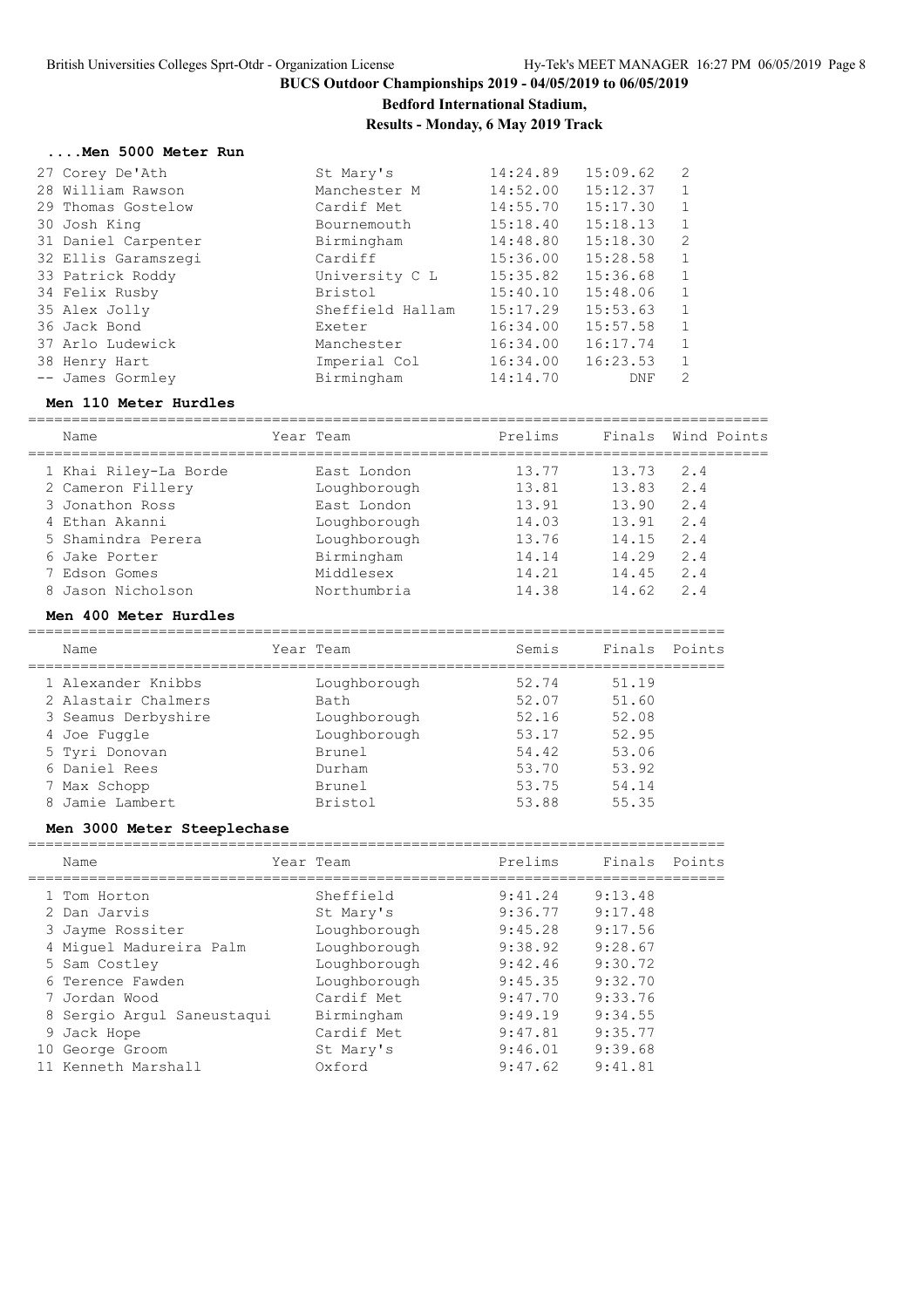BUCS Outdoor Championships 2019 - 04/05/2019 to 06/05/2019

**Bedford International Stadium,**

**Results - Monday, 6 May 2019 Track**

### ....Men 5000 Meter Run

| Place | Name | Team | Prelims | Finals | Heat |
|---|---|---|---|---|---|
| 27 | Corey De'Ath | St Mary's | 14:24.89 | 15:09.62 | 2 |
| 28 | William Rawson | Manchester M | 14:52.00 | 15:12.37 | 1 |
| 29 | Thomas Gostelow | Cardif Met | 14:55.70 | 15:17.30 | 1 |
| 30 | Josh King | Bournemouth | 15:18.40 | 15:18.13 | 1 |
| 31 | Daniel Carpenter | Birmingham | 14:48.80 | 15:18.30 | 2 |
| 32 | Ellis Garamszegi | Cardiff | 15:36.00 | 15:28.58 | 1 |
| 33 | Patrick Roddy | University C L | 15:35.82 | 15:36.68 | 1 |
| 34 | Felix Rusby | Bristol | 15:40.10 | 15:48.06 | 1 |
| 35 | Alex Jolly | Sheffield Hallam | 15:17.29 | 15:53.63 | 1 |
| 36 | Jack Bond | Exeter | 16:34.00 | 15:57.58 | 1 |
| 37 | Arlo Ludewick | Manchester | 16:34.00 | 16:17.74 | 1 |
| 38 | Henry Hart | Imperial Col | 16:34.00 | 16:23.53 | 1 |
| -- | James Gormley | Birmingham | 14:14.70 | DNF | 2 |

### Men 110 Meter Hurdles

| Place | Name | Year | Team | Prelims | Finals | Wind | Points |
|---|---|---|---|---|---|---|---|
| 1 | Khai Riley-La Borde | | East London | 13.77 | 13.73 | 2.4 | |
| 2 | Cameron Fillery | | Loughborough | 13.81 | 13.83 | 2.4 | |
| 3 | Jonathon Ross | | East London | 13.91 | 13.90 | 2.4 | |
| 4 | Ethan Akanni | | Loughborough | 14.03 | 13.91 | 2.4 | |
| 5 | Shamindra Perera | | Loughborough | 13.76 | 14.15 | 2.4 | |
| 6 | Jake Porter | | Birmingham | 14.14 | 14.29 | 2.4 | |
| 7 | Edson Gomes | | Middlesex | 14.21 | 14.45 | 2.4 | |
| 8 | Jason Nicholson | | Northumbria | 14.38 | 14.62 | 2.4 | |

### Men 400 Meter Hurdles

| Place | Name | Year | Team | Semis | Finals | Points |
|---|---|---|---|---|---|---|
| 1 | Alexander Knibbs | | Loughborough | 52.74 | 51.19 | |
| 2 | Alastair Chalmers | | Bath | 52.07 | 51.60 | |
| 3 | Seamus Derbyshire | | Loughborough | 52.16 | 52.08 | |
| 4 | Joe Fuggle | | Loughborough | 53.17 | 52.95 | |
| 5 | Tyri Donovan | | Brunel | 54.42 | 53.06 | |
| 6 | Daniel Rees | | Durham | 53.70 | 53.92 | |
| 7 | Max Schopp | | Brunel | 53.75 | 54.14 | |
| 8 | Jamie Lambert | | Bristol | 53.88 | 55.35 | |

### Men 3000 Meter Steeplechase

| Place | Name | Year | Team | Prelims | Finals | Points |
|---|---|---|---|---|---|---|
| 1 | Tom Horton | | Sheffield | 9:41.24 | 9:13.48 | |
| 2 | Dan Jarvis | | St Mary's | 9:36.77 | 9:17.48 | |
| 3 | Jayme Rossiter | | Loughborough | 9:45.28 | 9:17.56 | |
| 4 | Miguel Madureira Palm | | Loughborough | 9:38.92 | 9:28.67 | |
| 5 | Sam Costley | | Loughborough | 9:42.46 | 9:30.72 | |
| 6 | Terence Fawden | | Loughborough | 9:45.35 | 9:32.70 | |
| 7 | Jordan Wood | | Cardif Met | 9:47.70 | 9:33.76 | |
| 8 | Sergio Argul Saneustaqui | | Birmingham | 9:49.19 | 9:34.55 | |
| 9 | Jack Hope | | Cardif Met | 9:47.81 | 9:35.77 | |
| 10 | George Groom | | St Mary's | 9:46.01 | 9:39.68 | |
| 11 | Kenneth Marshall | | Oxford | 9:47.62 | 9:41.81 | |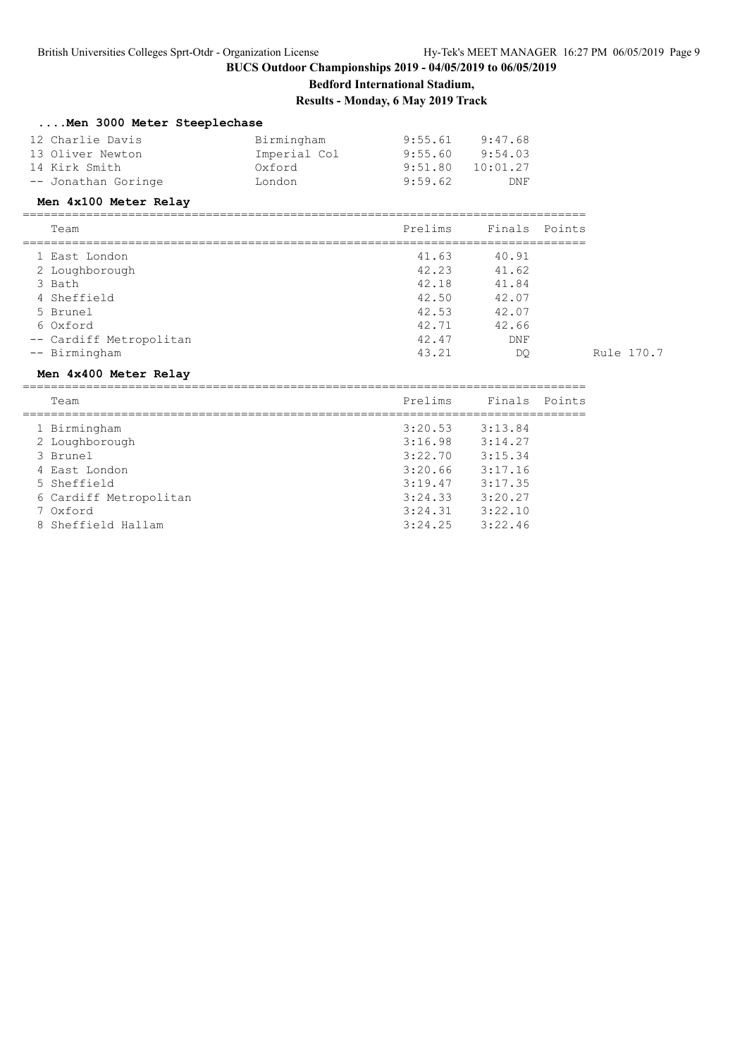# BUCS Outdoor Championships 2019 - 04/05/2019 to 06/05/2019

**Bedford International Stadium,**

**Results - Monday, 6 May 2019 Track**

### ....Men 3000 Meter Steeplechase

| | Name | Team | Prelims | Finals |
|---|---|---|---|---|
| 12 | Charlie Davis | Birmingham | 9:55.61 | 9:47.68 |
| 13 | Oliver Newton | Imperial Col | 9:55.60 | 9:54.03 |
| 14 | Kirk Smith | Oxford | 9:51.80 | 10:01.27 |
| -- | Jonathan Goringe | London | 9:59.62 | DNF |

### Men 4x100 Meter Relay

| | Team | Prelims | Finals | Points | |
|---|---|---|---|---|---|
| 1 | East London | 41.63 | 40.91 | | |
| 2 | Loughborough | 42.23 | 41.62 | | |
| 3 | Bath | 42.18 | 41.84 | | |
| 4 | Sheffield | 42.50 | 42.07 | | |
| 5 | Brunel | 42.53 | 42.07 | | |
| 6 | Oxford | 42.71 | 42.66 | | |
| -- | Cardiff Metropolitan | 42.47 | DNF | | |
| -- | Birmingham | 43.21 | DQ | | Rule 170.7 |

### Men 4x400 Meter Relay

| | Team | Prelims | Finals | Points |
|---|---|---|---|---|
| 1 | Birmingham | 3:20.53 | 3:13.84 | |
| 2 | Loughborough | 3:16.98 | 3:14.27 | |
| 3 | Brunel | 3:22.70 | 3:15.34 | |
| 4 | East London | 3:20.66 | 3:17.16 | |
| 5 | Sheffield | 3:19.47 | 3:17.35 | |
| 6 | Cardiff Metropolitan | 3:24.33 | 3:20.27 | |
| 7 | Oxford | 3:24.31 | 3:22.10 | |
| 8 | Sheffield Hallam | 3:24.25 | 3:22.46 | |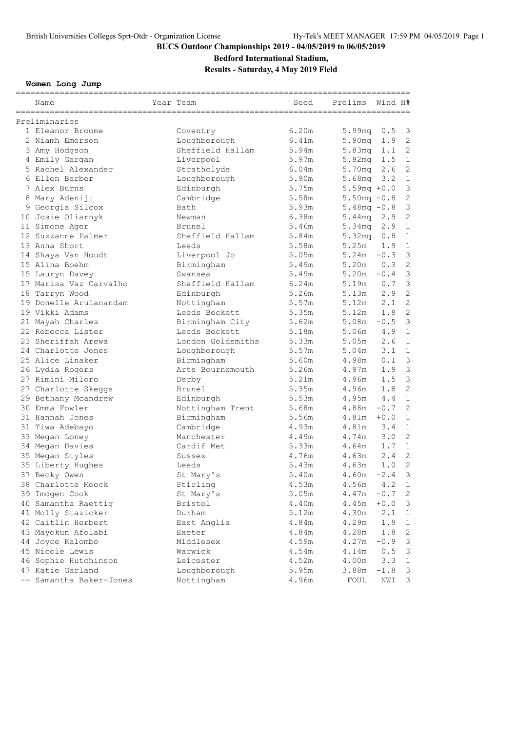British Universities Colleges Sprt-Otdr - Organization License Hy-Tek's MEET MANAGER 17:59 PM 04/05/2019 Page 1

**BUCS Outdoor Championships 2019 - 04/05/2019 to 06/05/2019**

**Bedford International Stadium,**

**Results - Saturday, 4 May 2019 Field**

### Women Long Jump

| | Name | Year | Team | Seed | Prelims | Wind | H# |
|---|---|---|---|---|---|---|---|
| **Preliminaries** | | | | | | | |
| 1 | Eleanor Broome | | Coventry | 6.20m | 5.99mq | 0.5 | 3 |
| 2 | Niamh Emerson | | Loughborough | 6.41m | 5.90mq | 1.9 | 2 |
| 3 | Amy Hodgson | | Sheffield Hallam | 5.94m | 5.83mq | 1.1 | 2 |
| 4 | Emily Gargan | | Liverpool | 5.97m | 5.82mq | 1.5 | 1 |
| 5 | Rachel Alexander | | Strathclyde | 6.04m | 5.70mq | 2.6 | 2 |
| 6 | Ellen Barber | | Loughborough | 5.90m | 5.68mq | 3.2 | 1 |
| 7 | Alex Burns | | Edinburgh | 5.75m | 5.59mq | +0.0 | 3 |
| 8 | Mary Adeniji | | Cambridge | 5.58m | 5.50mq | -0.8 | 2 |
| 9 | Georgia Silcox | | Bath | 5.93m | 5.48mq | -0.8 | 3 |
| 10 | Josie Oliarnyk | | Newman | 6.38m | 5.44mq | 2.9 | 2 |
| 11 | Simone Ager | | Brunel | 5.46m | 5.34mq | 2.9 | 1 |
| 12 | Suzzanne Palmer | | Sheffield Hallam | 5.84m | 5.32mq | 0.8 | 1 |
| 13 | Anna Short | | Leeds | 5.58m | 5.25m | 1.9 | 1 |
| 14 | Shaya Van Houdt | | Liverpool Jo | 5.05m | 5.24m | -0.3 | 3 |
| 15 | Alina Boehm | | Birmingham | 5.49m | 5.20m | 0.3 | 2 |
| 15 | Lauryn Davey | | Swansea | 5.49m | 5.20m | -0.4 | 3 |
| 17 | Marisa Vaz Carvalho | | Sheffield Hallam | 6.24m | 5.19m | 0.7 | 3 |
| 18 | Tarryn Wood | | Edinburgh | 5.26m | 5.13m | 2.9 | 2 |
| 19 | Donelle Arulanandam | | Nottingham | 5.57m | 5.12m | 2.1 | 2 |
| 19 | Vikki Adams | | Leeds Beckett | 5.35m | 5.12m | 1.8 | 2 |
| 21 | Mayah Charles | | Birmingham City | 5.62m | 5.08m | -0.5 | 3 |
| 22 | Rebecca Lister | | Leeds Beckett | 5.18m | 5.06m | 4.9 | 1 |
| 23 | Sheriffah Arewa | | London Goldsmiths | 5.33m | 5.05m | 2.6 | 1 |
| 24 | Charlotte Jones | | Loughborough | 5.57m | 5.04m | 3.1 | 1 |
| 25 | Alice Linaker | | Birmingham | 5.60m | 4.98m | 0.1 | 3 |
| 26 | Lydia Rogers | | Arts Bournemouth | 5.26m | 4.97m | 1.9 | 3 |
| 27 | Rimini Miloro | | Derby | 5.21m | 4.96m | 1.5 | 3 |
| 27 | Charlotte Skeggs | | Brunel | 5.35m | 4.96m | 1.8 | 2 |
| 29 | Bethany Mcandrew | | Edinburgh | 5.53m | 4.95m | 4.4 | 1 |
| 30 | Emma Fowler | | Nottingham Trent | 5.68m | 4.88m | -0.7 | 2 |
| 31 | Hannah Jones | | Birmingham | 5.56m | 4.81m | +0.0 | 1 |
| 31 | Tiwa Adebayo | | Cambridge | 4.93m | 4.81m | 3.4 | 1 |
| 33 | Megan Loney | | Manchester | 4.49m | 4.74m | 3.0 | 2 |
| 34 | Megan Davies | | Cardif Met | 5.33m | 4.64m | 1.7 | 1 |
| 35 | Megan Styles | | Sussex | 4.76m | 4.63m | 2.4 | 2 |
| 35 | Liberty Hughes | | Leeds | 5.43m | 4.63m | 1.0 | 2 |
| 37 | Becky Owen | | St Mary's | 5.40m | 4.60m | -2.4 | 3 |
| 38 | Charlotte Moock | | Stirling | 4.53m | 4.56m | 4.2 | 1 |
| 39 | Imogen Cook | | St Mary's | 5.05m | 4.47m | -0.7 | 2 |
| 40 | Samantha Raettig | | Bristol | 4.40m | 4.45m | +0.0 | 3 |
| 41 | Molly Stazicker | | Durham | 5.12m | 4.30m | 2.1 | 1 |
| 42 | Caitlin Herbert | | East Anglia | 4.84m | 4.29m | 1.9 | 1 |
| 43 | Mayokun Afolabi | | Exeter | 4.84m | 4.28m | 1.8 | 2 |
| 44 | Joyce Kalombo | | Middlesex | 4.59m | 4.27m | -0.9 | 3 |
| 45 | Nicole Lewis | | Warwick | 4.54m | 4.14m | 0.5 | 3 |
| 46 | Sophie Hutchinson | | Leicester | 4.52m | 4.00m | 3.3 | 1 |
| 47 | Katie Garland | | Loughborough | 5.95m | 3.88m | -1.8 | 3 |
| -- | Samantha Baker-Jones | | Nottingham | 4.96m | FOUL | NWI | 3 |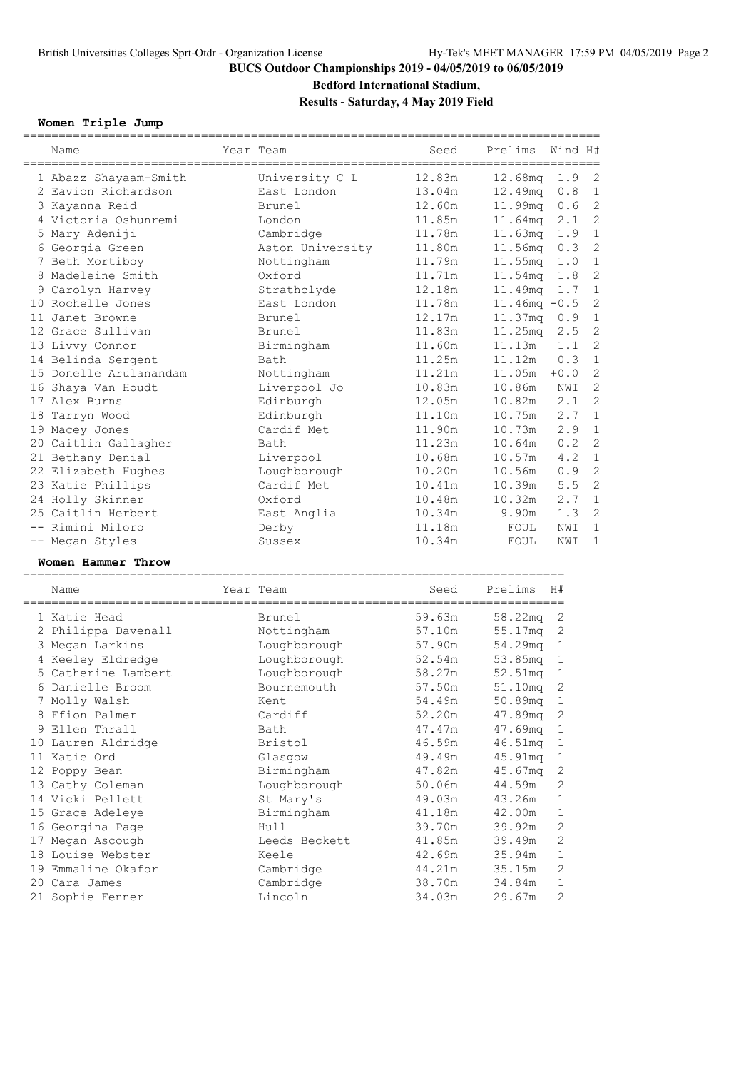# BUCS Outdoor Championships 2019 - 04/05/2019 to 06/05/2019

## Bedford International Stadium,

## Results - Saturday, 4 May 2019 Field

### Women Triple Jump

| | Name | Year | Team | Seed | Prelims | Wind | H# |
|---|---|---|---|---|---|---|---|
| 1 | Abazz Shayaam-Smith | | University C L | 12.83m | 12.68mq | 1.9 | 2 |
| 2 | Eavion Richardson | | East London | 13.04m | 12.49mq | 0.8 | 1 |
| 3 | Kayanna Reid | | Brunel | 12.60m | 11.99mq | 0.6 | 2 |
| 4 | Victoria Oshunremi | | London | 11.85m | 11.64mq | 2.1 | 2 |
| 5 | Mary Adeniji | | Cambridge | 11.78m | 11.63mq | 1.9 | 1 |
| 6 | Georgia Green | | Aston University | 11.80m | 11.56mq | 0.3 | 2 |
| 7 | Beth Mortiboy | | Nottingham | 11.79m | 11.55mq | 1.0 | 1 |
| 8 | Madeleine Smith | | Oxford | 11.71m | 11.54mq | 1.8 | 2 |
| 9 | Carolyn Harvey | | Strathclyde | 12.18m | 11.49mq | 1.7 | 1 |
| 10 | Rochelle Jones | | East London | 11.78m | 11.46mq | -0.5 | 2 |
| 11 | Janet Browne | | Brunel | 12.17m | 11.37mq | 0.9 | 1 |
| 12 | Grace Sullivan | | Brunel | 11.83m | 11.25mq | 2.5 | 2 |
| 13 | Livvy Connor | | Birmingham | 11.60m | 11.13m | 1.1 | 2 |
| 14 | Belinda Sergent | | Bath | 11.25m | 11.12m | 0.3 | 1 |
| 15 | Donelle Arulanandam | | Nottingham | 11.21m | 11.05m | +0.0 | 2 |
| 16 | Shaya Van Houdt | | Liverpool Jo | 10.83m | 10.86m | NWI | 2 |
| 17 | Alex Burns | | Edinburgh | 12.05m | 10.82m | 2.1 | 2 |
| 18 | Tarryn Wood | | Edinburgh | 11.10m | 10.75m | 2.7 | 1 |
| 19 | Macey Jones | | Cardif Met | 11.90m | 10.73m | 2.9 | 1 |
| 20 | Caitlin Gallagher | | Bath | 11.23m | 10.64m | 0.2 | 2 |
| 21 | Bethany Denial | | Liverpool | 10.68m | 10.57m | 4.2 | 1 |
| 22 | Elizabeth Hughes | | Loughborough | 10.20m | 10.56m | 0.9 | 2 |
| 23 | Katie Phillips | | Cardif Met | 10.41m | 10.39m | 5.5 | 2 |
| 24 | Holly Skinner | | Oxford | 10.48m | 10.32m | 2.7 | 1 |
| 25 | Caitlin Herbert | | East Anglia | 10.34m | 9.90m | 1.3 | 2 |
| -- | Rimini Miloro | | Derby | 11.18m | FOUL | NWI | 1 |
| -- | Megan Styles | | Sussex | 10.34m | FOUL | NWI | 1 |

### Women Hammer Throw

| | Name | Year | Team | Seed | Prelims | H# |
|---|---|---|---|---|---|---|
| 1 | Katie Head | | Brunel | 59.63m | 58.22mq | 2 |
| 2 | Philippa Davenall | | Nottingham | 57.10m | 55.17mq | 2 |
| 3 | Megan Larkins | | Loughborough | 57.90m | 54.29mq | 1 |
| 4 | Keeley Eldredge | | Loughborough | 52.54m | 53.85mq | 1 |
| 5 | Catherine Lambert | | Loughborough | 58.27m | 52.51mq | 1 |
| 6 | Danielle Broom | | Bournemouth | 57.50m | 51.10mq | 2 |
| 7 | Molly Walsh | | Kent | 54.49m | 50.89mq | 1 |
| 8 | Ffion Palmer | | Cardiff | 52.20m | 47.89mq | 2 |
| 9 | Ellen Thrall | | Bath | 47.47m | 47.69mq | 1 |
| 10 | Lauren Aldridge | | Bristol | 46.59m | 46.51mq | 1 |
| 11 | Katie Ord | | Glasgow | 49.49m | 45.91mq | 1 |
| 12 | Poppy Bean | | Birmingham | 47.82m | 45.67mq | 2 |
| 13 | Cathy Coleman | | Loughborough | 50.06m | 44.59m | 2 |
| 14 | Vicki Pellett | | St Mary's | 49.03m | 43.26m | 1 |
| 15 | Grace Adeleye | | Birmingham | 41.18m | 42.00m | 1 |
| 16 | Georgina Page | | Hull | 39.70m | 39.92m | 2 |
| 17 | Megan Ascough | | Leeds Beckett | 41.85m | 39.49m | 2 |
| 18 | Louise Webster | | Keele | 42.69m | 35.94m | 1 |
| 19 | Emmaline Okafor | | Cambridge | 44.21m | 35.15m | 2 |
| 20 | Cara James | | Cambridge | 38.70m | 34.84m | 1 |
| 21 | Sophie Fenner | | Lincoln | 34.03m | 29.67m | 2 |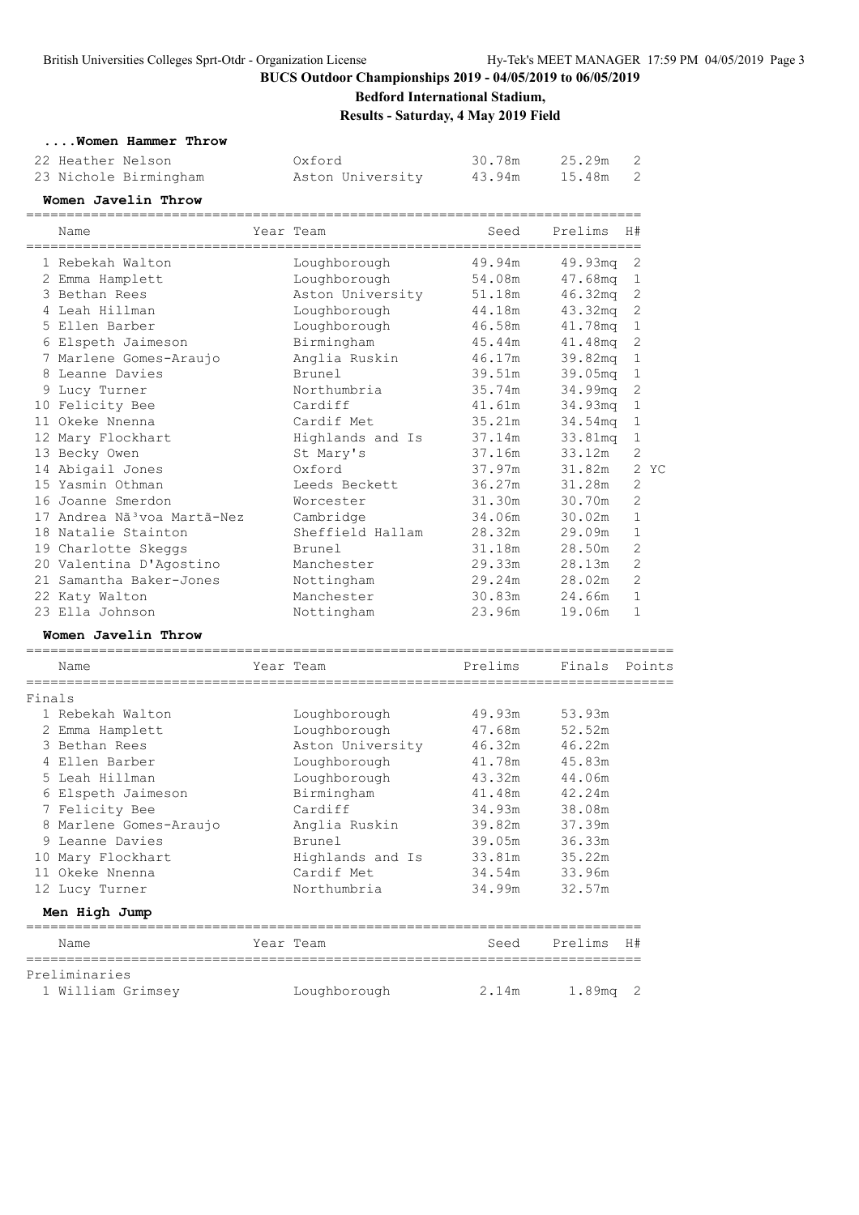BUCS Outdoor Championships 2019 - 04/05/2019 to 06/05/2019

**Bedford International Stadium,**

**Results - Saturday, 4 May 2019 Field**

### ....Women Hammer Throw

| | Name | Year | Team | Seed | Prelims | H# |
|---|---|---|---|---|---|---|
| 22 | Heather Nelson | | Oxford | 30.78m | 25.29m | 2 |
| 23 | Nichole Birmingham | | Aston University | 43.94m | 15.48m | 2 |

### Women Javelin Throw

| | Name | Year | Team | Seed | Prelims | H# |
|---|---|---|---|---|---|---|
| 1 | Rebekah Walton | | Loughborough | 49.94m | 49.93mq | 2 |
| 2 | Emma Hamplett | | Loughborough | 54.08m | 47.68mq | 1 |
| 3 | Bethan Rees | | Aston University | 51.18m | 46.32mq | 2 |
| 4 | Leah Hillman | | Loughborough | 44.18m | 43.32mq | 2 |
| 5 | Ellen Barber | | Loughborough | 46.58m | 41.78mq | 1 |
| 6 | Elspeth Jaimeson | | Birmingham | 45.44m | 41.48mq | 2 |
| 7 | Marlene Gomes-Araujo | | Anglia Ruskin | 46.17m | 39.82mq | 1 |
| 8 | Leanne Davies | | Brunel | 39.51m | 39.05mq | 1 |
| 9 | Lucy Turner | | Northumbria | 35.74m | 34.99mq | 2 |
| 10 | Felicity Bee | | Cardiff | 41.61m | 34.93mq | 1 |
| 11 | Okeke Nnenna | | Cardif Met | 35.21m | 34.54mq | 1 |
| 12 | Mary Flockhart | | Highlands and Is | 37.14m | 33.81mq | 1 |
| 13 | Becky Owen | | St Mary's | 37.16m | 33.12m | 2 |
| 14 | Abigail Jones | | Oxford | 37.97m | 31.82m | 2 YC |
| 15 | Yasmin Othman | | Leeds Beckett | 36.27m | 31.28m | 2 |
| 16 | Joanne Smerdon | | Worcester | 31.30m | 30.70m | 2 |
| 17 | Andrea Nã³voa Martã-Nez | | Cambridge | 34.06m | 30.02m | 1 |
| 18 | Natalie Stainton | | Sheffield Hallam | 28.32m | 29.09m | 1 |
| 19 | Charlotte Skeggs | | Brunel | 31.18m | 28.50m | 2 |
| 20 | Valentina D'Agostino | | Manchester | 29.33m | 28.13m | 2 |
| 21 | Samantha Baker-Jones | | Nottingham | 29.24m | 28.02m | 2 |
| 22 | Katy Walton | | Manchester | 30.83m | 24.66m | 1 |
| 23 | Ella Johnson | | Nottingham | 23.96m | 19.06m | 1 |

### Women Javelin Throw

| | Name | Year | Team | Prelims | Finals | Points |
|---|---|---|---|---|---|---|
| **Finals** | | | | | | |
| 1 | Rebekah Walton | | Loughborough | 49.93m | 53.93m | |
| 2 | Emma Hamplett | | Loughborough | 47.68m | 52.52m | |
| 3 | Bethan Rees | | Aston University | 46.32m | 46.22m | |
| 4 | Ellen Barber | | Loughborough | 41.78m | 45.83m | |
| 5 | Leah Hillman | | Loughborough | 43.32m | 44.06m | |
| 6 | Elspeth Jaimeson | | Birmingham | 41.48m | 42.24m | |
| 7 | Felicity Bee | | Cardiff | 34.93m | 38.08m | |
| 8 | Marlene Gomes-Araujo | | Anglia Ruskin | 39.82m | 37.39m | |
| 9 | Leanne Davies | | Brunel | 39.05m | 36.33m | |
| 10 | Mary Flockhart | | Highlands and Is | 33.81m | 35.22m | |
| 11 | Okeke Nnenna | | Cardif Met | 34.54m | 33.96m | |
| 12 | Lucy Turner | | Northumbria | 34.99m | 32.57m | |

### Men High Jump

| | Name | Year | Team | Seed | Prelims | H# |
|---|---|---|---|---|---|---|
| **Preliminaries** | | | | | | |
| 1 | William Grimsey | | Loughborough | 2.14m | 1.89mq | 2 |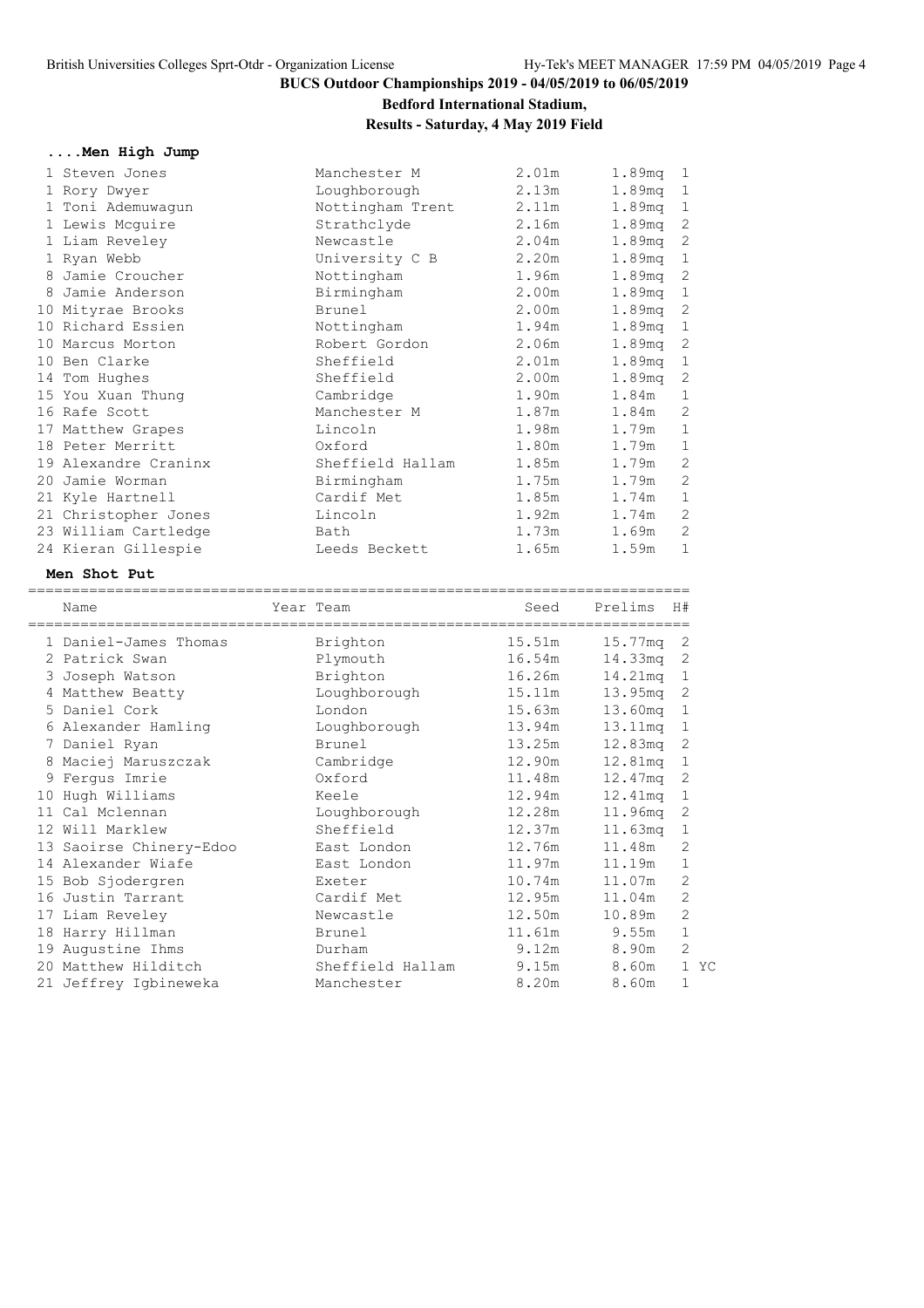## BUCS Outdoor Championships 2019 - 04/05/2019 to 06/05/2019

**Bedford International Stadium,**

**Results - Saturday, 4 May 2019 Field**

### ....Men High Jump

| | Name | Team | Seed | Prelims | H# |
|---|---|---|---|---|---|
| 1 | Steven Jones | Manchester M | 2.01m | 1.89mq | 1 |
| 1 | Rory Dwyer | Loughborough | 2.13m | 1.89mq | 1 |
| 1 | Toni Ademuwagun | Nottingham Trent | 2.11m | 1.89mq | 1 |
| 1 | Lewis Mcguire | Strathclyde | 2.16m | 1.89mq | 2 |
| 1 | Liam Reveley | Newcastle | 2.04m | 1.89mq | 2 |
| 1 | Ryan Webb | University C B | 2.20m | 1.89mq | 1 |
| 8 | Jamie Croucher | Nottingham | 1.96m | 1.89mq | 2 |
| 8 | Jamie Anderson | Birmingham | 2.00m | 1.89mq | 1 |
| 10 | Mityrae Brooks | Brunel | 2.00m | 1.89mq | 2 |
| 10 | Richard Essien | Nottingham | 1.94m | 1.89mq | 1 |
| 10 | Marcus Morton | Robert Gordon | 2.06m | 1.89mq | 2 |
| 10 | Ben Clarke | Sheffield | 2.01m | 1.89mq | 1 |
| 14 | Tom Hughes | Sheffield | 2.00m | 1.89mq | 2 |
| 15 | You Xuan Thung | Cambridge | 1.90m | 1.84m | 1 |
| 16 | Rafe Scott | Manchester M | 1.87m | 1.84m | 2 |
| 17 | Matthew Grapes | Lincoln | 1.98m | 1.79m | 1 |
| 18 | Peter Merritt | Oxford | 1.80m | 1.79m | 1 |
| 19 | Alexandre Craninx | Sheffield Hallam | 1.85m | 1.79m | 2 |
| 20 | Jamie Worman | Birmingham | 1.75m | 1.79m | 2 |
| 21 | Kyle Hartnell | Cardif Met | 1.85m | 1.74m | 1 |
| 21 | Christopher Jones | Lincoln | 1.92m | 1.74m | 2 |
| 23 | William Cartledge | Bath | 1.73m | 1.69m | 2 |
| 24 | Kieran Gillespie | Leeds Beckett | 1.65m | 1.59m | 1 |

### Men Shot Put

| | Name | Year Team | Seed | Prelims | H# | |
|---|---|---|---|---|---|---|
| 1 | Daniel-James Thomas | Brighton | 15.51m | 15.77mq | 2 | |
| 2 | Patrick Swan | Plymouth | 16.54m | 14.33mq | 2 | |
| 3 | Joseph Watson | Brighton | 16.26m | 14.21mq | 1 | |
| 4 | Matthew Beatty | Loughborough | 15.11m | 13.95mq | 2 | |
| 5 | Daniel Cork | London | 15.63m | 13.60mq | 1 | |
| 6 | Alexander Hamling | Loughborough | 13.94m | 13.11mq | 1 | |
| 7 | Daniel Ryan | Brunel | 13.25m | 12.83mq | 2 | |
| 8 | Maciej Maruszczak | Cambridge | 12.90m | 12.81mq | 1 | |
| 9 | Fergus Imrie | Oxford | 11.48m | 12.47mq | 2 | |
| 10 | Hugh Williams | Keele | 12.94m | 12.41mq | 1 | |
| 11 | Cal Mclennan | Loughborough | 12.28m | 11.96mq | 2 | |
| 12 | Will Marklew | Sheffield | 12.37m | 11.63mq | 1 | |
| 13 | Saoirse Chinery-Edoo | East London | 12.76m | 11.48m | 2 | |
| 14 | Alexander Wiafe | East London | 11.97m | 11.19m | 1 | |
| 15 | Bob Sjodergren | Exeter | 10.74m | 11.07m | 2 | |
| 16 | Justin Tarrant | Cardif Met | 12.95m | 11.04m | 2 | |
| 17 | Liam Reveley | Newcastle | 12.50m | 10.89m | 2 | |
| 18 | Harry Hillman | Brunel | 11.61m | 9.55m | 1 | |
| 19 | Augustine Ihms | Durham | 9.12m | 8.90m | 2 | |
| 20 | Matthew Hilditch | Sheffield Hallam | 9.15m | 8.60m | 1 | YC |
| 21 | Jeffrey Igbineweka | Manchester | 8.20m | 8.60m | 1 | |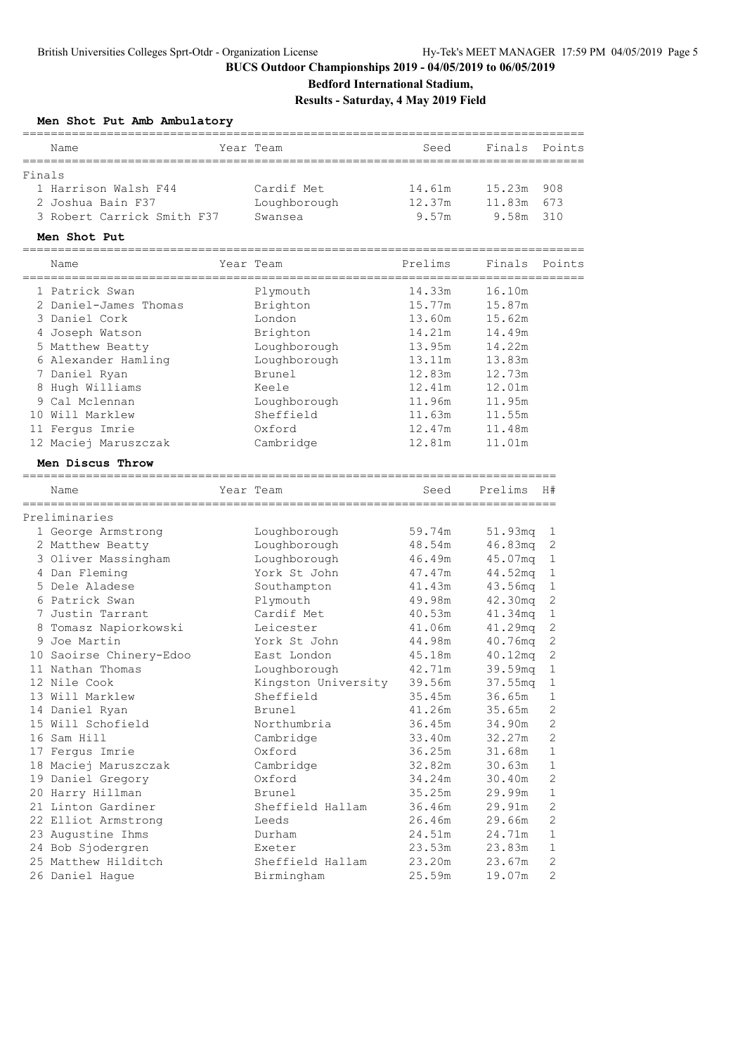# BUCS Outdoor Championships 2019 - 04/05/2019 to 06/05/2019

## Bedford International Stadium,

## Results - Saturday, 4 May 2019 Field

### Men Shot Put Amb Ambulatory

**Finals**

| Place | Name | Year | Team | Seed | Finals | Points |
|---|---|---|---|---|---|---|
| 1 | Harrison Walsh F44 | | Cardif Met | 14.61m | 15.23m | 908 |
| 2 | Joshua Bain F37 | | Loughborough | 12.37m | 11.83m | 673 |
| 3 | Robert Carrick Smith F37 | | Swansea | 9.57m | 9.58m | 310 |

### Men Shot Put

| Place | Name | Year | Team | Prelims | Finals | Points |
|---|---|---|---|---|---|---|
| 1 | Patrick Swan | | Plymouth | 14.33m | 16.10m | |
| 2 | Daniel-James Thomas | | Brighton | 15.77m | 15.87m | |
| 3 | Daniel Cork | | London | 13.60m | 15.62m | |
| 4 | Joseph Watson | | Brighton | 14.21m | 14.49m | |
| 5 | Matthew Beatty | | Loughborough | 13.95m | 14.22m | |
| 6 | Alexander Hamling | | Loughborough | 13.11m | 13.83m | |
| 7 | Daniel Ryan | | Brunel | 12.83m | 12.73m | |
| 8 | Hugh Williams | | Keele | 12.41m | 12.01m | |
| 9 | Cal Mclennan | | Loughborough | 11.96m | 11.95m | |
| 10 | Will Marklew | | Sheffield | 11.63m | 11.55m | |
| 11 | Fergus Imrie | | Oxford | 12.47m | 11.48m | |
| 12 | Maciej Maruszczak | | Cambridge | 12.81m | 11.01m | |

### Men Discus Throw

**Preliminaries**

| Place | Name | Year | Team | Seed | Prelims | H# |
|---|---|---|---|---|---|---|
| 1 | George Armstrong | | Loughborough | 59.74m | 51.93mq | 1 |
| 2 | Matthew Beatty | | Loughborough | 48.54m | 46.83mq | 2 |
| 3 | Oliver Massingham | | Loughborough | 46.49m | 45.07mq | 1 |
| 4 | Dan Fleming | | York St John | 47.47m | 44.52mq | 1 |
| 5 | Dele Aladese | | Southampton | 41.43m | 43.56mq | 1 |
| 6 | Patrick Swan | | Plymouth | 49.98m | 42.30mq | 2 |
| 7 | Justin Tarrant | | Cardif Met | 40.53m | 41.34mq | 1 |
| 8 | Tomasz Napiorkowski | | Leicester | 41.06m | 41.29mq | 2 |
| 9 | Joe Martin | | York St John | 44.98m | 40.76mq | 2 |
| 10 | Saoirse Chinery-Edoo | | East London | 45.18m | 40.12mq | 2 |
| 11 | Nathan Thomas | | Loughborough | 42.71m | 39.59mq | 1 |
| 12 | Nile Cook | | Kingston University | 39.56m | 37.55mq | 1 |
| 13 | Will Marklew | | Sheffield | 35.45m | 36.65m | 1 |
| 14 | Daniel Ryan | | Brunel | 41.26m | 35.65m | 2 |
| 15 | Will Schofield | | Northumbria | 36.45m | 34.90m | 2 |
| 16 | Sam Hill | | Cambridge | 33.40m | 32.27m | 2 |
| 17 | Fergus Imrie | | Oxford | 36.25m | 31.68m | 1 |
| 18 | Maciej Maruszczak | | Cambridge | 32.82m | 30.63m | 1 |
| 19 | Daniel Gregory | | Oxford | 34.24m | 30.40m | 2 |
| 20 | Harry Hillman | | Brunel | 35.25m | 29.99m | 1 |
| 21 | Linton Gardiner | | Sheffield Hallam | 36.46m | 29.91m | 2 |
| 22 | Elliot Armstrong | | Leeds | 26.46m | 29.66m | 2 |
| 23 | Augustine Ihms | | Durham | 24.51m | 24.71m | 1 |
| 24 | Bob Sjodergren | | Exeter | 23.53m | 23.83m | 1 |
| 25 | Matthew Hilditch | | Sheffield Hallam | 23.20m | 23.67m | 2 |
| 26 | Daniel Hague | | Birmingham | 25.59m | 19.07m | 2 |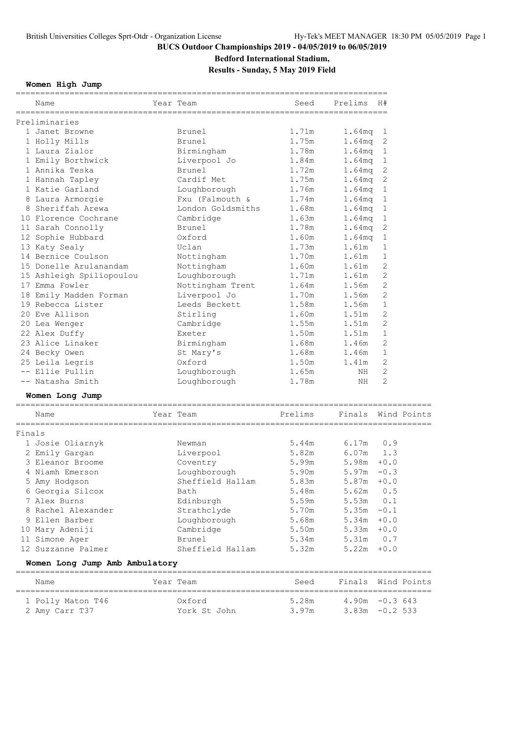# BUCS Outdoor Championships 2019 - 04/05/2019 to 06/05/2019

## Bedford International Stadium,

## Results - Sunday, 5 May 2019 Field

### Women High Jump

| Name | Year | Team | Seed | Prelims | H# |
|---|---|---|---|---|---|
| **Preliminaries** | | | | | |
| 1 Janet Browne | | Brunel | 1.71m | 1.64mq | 1 |
| 1 Holly Mills | | Brunel | 1.75m | 1.64mq | 2 |
| 1 Laura Zialor | | Birmingham | 1.78m | 1.64mq | 1 |
| 1 Emily Borthwick | | Liverpool Jo | 1.84m | 1.64mq | 1 |
| 1 Annika Teska | | Brunel | 1.72m | 1.64mq | 2 |
| 1 Hannah Tapley | | Cardif Met | 1.75m | 1.64mq | 2 |
| 1 Katie Garland | | Loughborough | 1.76m | 1.64mq | 1 |
| 8 Laura Armorgie | | Fxu (Falmouth & | 1.74m | 1.64mq | 1 |
| 8 Sheriffah Arewa | | London Goldsmiths | 1.68m | 1.64mq | 1 |
| 10 Florence Cochrane | | Cambridge | 1.63m | 1.64mq | 1 |
| 11 Sarah Connolly | | Brunel | 1.78m | 1.64mq | 2 |
| 12 Sophie Hubbard | | Oxford | 1.60m | 1.64mq | 1 |
| 13 Katy Sealy | | Uclan | 1.73m | 1.61m | 1 |
| 14 Bernice Coulson | | Nottingham | 1.70m | 1.61m | 1 |
| 15 Donelle Arulanandam | | Nottingham | 1.60m | 1.61m | 2 |
| 15 Ashleigh Spiliopoulou | | Loughborough | 1.71m | 1.61m | 2 |
| 17 Emma Fowler | | Nottingham Trent | 1.64m | 1.56m | 2 |
| 18 Emily Madden Forman | | Liverpool Jo | 1.70m | 1.56m | 2 |
| 19 Rebecca Lister | | Leeds Beckett | 1.58m | 1.56m | 1 |
| 20 Eve Allison | | Stirling | 1.60m | 1.51m | 2 |
| 20 Lea Wenger | | Cambridge | 1.55m | 1.51m | 2 |
| 22 Alex Duffy | | Exeter | 1.50m | 1.51m | 1 |
| 23 Alice Linaker | | Birmingham | 1.68m | 1.46m | 2 |
| 24 Becky Owen | | St Mary's | 1.68m | 1.46m | 1 |
| 25 Leila Legris | | Oxford | 1.50m | 1.41m | 2 |
| -- Ellie Pullin | | Loughborough | 1.65m | NH | 2 |
| -- Natasha Smith | | Loughborough | 1.78m | NH | 2 |

### Women Long Jump

| Name | Year | Team | Prelims | Finals | Wind | Points |
|---|---|---|---|---|---|---|
| **Finals** | | | | | | |
| 1 Josie Oliarnyk | | Newman | 5.44m | 6.17m | 0.9 | |
| 2 Emily Gargan | | Liverpool | 5.82m | 6.07m | 1.3 | |
| 3 Eleanor Broome | | Coventry | 5.99m | 5.98m | +0.0 | |
| 4 Niamh Emerson | | Loughborough | 5.90m | 5.97m | -0.3 | |
| 5 Amy Hodgson | | Sheffield Hallam | 5.83m | 5.87m | +0.0 | |
| 6 Georgia Silcox | | Bath | 5.48m | 5.62m | 0.5 | |
| 7 Alex Burns | | Edinburgh | 5.59m | 5.53m | 0.1 | |
| 8 Rachel Alexander | | Strathclyde | 5.70m | 5.35m | -0.1 | |
| 9 Ellen Barber | | Loughborough | 5.68m | 5.34m | +0.0 | |
| 10 Mary Adeniji | | Cambridge | 5.50m | 5.33m | +0.0 | |
| 11 Simone Ager | | Brunel | 5.34m | 5.31m | 0.7 | |
| 12 Suzzanne Palmer | | Sheffield Hallam | 5.32m | 5.22m | +0.0 | |

### Women Long Jump Amb Ambulatory

| Name | Year | Team | Seed | Finals | Wind | Points |
|---|---|---|---|---|---|---|
| 1 Polly Maton T46 | | Oxford | 5.28m | 4.90m | -0.3 | 643 |
| 2 Amy Carr T37 | | York St John | 3.97m | 3.83m | -0.2 | 533 |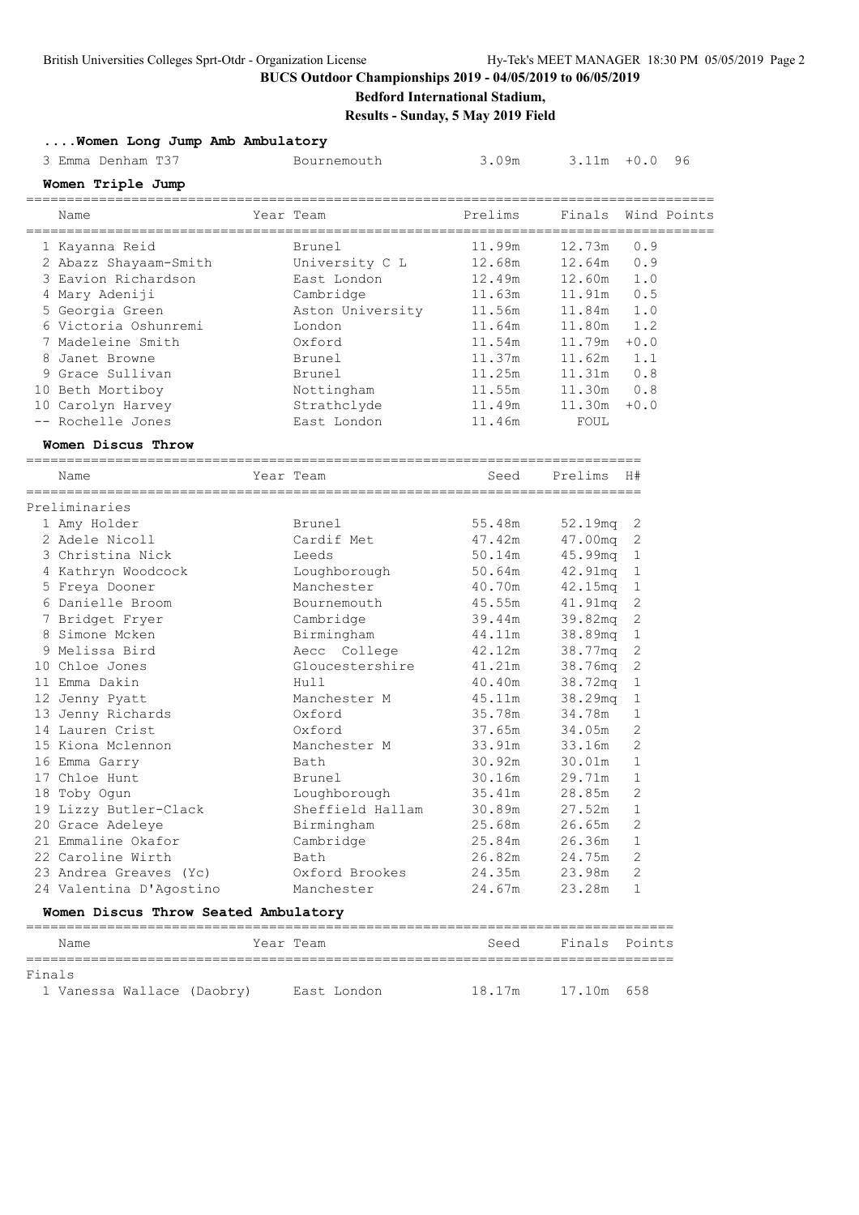BUCS Outdoor Championships 2019 - 04/05/2019 to 06/05/2019

**Bedford International Stadium,**

**Results - Sunday, 5 May 2019 Field**

### ....Women Long Jump Amb Ambulatory

| | Name | Year | Team | Prelims | Finals | Wind | Points |
|---|---|---|---|---|---|---|---|
| 3 | Emma Denham T37 | | Bournemouth | 3.09m | 3.11m | +0.0 | 96 |

### Women Triple Jump

| | Name | Year | Team | Prelims | Finals | Wind | Points |
|---|---|---|---|---|---|---|---|
| 1 | Kayanna Reid | | Brunel | 11.99m | 12.73m | 0.9 | |
| 2 | Abazz Shayaam-Smith | | University C L | 12.68m | 12.64m | 0.9 | |
| 3 | Eavion Richardson | | East London | 12.49m | 12.60m | 1.0 | |
| 4 | Mary Adeniji | | Cambridge | 11.63m | 11.91m | 0.5 | |
| 5 | Georgia Green | | Aston University | 11.56m | 11.84m | 1.0 | |
| 6 | Victoria Oshunremi | | London | 11.64m | 11.80m | 1.2 | |
| 7 | Madeleine Smith | | Oxford | 11.54m | 11.79m | +0.0 | |
| 8 | Janet Browne | | Brunel | 11.37m | 11.62m | 1.1 | |
| 9 | Grace Sullivan | | Brunel | 11.25m | 11.31m | 0.8 | |
| 10 | Beth Mortiboy | | Nottingham | 11.55m | 11.30m | 0.8 | |
| 10 | Carolyn Harvey | | Strathclyde | 11.49m | 11.30m | +0.0 | |
| -- | Rochelle Jones | | East London | 11.46m | FOUL | | |

### Women Discus Throw

Preliminaries

| | Name | Year | Team | Seed | Prelims | H# |
|---|---|---|---|---|---|---|
| 1 | Amy Holder | | Brunel | 55.48m | 52.19mq | 2 |
| 2 | Adele Nicoll | | Cardif Met | 47.42m | 47.00mq | 2 |
| 3 | Christina Nick | | Leeds | 50.14m | 45.99mq | 1 |
| 4 | Kathryn Woodcock | | Loughborough | 50.64m | 42.91mq | 1 |
| 5 | Freya Dooner | | Manchester | 40.70m | 42.15mq | 1 |
| 6 | Danielle Broom | | Bournemouth | 45.55m | 41.91mq | 2 |
| 7 | Bridget Fryer | | Cambridge | 39.44m | 39.82mq | 2 |
| 8 | Simone Mcken | | Birmingham | 44.11m | 38.89mq | 1 |
| 9 | Melissa Bird | | Aecc College | 42.12m | 38.77mq | 2 |
| 10 | Chloe Jones | | Gloucestershire | 41.21m | 38.76mq | 2 |
| 11 | Emma Dakin | | Hull | 40.40m | 38.72mq | 1 |
| 12 | Jenny Pyatt | | Manchester M | 45.11m | 38.29mq | 1 |
| 13 | Jenny Richards | | Oxford | 35.78m | 34.78m | 1 |
| 14 | Lauren Crist | | Oxford | 37.65m | 34.05m | 2 |
| 15 | Kiona Mclennon | | Manchester M | 33.91m | 33.16m | 2 |
| 16 | Emma Garry | | Bath | 30.92m | 30.01m | 1 |
| 17 | Chloe Hunt | | Brunel | 30.16m | 29.71m | 1 |
| 18 | Toby Ogun | | Loughborough | 35.41m | 28.85m | 2 |
| 19 | Lizzy Butler-Clack | | Sheffield Hallam | 30.89m | 27.52m | 1 |
| 20 | Grace Adeleye | | Birmingham | 25.68m | 26.65m | 2 |
| 21 | Emmaline Okafor | | Cambridge | 25.84m | 26.36m | 1 |
| 22 | Caroline Wirth | | Bath | 26.82m | 24.75m | 2 |
| 23 | Andrea Greaves (Yc) | | Oxford Brookes | 24.35m | 23.98m | 2 |
| 24 | Valentina D'Agostino | | Manchester | 24.67m | 23.28m | 1 |

### Women Discus Throw Seated Ambulatory

Finals

| | Name | Year | Team | Seed | Finals | Points |
|---|---|---|---|---|---|---|
| 1 | Vanessa Wallace (Daobry) | | East London | 18.17m | 17.10m | 658 |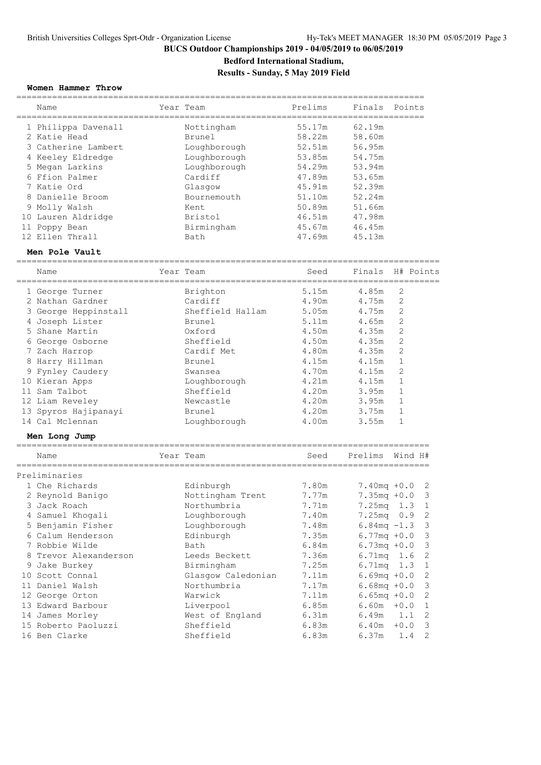# BUCS Outdoor Championships 2019 - 04/05/2019 to 06/05/2019

## Bedford International Stadium,

## Results - Sunday, 5 May 2019 Field

### Women Hammer Throw

| | Name | Year | Team | Prelims | Finals | Points |
|---|---|---|---|---|---|---|
| 1 | Philippa Davenall | | Nottingham | 55.17m | 62.19m | |
| 2 | Katie Head | | Brunel | 58.22m | 58.60m | |
| 3 | Catherine Lambert | | Loughborough | 52.51m | 56.95m | |
| 4 | Keeley Eldredge | | Loughborough | 53.85m | 54.75m | |
| 5 | Megan Larkins | | Loughborough | 54.29m | 53.94m | |
| 6 | Ffion Palmer | | Cardiff | 47.89m | 53.65m | |
| 7 | Katie Ord | | Glasgow | 45.91m | 52.39m | |
| 8 | Danielle Broom | | Bournemouth | 51.10m | 52.24m | |
| 9 | Molly Walsh | | Kent | 50.89m | 51.66m | |
| 10 | Lauren Aldridge | | Bristol | 46.51m | 47.98m | |
| 11 | Poppy Bean | | Birmingham | 45.67m | 46.45m | |
| 12 | Ellen Thrall | | Bath | 47.69m | 45.13m | |

### Men Pole Vault

| | Name | Year | Team | Seed | Finals | H# | Points |
|---|---|---|---|---|---|---|---|
| 1 | George Turner | | Brighton | 5.15m | 4.85m | 2 | |
| 2 | Nathan Gardner | | Cardiff | 4.90m | 4.75m | 2 | |
| 3 | George Heppinstall | | Sheffield Hallam | 5.05m | 4.75m | 2 | |
| 4 | Joseph Lister | | Brunel | 5.11m | 4.65m | 2 | |
| 5 | Shane Martin | | Oxford | 4.50m | 4.35m | 2 | |
| 6 | George Osborne | | Sheffield | 4.50m | 4.35m | 2 | |
| 7 | Zach Harrop | | Cardif Met | 4.80m | 4.35m | 2 | |
| 8 | Harry Hillman | | Brunel | 4.15m | 4.15m | 1 | |
| 9 | Fynley Caudery | | Swansea | 4.70m | 4.15m | 2 | |
| 10 | Kieran Apps | | Loughborough | 4.21m | 4.15m | 1 | |
| 11 | Sam Talbot | | Sheffield | 4.20m | 3.95m | 1 | |
| 12 | Liam Reveley | | Newcastle | 4.20m | 3.95m | 1 | |
| 13 | Spyros Hajipanayi | | Brunel | 4.20m | 3.75m | 1 | |
| 14 | Cal Mclennan | | Loughborough | 4.00m | 3.55m | 1 | |

### Men Long Jump

| | Name | Year | Team | Seed | Prelims | Wind | H# |
|---|---|---|---|---|---|---|---|
| **Preliminaries** | | | | | | | |
| 1 | Che Richards | | Edinburgh | 7.80m | 7.40mq | +0.0 | 2 |
| 2 | Reynold Banigo | | Nottingham Trent | 7.77m | 7.35mq | +0.0 | 3 |
| 3 | Jack Roach | | Northumbria | 7.71m | 7.25mq | 1.3 | 1 |
| 4 | Samuel Khogali | | Loughborough | 7.40m | 7.25mq | 0.9 | 2 |
| 5 | Benjamin Fisher | | Loughborough | 7.48m | 6.84mq | -1.3 | 3 |
| 6 | Calum Henderson | | Edinburgh | 7.35m | 6.77mq | +0.0 | 3 |
| 7 | Robbie Wilde | | Bath | 6.84m | 6.73mq | +0.0 | 3 |
| 8 | Trevor Alexanderson | | Leeds Beckett | 7.36m | 6.71mq | 1.6 | 2 |
| 9 | Jake Burkey | | Birmingham | 7.25m | 6.71mq | 1.3 | 1 |
| 10 | Scott Connal | | Glasgow Caledonian | 7.11m | 6.69mq | +0.0 | 2 |
| 11 | Daniel Walsh | | Northumbria | 7.17m | 6.68mq | +0.0 | 3 |
| 12 | George Orton | | Warwick | 7.11m | 6.65mq | +0.0 | 2 |
| 13 | Edward Barbour | | Liverpool | 6.85m | 6.60m | +0.0 | 1 |
| 14 | James Morley | | West of England | 6.31m | 6.49m | 1.1 | 2 |
| 15 | Roberto Paoluzzi | | Sheffield | 6.83m | 6.40m | +0.0 | 3 |
| 16 | Ben Clarke | | Sheffield | 6.83m | 6.37m | 1.4 | 2 |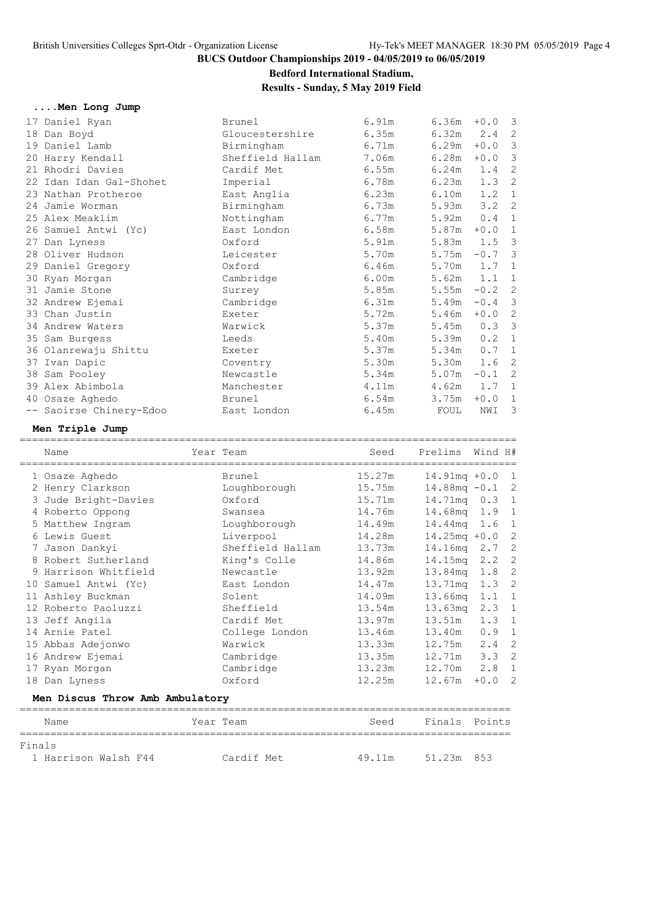# BUCS Outdoor Championships 2019 - 04/05/2019 to 06/05/2019

**Bedford International Stadium,**

**Results - Sunday, 5 May 2019 Field**

### ....Men Long Jump

| | Name | Team | Seed | Prelims | Wind | H# |
|---|---|---|---|---|---|---|
| 17 | Daniel Ryan | Brunel | 6.91m | 6.36m | +0.0 | 3 |
| 18 | Dan Boyd | Gloucestershire | 6.35m | 6.32m | 2.4 | 2 |
| 19 | Daniel Lamb | Birmingham | 6.71m | 6.29m | +0.0 | 3 |
| 20 | Harry Kendall | Sheffield Hallam | 7.06m | 6.28m | +0.0 | 3 |
| 21 | Rhodri Davies | Cardif Met | 6.55m | 6.24m | 1.4 | 2 |
| 22 | Idan Idan Gal-Shohet | Imperial | 6.78m | 6.23m | 1.3 | 2 |
| 23 | Nathan Protheroe | East Anglia | 6.23m | 6.10m | 1.2 | 1 |
| 24 | Jamie Worman | Birmingham | 6.73m | 5.93m | 3.2 | 2 |
| 25 | Alex Meaklim | Nottingham | 6.77m | 5.92m | 0.4 | 1 |
| 26 | Samuel Antwi (Yc) | East London | 6.58m | 5.87m | +0.0 | 1 |
| 27 | Dan Lyness | Oxford | 5.91m | 5.83m | 1.5 | 3 |
| 28 | Oliver Hudson | Leicester | 5.70m | 5.75m | -0.7 | 3 |
| 29 | Daniel Gregory | Oxford | 6.46m | 5.70m | 1.7 | 1 |
| 30 | Ryan Morgan | Cambridge | 6.00m | 5.62m | 1.1 | 1 |
| 31 | Jamie Stone | Surrey | 5.85m | 5.55m | -0.2 | 2 |
| 32 | Andrew Ejemai | Cambridge | 6.31m | 5.49m | -0.4 | 3 |
| 33 | Chan Justin | Exeter | 5.72m | 5.46m | +0.0 | 2 |
| 34 | Andrew Waters | Warwick | 5.37m | 5.45m | 0.3 | 3 |
| 35 | Sam Burgess | Leeds | 5.40m | 5.39m | 0.2 | 1 |
| 36 | Olanrewaju Shittu | Exeter | 5.37m | 5.34m | 0.7 | 1 |
| 37 | Ivan Dapic | Coventry | 5.30m | 5.30m | 1.6 | 2 |
| 38 | Sam Pooley | Newcastle | 5.34m | 5.07m | -0.1 | 2 |
| 39 | Alex Abimbola | Manchester | 4.11m | 4.62m | 1.7 | 1 |
| 40 | Osaze Aghedo | Brunel | 6.54m | 3.75m | +0.0 | 1 |
| -- | Saoirse Chinery-Edoo | East London | 6.45m | FOUL | NWI | 3 |

### Men Triple Jump

| | Name | Year | Team | Seed | Prelims | Wind | H# |
|---|---|---|---|---|---|---|---|
| 1 | Osaze Aghedo | | Brunel | 15.27m | 14.91mq | +0.0 | 1 |
| 2 | Henry Clarkson | | Loughborough | 15.75m | 14.88mq | -0.1 | 2 |
| 3 | Jude Bright-Davies | | Oxford | 15.71m | 14.71mq | 0.3 | 1 |
| 4 | Roberto Oppong | | Swansea | 14.76m | 14.68mq | 1.9 | 1 |
| 5 | Matthew Ingram | | Loughborough | 14.49m | 14.44mq | 1.6 | 1 |
| 6 | Lewis Guest | | Liverpool | 14.28m | 14.25mq | +0.0 | 2 |
| 7 | Jason Dankyi | | Sheffield Hallam | 13.73m | 14.16mq | 2.7 | 2 |
| 8 | Robert Sutherland | | King's Colle | 14.86m | 14.15mq | 2.2 | 2 |
| 9 | Harrison Whitfield | | Newcastle | 13.92m | 13.84mq | 1.8 | 2 |
| 10 | Samuel Antwi (Yc) | | East London | 14.47m | 13.71mq | 1.3 | 2 |
| 11 | Ashley Buckman | | Solent | 14.09m | 13.66mq | 1.1 | 1 |
| 12 | Roberto Paoluzzi | | Sheffield | 13.54m | 13.63mq | 2.3 | 1 |
| 13 | Jeff Angila | | Cardif Met | 13.97m | 13.51m | 1.3 | 1 |
| 14 | Arnie Patel | | College London | 13.46m | 13.40m | 0.9 | 1 |
| 15 | Abbas Adejonwo | | Warwick | 13.33m | 12.75m | 2.4 | 2 |
| 16 | Andrew Ejemai | | Cambridge | 13.35m | 12.71m | 3.3 | 2 |
| 17 | Ryan Morgan | | Cambridge | 13.23m | 12.70m | 2.8 | 1 |
| 18 | Dan Lyness | | Oxford | 12.25m | 12.67m | +0.0 | 2 |

### Men Discus Throw Amb Ambulatory

| | Name | Year | Team | Seed | Finals | Points |
|---|---|---|---|---|---|---|
| **Finals** | | | | | | |
| 1 | Harrison Walsh F44 | | Cardif Met | 49.11m | 51.23m | 853 |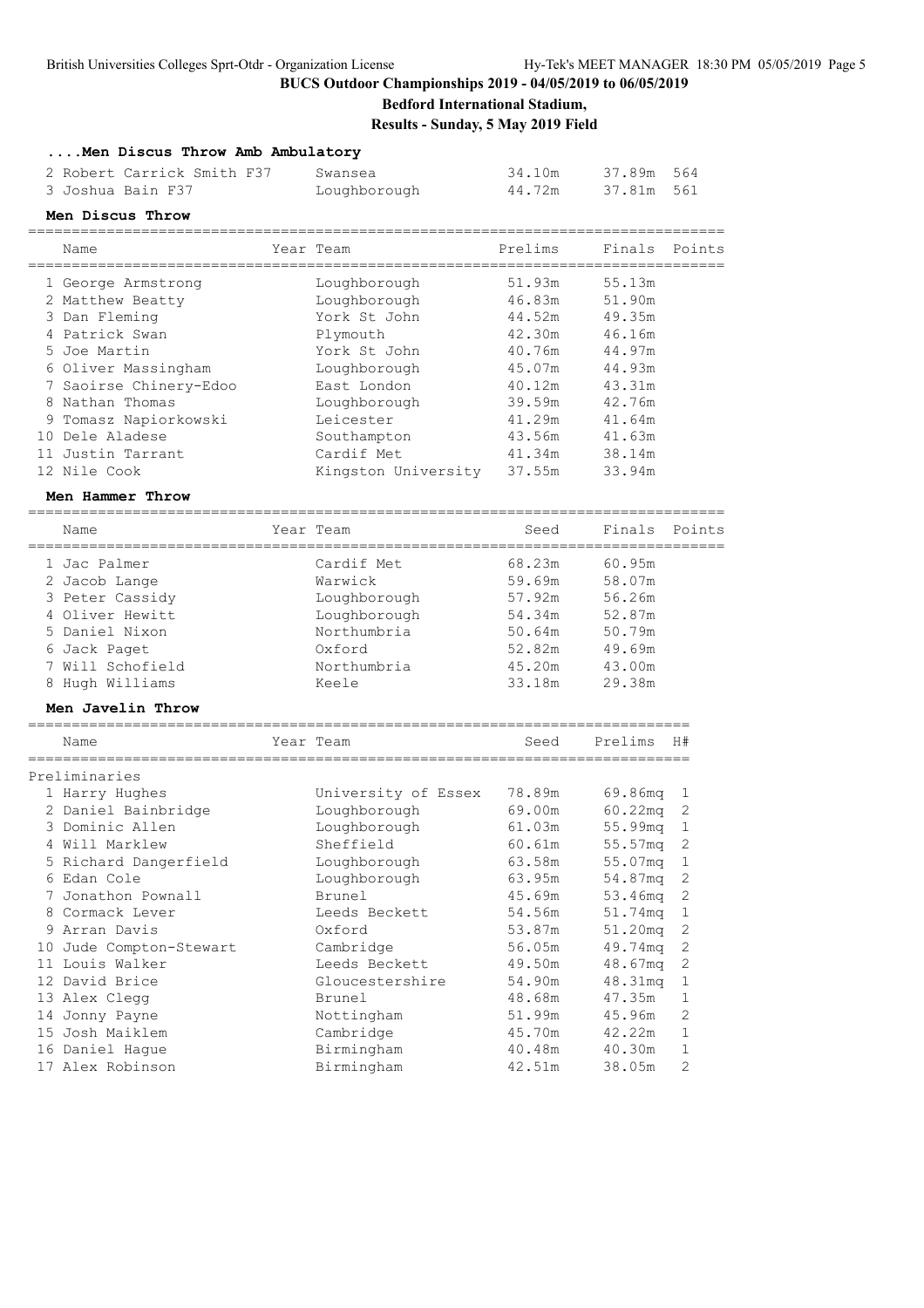### ....Men Discus Throw Amb Ambulatory

| Name | Year Team | Prelims | Finals | Points |
|---|---|---|---|---|
| 2 Robert Carrick Smith F37 | Swansea | 34.10m | 37.89m | 564 |
| 3 Joshua Bain F37 | Loughborough | 44.72m | 37.81m | 561 |

### Men Discus Throw

| Name | Year Team | Prelims | Finals | Points |
|---|---|---|---|---|
| 1 George Armstrong | Loughborough | 51.93m | 55.13m | |
| 2 Matthew Beatty | Loughborough | 46.83m | 51.90m | |
| 3 Dan Fleming | York St John | 44.52m | 49.35m | |
| 4 Patrick Swan | Plymouth | 42.30m | 46.16m | |
| 5 Joe Martin | York St John | 40.76m | 44.97m | |
| 6 Oliver Massingham | Loughborough | 45.07m | 44.93m | |
| 7 Saoirse Chinery-Edoo | East London | 40.12m | 43.31m | |
| 8 Nathan Thomas | Loughborough | 39.59m | 42.76m | |
| 9 Tomasz Napiorkowski | Leicester | 41.29m | 41.64m | |
| 10 Dele Aladese | Southampton | 43.56m | 41.63m | |
| 11 Justin Tarrant | Cardif Met | 41.34m | 38.14m | |
| 12 Nile Cook | Kingston University | 37.55m | 33.94m | |

### Men Hammer Throw

| Name | Year Team | Seed | Finals | Points |
|---|---|---|---|---|
| 1 Jac Palmer | Cardif Met | 68.23m | 60.95m | |
| 2 Jacob Lange | Warwick | 59.69m | 58.07m | |
| 3 Peter Cassidy | Loughborough | 57.92m | 56.26m | |
| 4 Oliver Hewitt | Loughborough | 54.34m | 52.87m | |
| 5 Daniel Nixon | Northumbria | 50.64m | 50.79m | |
| 6 Jack Paget | Oxford | 52.82m | 49.69m | |
| 7 Will Schofield | Northumbria | 45.20m | 43.00m | |
| 8 Hugh Williams | Keele | 33.18m | 29.38m | |

### Men Javelin Throw

| Name | Year Team | Seed | Prelims | H# |
|---|---|---|---|---|
| **Preliminaries** | | | | |
| 1 Harry Hughes | University of Essex | 78.89m | 69.86mq | 1 |
| 2 Daniel Bainbridge | Loughborough | 69.00m | 60.22mq | 2 |
| 3 Dominic Allen | Loughborough | 61.03m | 55.99mq | 1 |
| 4 Will Marklew | Sheffield | 60.61m | 55.57mq | 2 |
| 5 Richard Dangerfield | Loughborough | 63.58m | 55.07mq | 1 |
| 6 Edan Cole | Loughborough | 63.95m | 54.87mq | 2 |
| 7 Jonathon Pownall | Brunel | 45.69m | 53.46mq | 2 |
| 8 Cormack Lever | Leeds Beckett | 54.56m | 51.74mq | 1 |
| 9 Arran Davis | Oxford | 53.87m | 51.20mq | 2 |
| 10 Jude Compton-Stewart | Cambridge | 56.05m | 49.74mq | 2 |
| 11 Louis Walker | Leeds Beckett | 49.50m | 48.67mq | 2 |
| 12 David Brice | Gloucestershire | 54.90m | 48.31mq | 1 |
| 13 Alex Clegg | Brunel | 48.68m | 47.35m | 1 |
| 14 Jonny Payne | Nottingham | 51.99m | 45.96m | 2 |
| 15 Josh Maiklem | Cambridge | 45.70m | 42.22m | 1 |
| 16 Daniel Hague | Birmingham | 40.48m | 40.30m | 1 |
| 17 Alex Robinson | Birmingham | 42.51m | 38.05m | 2 |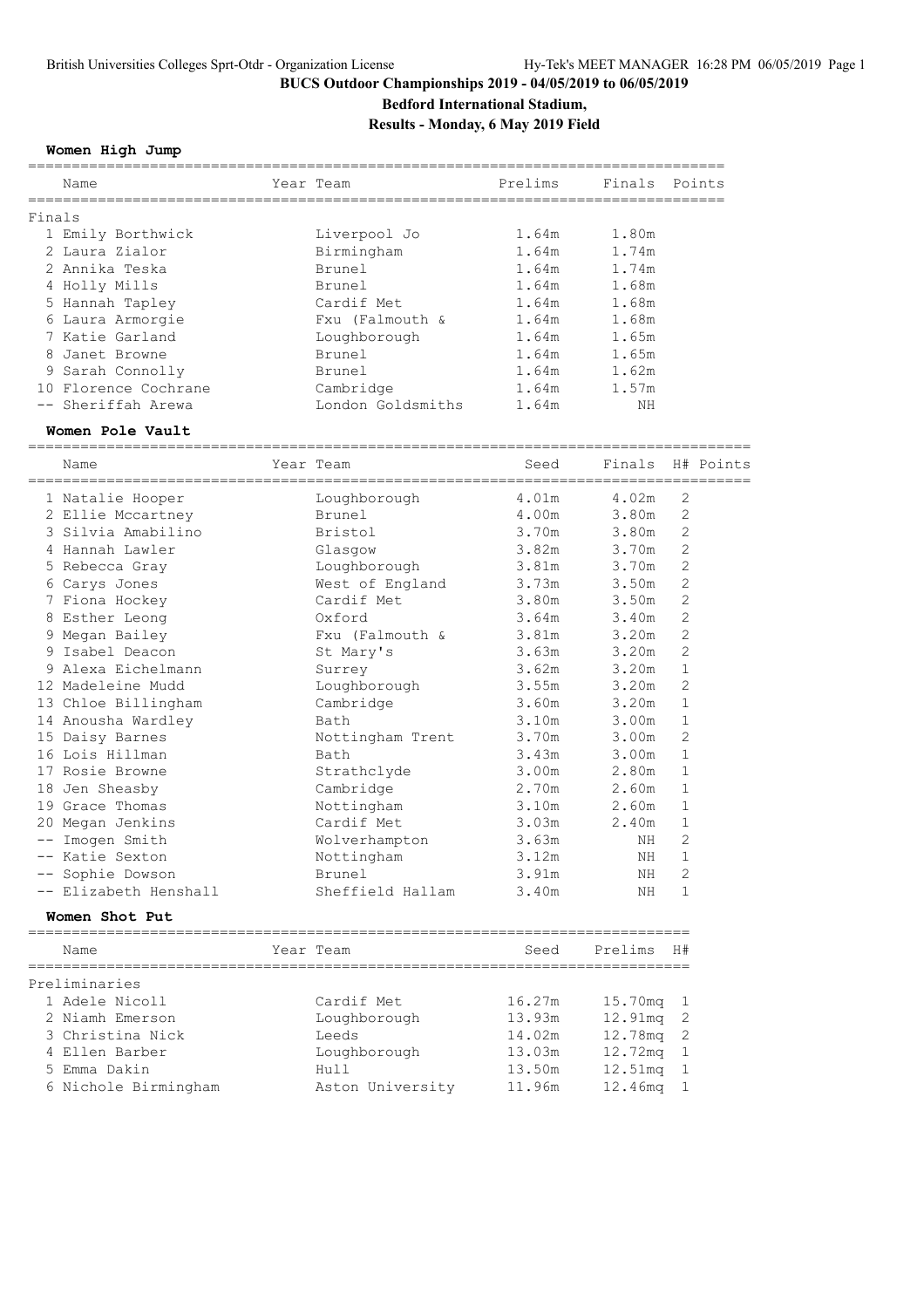# BUCS Outdoor Championships 2019 - 04/05/2019 to 06/05/2019

## Bedford International Stadium,

## Results - Monday, 6 May 2019 Field

### Women High Jump

| | Name | Year | Team | Prelims | Finals | Points |
|---|---|---|---|---|---|---|
| **Finals** | | | | | | |
| 1 | Emily Borthwick | | Liverpool Jo | 1.64m | 1.80m | |
| 2 | Laura Zialor | | Birmingham | 1.64m | 1.74m | |
| 2 | Annika Teska | | Brunel | 1.64m | 1.74m | |
| 4 | Holly Mills | | Brunel | 1.64m | 1.68m | |
| 5 | Hannah Tapley | | Cardif Met | 1.64m | 1.68m | |
| 6 | Laura Armorgie | | Fxu (Falmouth & | 1.64m | 1.68m | |
| 7 | Katie Garland | | Loughborough | 1.64m | 1.65m | |
| 8 | Janet Browne | | Brunel | 1.64m | 1.65m | |
| 9 | Sarah Connolly | | Brunel | 1.64m | 1.62m | |
| 10 | Florence Cochrane | | Cambridge | 1.64m | 1.57m | |
| -- | Sheriffah Arewa | | London Goldsmiths | 1.64m | NH | |

### Women Pole Vault

| | Name | Year | Team | Seed | Finals | H# | Points |
|---|---|---|---|---|---|---|---|
| 1 | Natalie Hooper | | Loughborough | 4.01m | 4.02m | 2 | |
| 2 | Ellie Mccartney | | Brunel | 4.00m | 3.80m | 2 | |
| 3 | Silvia Amabilino | | Bristol | 3.70m | 3.80m | 2 | |
| 4 | Hannah Lawler | | Glasgow | 3.82m | 3.70m | 2 | |
| 5 | Rebecca Gray | | Loughborough | 3.81m | 3.70m | 2 | |
| 6 | Carys Jones | | West of England | 3.73m | 3.50m | 2 | |
| 7 | Fiona Hockey | | Cardif Met | 3.80m | 3.50m | 2 | |
| 8 | Esther Leong | | Oxford | 3.64m | 3.40m | 2 | |
| 9 | Megan Bailey | | Fxu (Falmouth & | 3.81m | 3.20m | 2 | |
| 9 | Isabel Deacon | | St Mary's | 3.63m | 3.20m | 2 | |
| 9 | Alexa Eichelmann | | Surrey | 3.62m | 3.20m | 1 | |
| 12 | Madeleine Mudd | | Loughborough | 3.55m | 3.20m | 2 | |
| 13 | Chloe Billingham | | Cambridge | 3.60m | 3.20m | 1 | |
| 14 | Anousha Wardley | | Bath | 3.10m | 3.00m | 1 | |
| 15 | Daisy Barnes | | Nottingham Trent | 3.70m | 3.00m | 2 | |
| 16 | Lois Hillman | | Bath | 3.43m | 3.00m | 1 | |
| 17 | Rosie Browne | | Strathclyde | 3.00m | 2.80m | 1 | |
| 18 | Jen Sheasby | | Cambridge | 2.70m | 2.60m | 1 | |
| 19 | Grace Thomas | | Nottingham | 3.10m | 2.60m | 1 | |
| 20 | Megan Jenkins | | Cardif Met | 3.03m | 2.40m | 1 | |
| -- | Imogen Smith | | Wolverhampton | 3.63m | NH | 2 | |
| -- | Katie Sexton | | Nottingham | 3.12m | NH | 1 | |
| -- | Sophie Dowson | | Brunel | 3.91m | NH | 2 | |
| -- | Elizabeth Henshall | | Sheffield Hallam | 3.40m | NH | 1 | |

### Women Shot Put

| | Name | Year | Team | Seed | Prelims | H# |
|---|---|---|---|---|---|---|
| **Preliminaries** | | | | | | |
| 1 | Adele Nicoll | | Cardif Met | 16.27m | 15.70mq | 1 |
| 2 | Niamh Emerson | | Loughborough | 13.93m | 12.91mq | 2 |
| 3 | Christina Nick | | Leeds | 14.02m | 12.78mq | 2 |
| 4 | Ellen Barber | | Loughborough | 13.03m | 12.72mq | 1 |
| 5 | Emma Dakin | | Hull | 13.50m | 12.51mq | 1 |
| 6 | Nichole Birmingham | | Aston University | 11.96m | 12.46mq | 1 |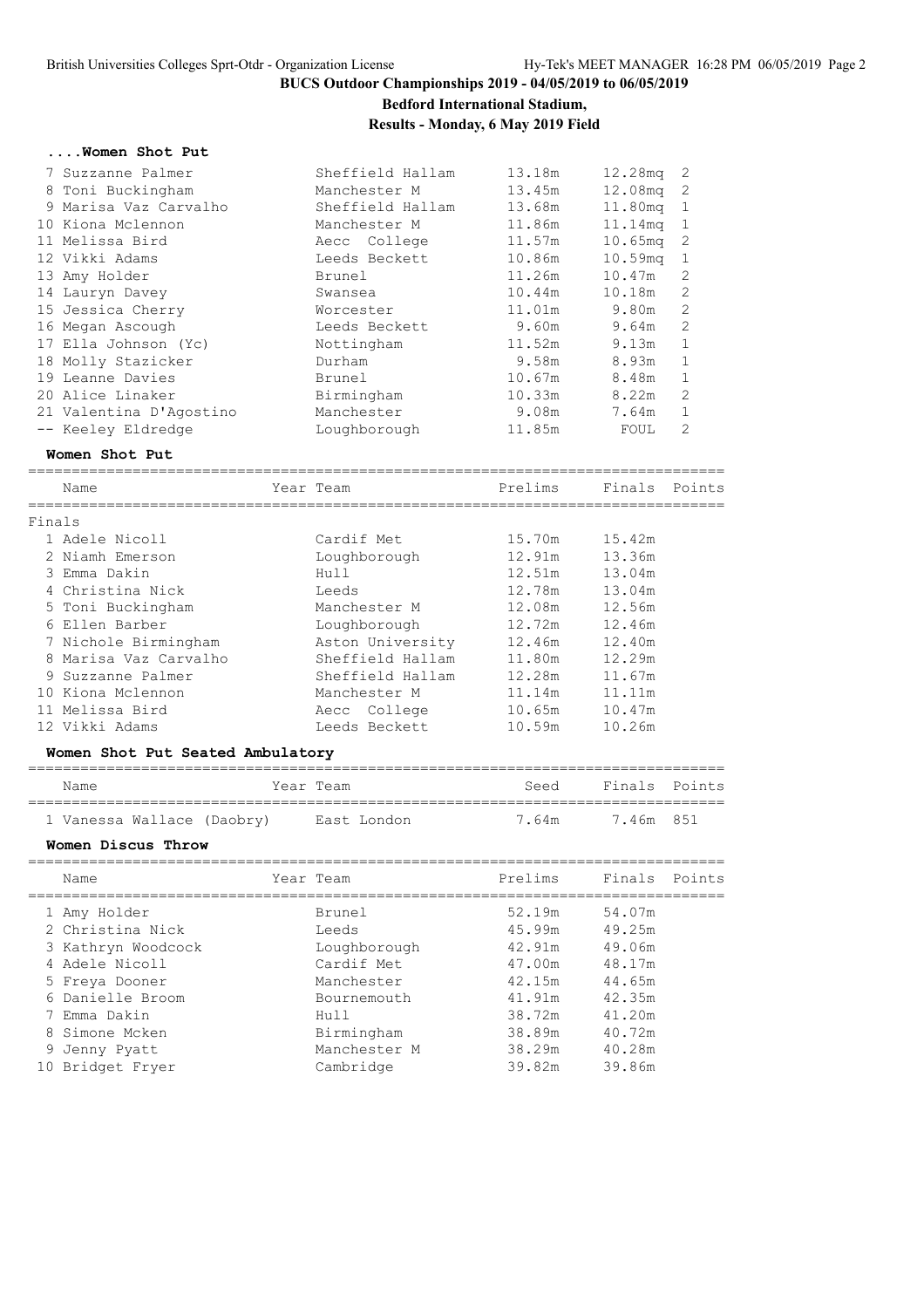# BUCS Outdoor Championships 2019 - 04/05/2019 to 06/05/2019

## Bedford International Stadium,

## Results - Monday, 6 May 2019 Field

### ....Women Shot Put

| Name | Team | Seed | Prelims | Flight |
|---|---|---|---|---|
| 7 Suzzanne Palmer | Sheffield Hallam | 13.18m | 12.28mq | 2 |
| 8 Toni Buckingham | Manchester M | 13.45m | 12.08mq | 2 |
| 9 Marisa Vaz Carvalho | Sheffield Hallam | 13.68m | 11.80mq | 1 |
| 10 Kiona Mclennon | Manchester M | 11.86m | 11.14mq | 1 |
| 11 Melissa Bird | Aecc College | 11.57m | 10.65mq | 2 |
| 12 Vikki Adams | Leeds Beckett | 10.86m | 10.59mq | 1 |
| 13 Amy Holder | Brunel | 11.26m | 10.47m | 2 |
| 14 Lauryn Davey | Swansea | 10.44m | 10.18m | 2 |
| 15 Jessica Cherry | Worcester | 11.01m | 9.80m | 2 |
| 16 Megan Ascough | Leeds Beckett | 9.60m | 9.64m | 2 |
| 17 Ella Johnson (Yc) | Nottingham | 11.52m | 9.13m | 1 |
| 18 Molly Stazicker | Durham | 9.58m | 8.93m | 1 |
| 19 Leanne Davies | Brunel | 10.67m | 8.48m | 1 |
| 20 Alice Linaker | Birmingham | 10.33m | 8.22m | 2 |
| 21 Valentina D'Agostino | Manchester | 9.08m | 7.64m | 1 |
| -- Keeley Eldredge | Loughborough | 11.85m | FOUL | 2 |

### Women Shot Put

| Name | Year | Team | Prelims | Finals | Points |
|---|---|---|---|---|---|
| **Finals** | | | | | |
| 1 Adele Nicoll | | Cardif Met | 15.70m | 15.42m | |
| 2 Niamh Emerson | | Loughborough | 12.91m | 13.36m | |
| 3 Emma Dakin | | Hull | 12.51m | 13.04m | |
| 4 Christina Nick | | Leeds | 12.78m | 13.04m | |
| 5 Toni Buckingham | | Manchester M | 12.08m | 12.56m | |
| 6 Ellen Barber | | Loughborough | 12.72m | 12.46m | |
| 7 Nichole Birmingham | | Aston University | 12.46m | 12.40m | |
| 8 Marisa Vaz Carvalho | | Sheffield Hallam | 11.80m | 12.29m | |
| 9 Suzzanne Palmer | | Sheffield Hallam | 12.28m | 11.67m | |
| 10 Kiona Mclennon | | Manchester M | 11.14m | 11.11m | |
| 11 Melissa Bird | | Aecc College | 10.65m | 10.47m | |
| 12 Vikki Adams | | Leeds Beckett | 10.59m | 10.26m | |

### Women Shot Put Seated Ambulatory

| Name | Year | Team | Seed | Finals | Points |
|---|---|---|---|---|---|
| 1 Vanessa Wallace (Daobry) | | East London | 7.64m | 7.46m | 851 |

### Women Discus Throw

| Name | Year | Team | Prelims | Finals | Points |
|---|---|---|---|---|---|
| 1 Amy Holder | | Brunel | 52.19m | 54.07m | |
| 2 Christina Nick | | Leeds | 45.99m | 49.25m | |
| 3 Kathryn Woodcock | | Loughborough | 42.91m | 49.06m | |
| 4 Adele Nicoll | | Cardif Met | 47.00m | 48.17m | |
| 5 Freya Dooner | | Manchester | 42.15m | 44.65m | |
| 6 Danielle Broom | | Bournemouth | 41.91m | 42.35m | |
| 7 Emma Dakin | | Hull | 38.72m | 41.20m | |
| 8 Simone Mcken | | Birmingham | 38.89m | 40.72m | |
| 9 Jenny Pyatt | | Manchester M | 38.29m | 40.28m | |
| 10 Bridget Fryer | | Cambridge | 39.82m | 39.86m | |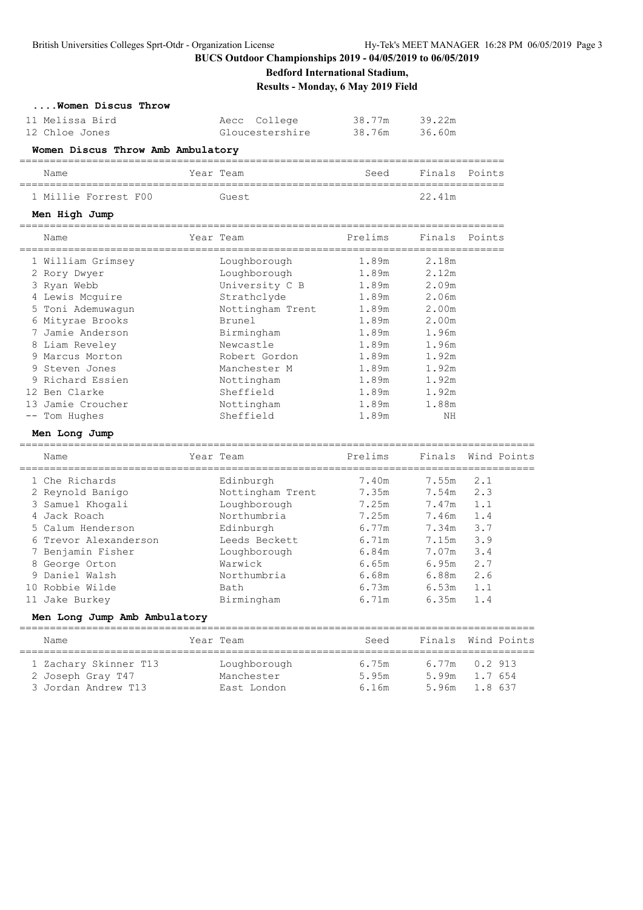# BUCS Outdoor Championships 2019 - 04/05/2019 to 06/05/2019

**Bedford International Stadium,**

**Results - Monday, 6 May 2019 Field**

### ....Women Discus Throw

| Name | Year Team | Seed | Finals | Points |
|---|---|---|---|---|
| 11 Melissa Bird | Aecc College | 38.77m | 39.22m | |
| 12 Chloe Jones | Gloucestershire | 38.76m | 36.60m | |

### Women Discus Throw Amb Ambulatory

| Name | Year Team | Seed | Finals | Points |
|---|---|---|---|---|
| 1 Millie Forrest F00 | Guest | | 22.41m | |

### Men High Jump

| Name | Year Team | Prelims | Finals | Points |
|---|---|---|---|---|
| 1 William Grimsey | Loughborough | 1.89m | 2.18m | |
| 2 Rory Dwyer | Loughborough | 1.89m | 2.12m | |
| 3 Ryan Webb | University C B | 1.89m | 2.09m | |
| 4 Lewis Mcguire | Strathclyde | 1.89m | 2.06m | |
| 5 Toni Ademuwagun | Nottingham Trent | 1.89m | 2.00m | |
| 6 Mityrae Brooks | Brunel | 1.89m | 2.00m | |
| 7 Jamie Anderson | Birmingham | 1.89m | 1.96m | |
| 8 Liam Reveley | Newcastle | 1.89m | 1.96m | |
| 9 Marcus Morton | Robert Gordon | 1.89m | 1.92m | |
| 9 Steven Jones | Manchester M | 1.89m | 1.92m | |
| 9 Richard Essien | Nottingham | 1.89m | 1.92m | |
| 12 Ben Clarke | Sheffield | 1.89m | 1.92m | |
| 13 Jamie Croucher | Nottingham | 1.89m | 1.88m | |
| -- Tom Hughes | Sheffield | 1.89m | NH | |

### Men Long Jump

| Name | Year Team | Prelims | Finals | Wind | Points |
|---|---|---|---|---|---|
| 1 Che Richards | Edinburgh | 7.40m | 7.55m | 2.1 | |
| 2 Reynold Banigo | Nottingham Trent | 7.35m | 7.54m | 2.3 | |
| 3 Samuel Khogali | Loughborough | 7.25m | 7.47m | 1.1 | |
| 4 Jack Roach | Northumbria | 7.25m | 7.46m | 1.4 | |
| 5 Calum Henderson | Edinburgh | 6.77m | 7.34m | 3.7 | |
| 6 Trevor Alexanderson | Leeds Beckett | 6.71m | 7.15m | 3.9 | |
| 7 Benjamin Fisher | Loughborough | 6.84m | 7.07m | 3.4 | |
| 8 George Orton | Warwick | 6.65m | 6.95m | 2.7 | |
| 9 Daniel Walsh | Northumbria | 6.68m | 6.88m | 2.6 | |
| 10 Robbie Wilde | Bath | 6.73m | 6.53m | 1.1 | |
| 11 Jake Burkey | Birmingham | 6.71m | 6.35m | 1.4 | |

### Men Long Jump Amb Ambulatory

| Name | Year Team | Seed | Finals | Wind | Points |
|---|---|---|---|---|---|
| 1 Zachary Skinner T13 | Loughborough | 6.75m | 6.77m | 0.2 | 913 |
| 2 Joseph Gray T47 | Manchester | 5.95m | 5.99m | 1.7 | 654 |
| 3 Jordan Andrew T13 | East London | 6.16m | 5.96m | 1.8 | 637 |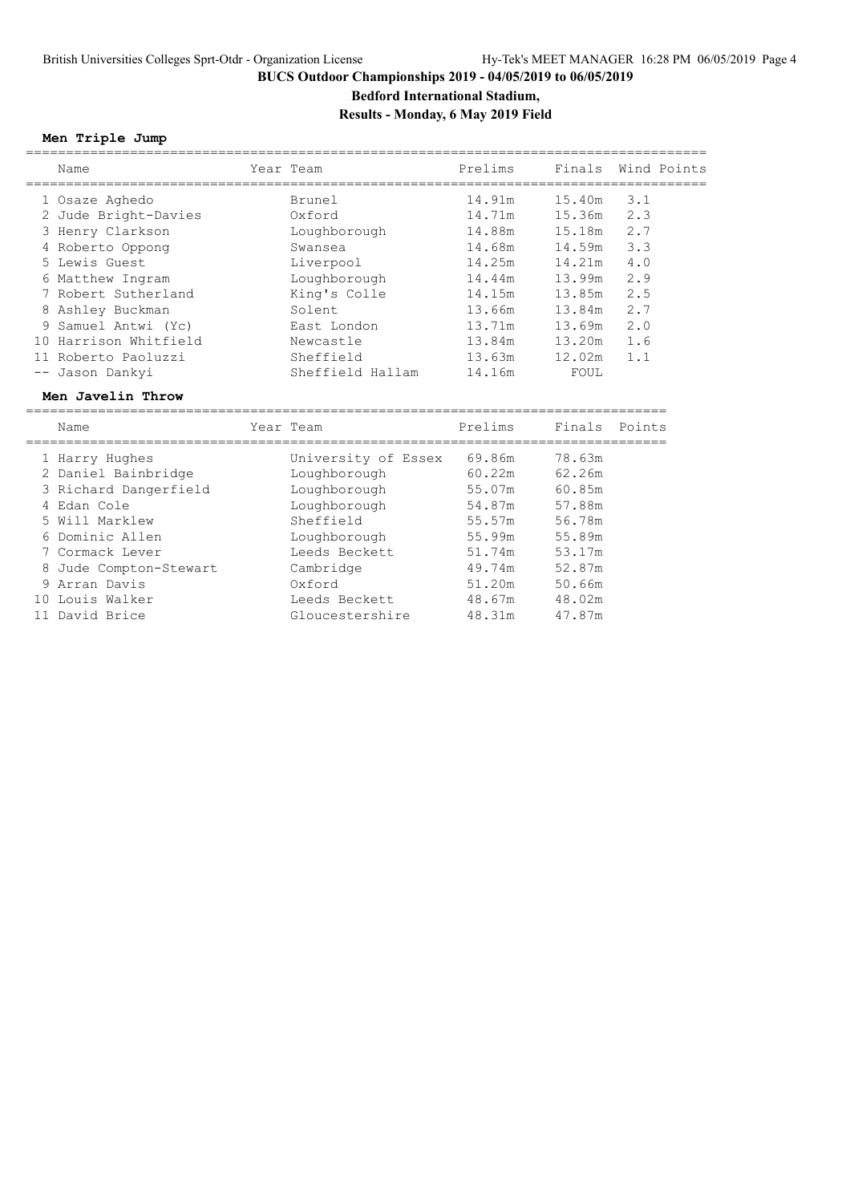# BUCS Outdoor Championships 2019 - 04/05/2019 to 06/05/2019

## Bedford International Stadium,

## Results - Monday, 6 May 2019 Field

### Men Triple Jump

| | Name | Year | Team | Prelims | Finals | Wind | Points |
|---|---|---|---|---|---|---|---|
| 1 | Osaze Aghedo | | Brunel | 14.91m | 15.40m | 3.1 | |
| 2 | Jude Bright-Davies | | Oxford | 14.71m | 15.36m | 2.3 | |
| 3 | Henry Clarkson | | Loughborough | 14.88m | 15.18m | 2.7 | |
| 4 | Roberto Oppong | | Swansea | 14.68m | 14.59m | 3.3 | |
| 5 | Lewis Guest | | Liverpool | 14.25m | 14.21m | 4.0 | |
| 6 | Matthew Ingram | | Loughborough | 14.44m | 13.99m | 2.9 | |
| 7 | Robert Sutherland | | King's Colle | 14.15m | 13.85m | 2.5 | |
| 8 | Ashley Buckman | | Solent | 13.66m | 13.84m | 2.7 | |
| 9 | Samuel Antwi (Yc) | | East London | 13.71m | 13.69m | 2.0 | |
| 10 | Harrison Whitfield | | Newcastle | 13.84m | 13.20m | 1.6 | |
| 11 | Roberto Paoluzzi | | Sheffield | 13.63m | 12.02m | 1.1 | |
| -- | Jason Dankyi | | Sheffield Hallam | 14.16m | FOUL | | |

### Men Javelin Throw

| | Name | Year | Team | Prelims | Finals | Points |
|---|---|---|---|---|---|---|
| 1 | Harry Hughes | | University of Essex | 69.86m | 78.63m | |
| 2 | Daniel Bainbridge | | Loughborough | 60.22m | 62.26m | |
| 3 | Richard Dangerfield | | Loughborough | 55.07m | 60.85m | |
| 4 | Edan Cole | | Loughborough | 54.87m | 57.88m | |
| 5 | Will Marklew | | Sheffield | 55.57m | 56.78m | |
| 6 | Dominic Allen | | Loughborough | 55.99m | 55.89m | |
| 7 | Cormack Lever | | Leeds Beckett | 51.74m | 53.17m | |
| 8 | Jude Compton-Stewart | | Cambridge | 49.74m | 52.87m | |
| 9 | Arran Davis | | Oxford | 51.20m | 50.66m | |
| 10 | Louis Walker | | Leeds Beckett | 48.67m | 48.02m | |
| 11 | David Brice | | Gloucestershire | 48.31m | 47.87m | |